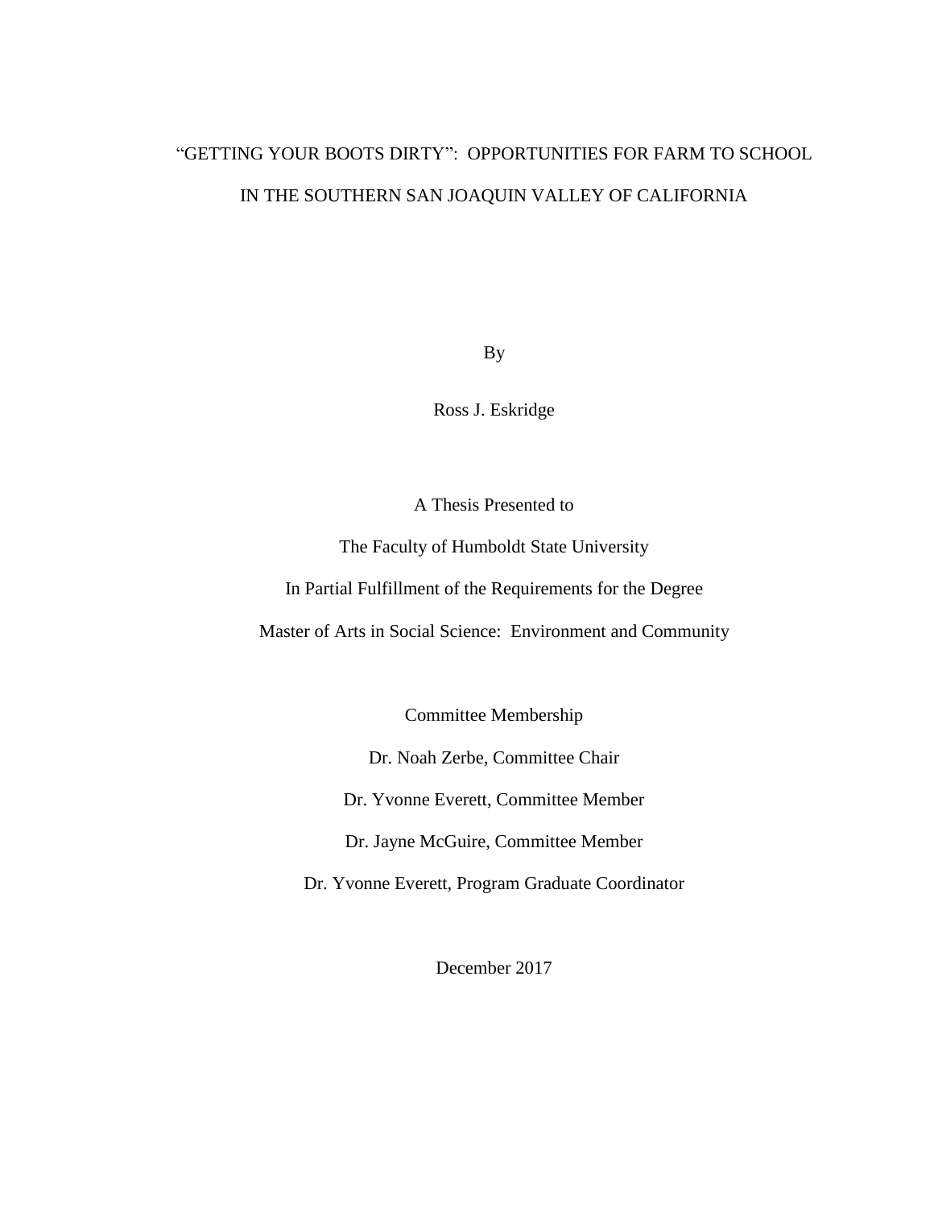# "GETTING YOUR BOOTS DIRTY": OPPORTUNITIES FOR FARM TO SCHOOL IN THE SOUTHERN SAN JOAQUIN VALLEY OF CALIFORNIA

By

Ross J. Eskridge

A Thesis Presented to

The Faculty of Humboldt State University

In Partial Fulfillment of the Requirements for the Degree

Master of Arts in Social Science: Environment and Community

Committee Membership

Dr. Noah Zerbe, Committee Chair

Dr. Yvonne Everett, Committee Member

Dr. Jayne McGuire, Committee Member

Dr. Yvonne Everett, Program Graduate Coordinator

December 2017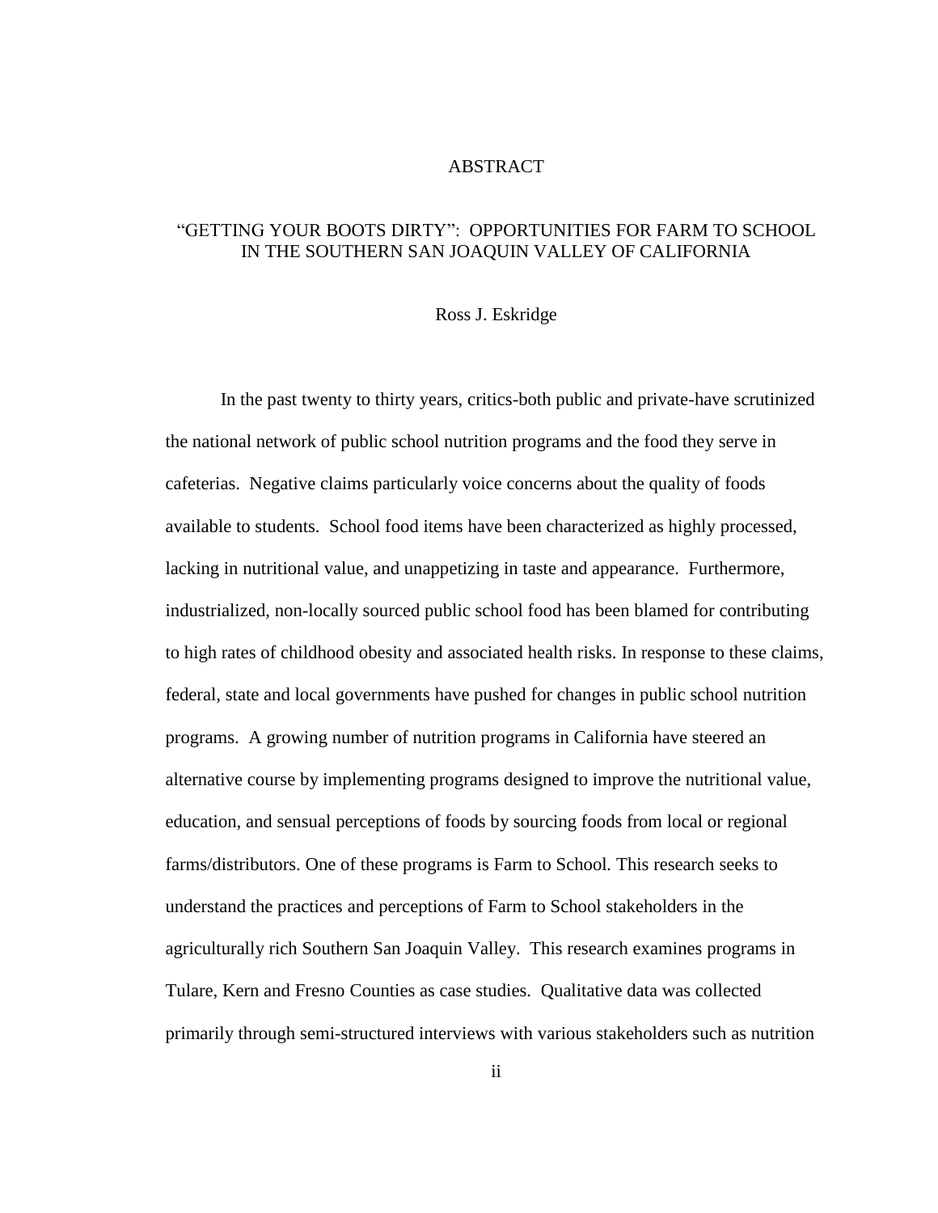# ABSTRACT

## "GETTING YOUR BOOTS DIRTY": OPPORTUNITIES FOR FARM TO SCHOOL IN THE SOUTHERN SAN JOAQUIN VALLEY OF CALIFORNIA

Ross J. Eskridge

In the past twenty to thirty years, critics-both public and private-have scrutinized the national network of public school nutrition programs and the food they serve in cafeterias. Negative claims particularly voice concerns about the quality of foods available to students. School food items have been characterized as highly processed, lacking in nutritional value, and unappetizing in taste and appearance. Furthermore, industrialized, non-locally sourced public school food has been blamed for contributing to high rates of childhood obesity and associated health risks. In response to these claims, federal, state and local governments have pushed for changes in public school nutrition programs. A growing number of nutrition programs in California have steered an alternative course by implementing programs designed to improve the nutritional value, education, and sensual perceptions of foods by sourcing foods from local or regional farms/distributors. One of these programs is Farm to School. This research seeks to understand the practices and perceptions of Farm to School stakeholders in the agriculturally rich Southern San Joaquin Valley. This research examines programs in Tulare, Kern and Fresno Counties as case studies. Qualitative data was collected primarily through semi-structured interviews with various stakeholders such as nutrition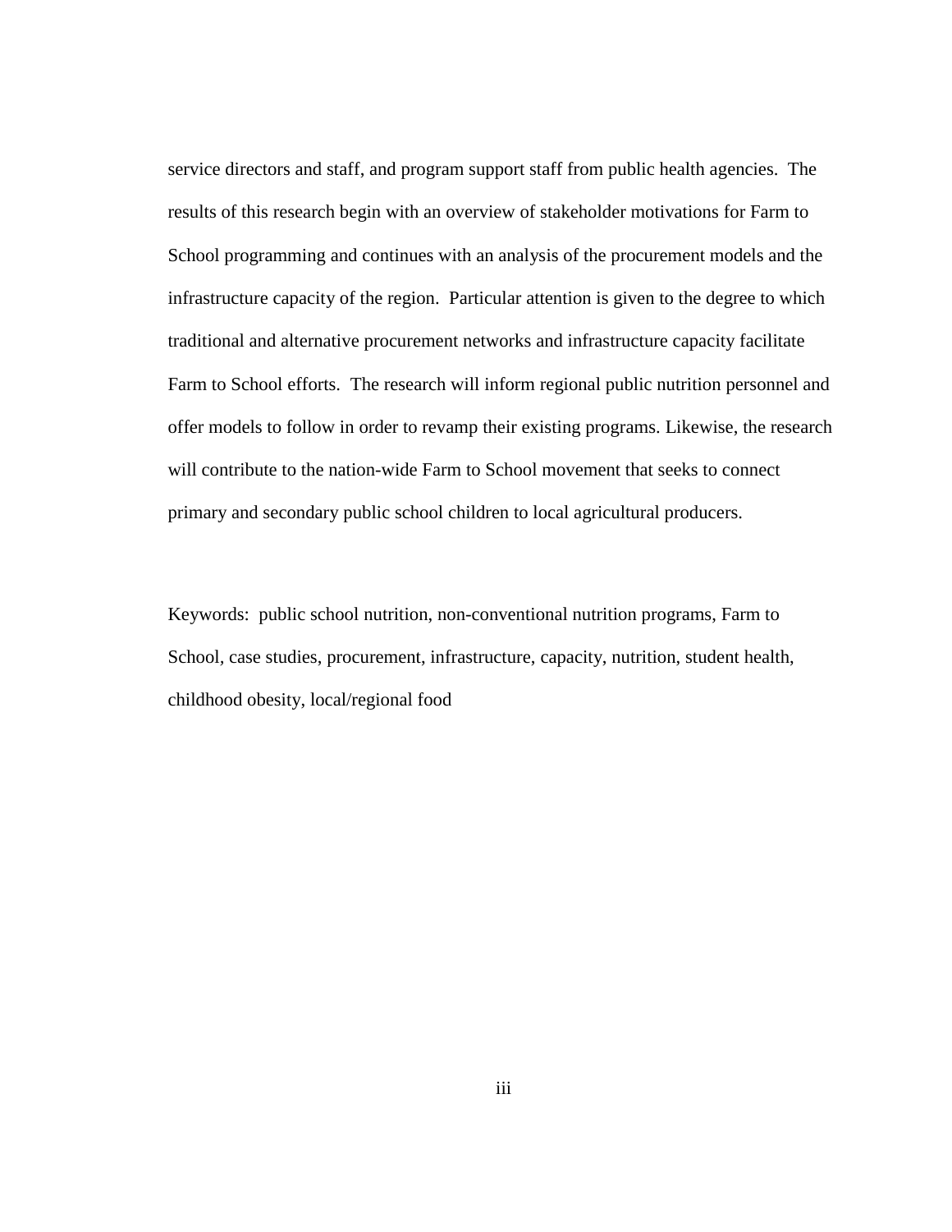service directors and staff, and program support staff from public health agencies. The results of this research begin with an overview of stakeholder motivations for Farm to School programming and continues with an analysis of the procurement models and the infrastructure capacity of the region. Particular attention is given to the degree to which traditional and alternative procurement networks and infrastructure capacity facilitate Farm to School efforts. The research will inform regional public nutrition personnel and offer models to follow in order to revamp their existing programs. Likewise, the research will contribute to the nation-wide Farm to School movement that seeks to connect primary and secondary public school children to local agricultural producers.

Keywords: public school nutrition, non-conventional nutrition programs, Farm to School, case studies, procurement, infrastructure, capacity, nutrition, student health, childhood obesity, local/regional food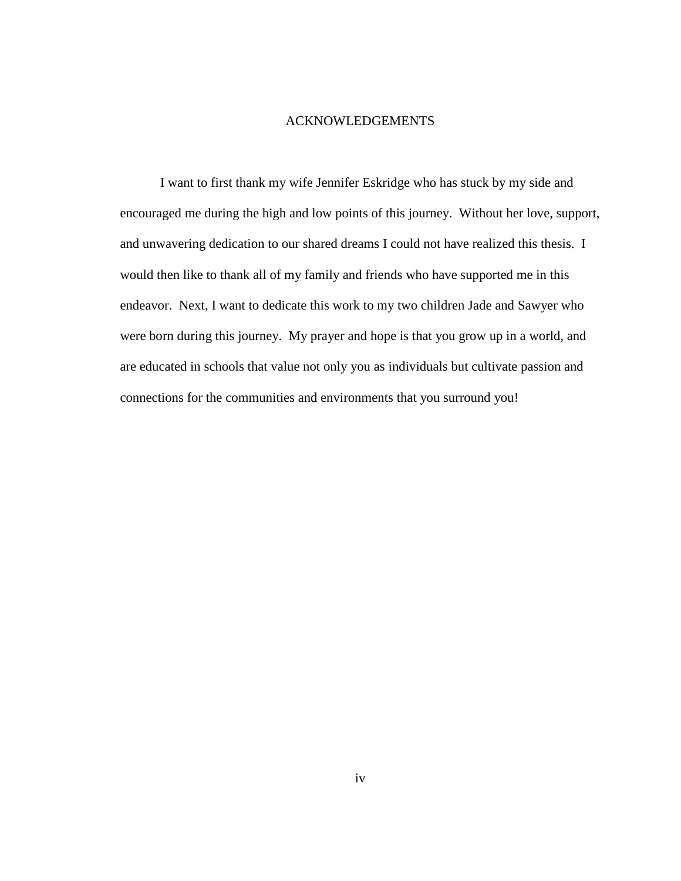# ACKNOWLEDGEMENTS

I want to first thank my wife Jennifer Eskridge who has stuck by my side and encouraged me during the high and low points of this journey. Without her love, support, and unwavering dedication to our shared dreams I could not have realized this thesis. I would then like to thank all of my family and friends who have supported me in this endeavor. Next, I want to dedicate this work to my two children Jade and Sawyer who were born during this journey. My prayer and hope is that you grow up in a world, and are educated in schools that value not only you as individuals but cultivate passion and connections for the communities and environments that you surround you!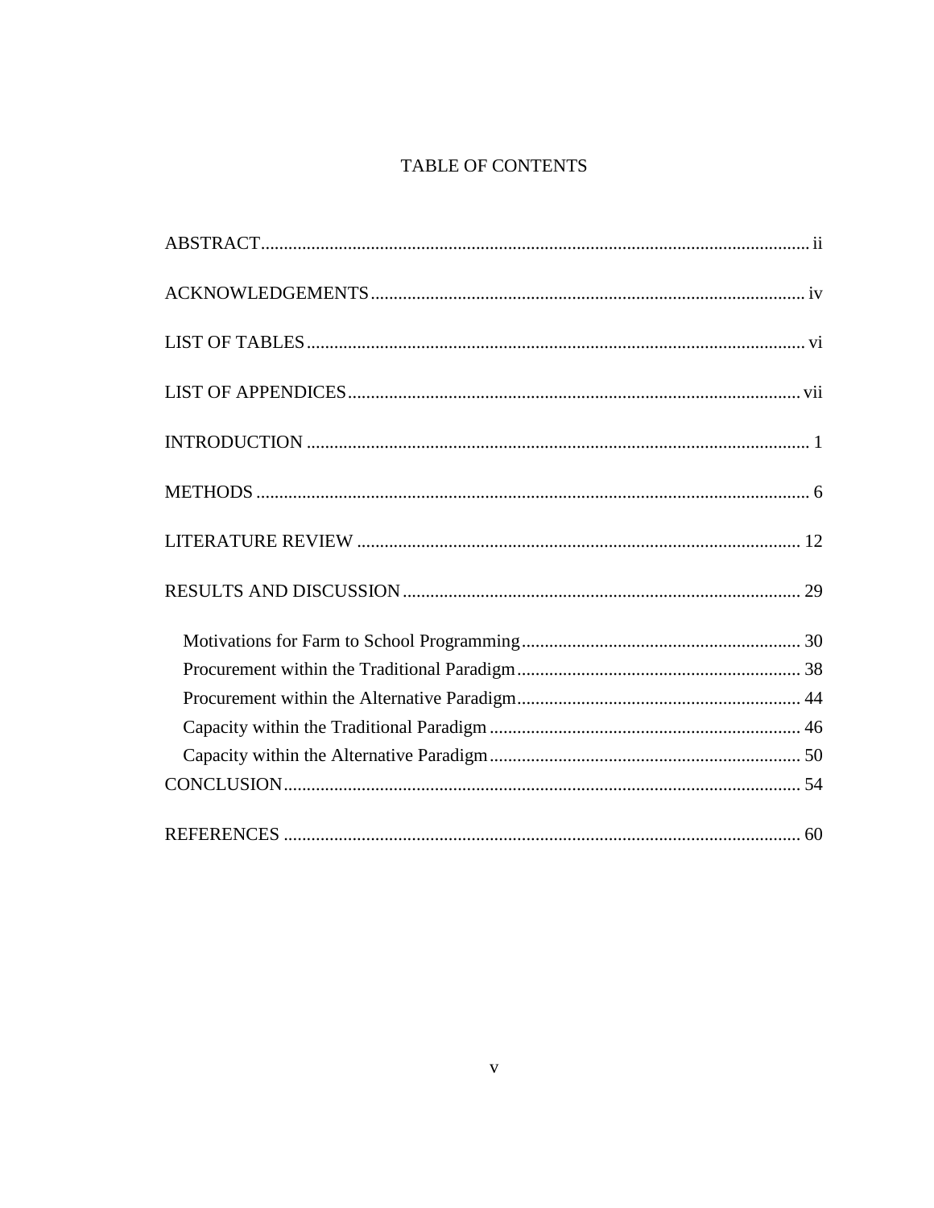# TABLE OF CONTENTS

ABSTRACT ........ ii

ACKNOWLEDGEMENTS ........ iv

LIST OF TABLES ........ vi

LIST OF APPENDICES ........ vii

INTRODUCTION ........ 1

METHODS ........ 6

LITERATURE REVIEW ........ 12

RESULTS AND DISCUSSION ........ 29

- Motivations for Farm to School Programming ........ 30
- Procurement within the Traditional Paradigm ........ 38
- Procurement within the Alternative Paradigm ........ 44
- Capacity within the Traditional Paradigm ........ 46
- Capacity within the Alternative Paradigm ........ 50

CONCLUSION ........ 54

REFERENCES ........ 60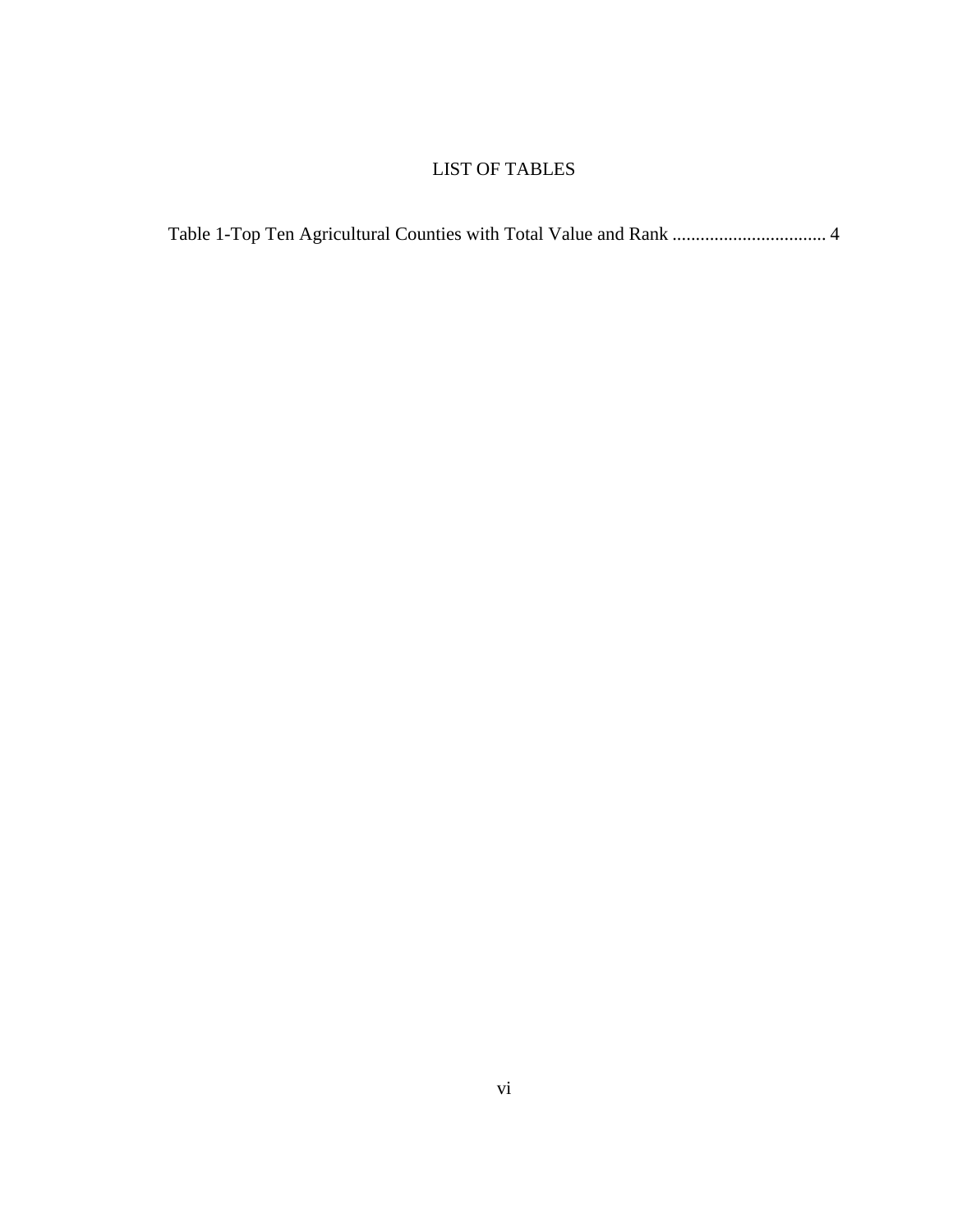# LIST OF TABLES

Table 1-Top Ten Agricultural Counties with Total Value and Rank ................................ 4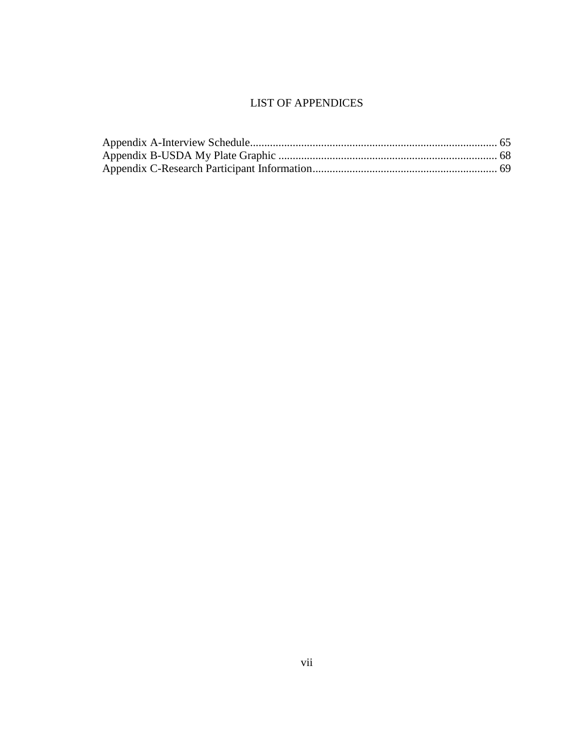# LIST OF APPENDICES

Appendix A-Interview Schedule....................................................................................... 65
Appendix B-USDA My Plate Graphic ............................................................................ 68
Appendix C-Research Participant Information................................................................ 69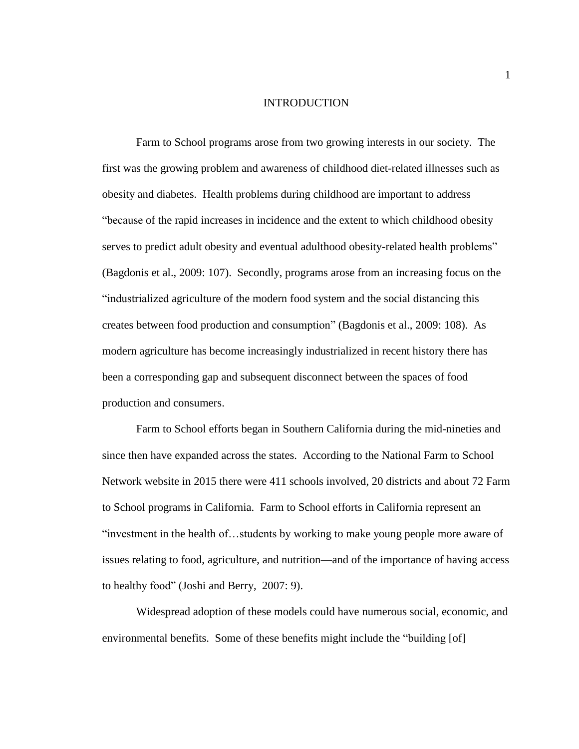# INTRODUCTION

Farm to School programs arose from two growing interests in our society. The first was the growing problem and awareness of childhood diet-related illnesses such as obesity and diabetes. Health problems during childhood are important to address "because of the rapid increases in incidence and the extent to which childhood obesity serves to predict adult obesity and eventual adulthood obesity-related health problems" (Bagdonis et al., 2009: 107). Secondly, programs arose from an increasing focus on the "industrialized agriculture of the modern food system and the social distancing this creates between food production and consumption" (Bagdonis et al., 2009: 108). As modern agriculture has become increasingly industrialized in recent history there has been a corresponding gap and subsequent disconnect between the spaces of food production and consumers.

Farm to School efforts began in Southern California during the mid-nineties and since then have expanded across the states. According to the National Farm to School Network website in 2015 there were 411 schools involved, 20 districts and about 72 Farm to School programs in California. Farm to School efforts in California represent an "investment in the health of…students by working to make young people more aware of issues relating to food, agriculture, and nutrition—and of the importance of having access to healthy food" (Joshi and Berry, 2007: 9).

Widespread adoption of these models could have numerous social, economic, and environmental benefits. Some of these benefits might include the "building [of]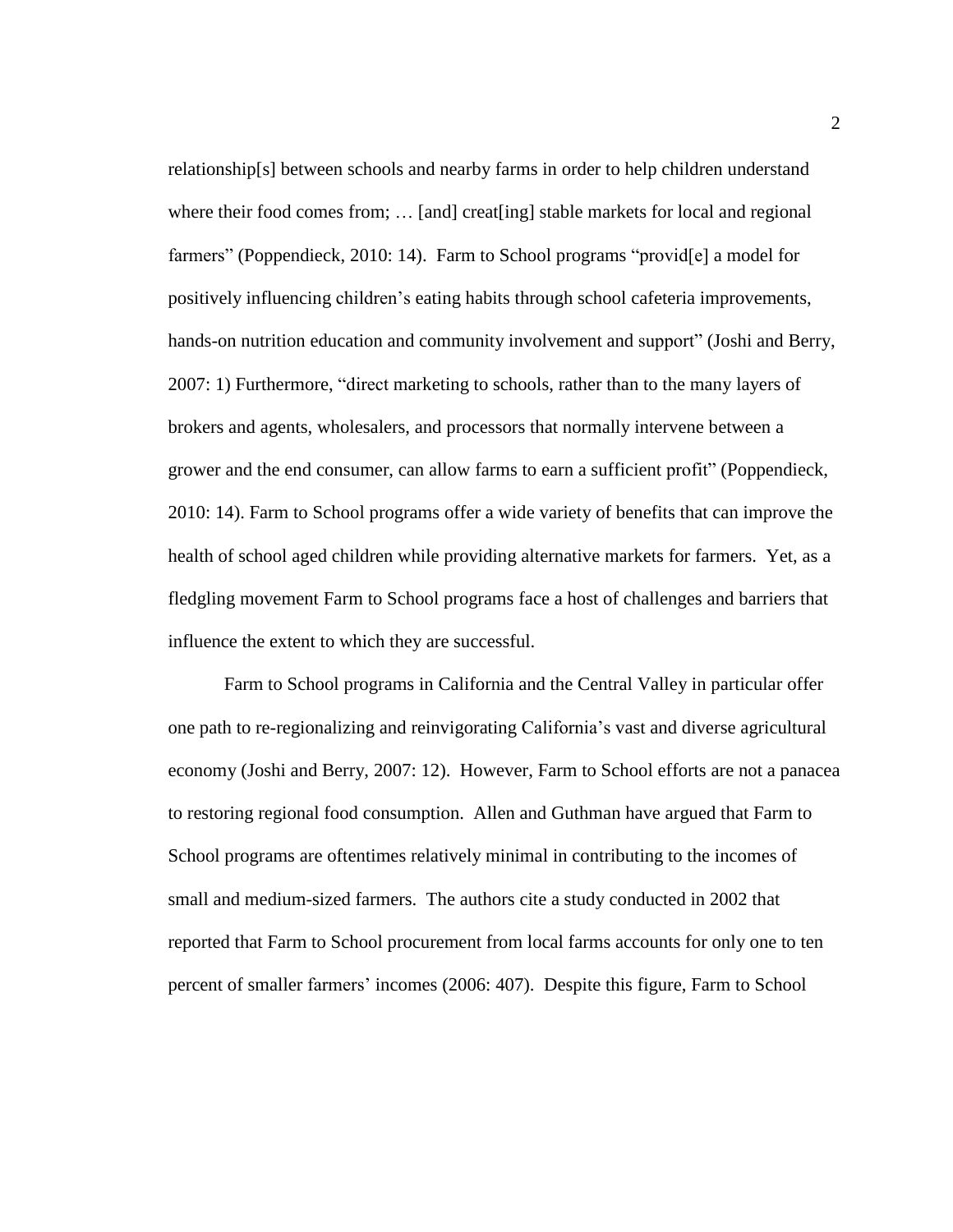relationship[s] between schools and nearby farms in order to help children understand where their food comes from; … [and] creat[ing] stable markets for local and regional farmers" (Poppendieck, 2010: 14). Farm to School programs "provid[e] a model for positively influencing children's eating habits through school cafeteria improvements, hands-on nutrition education and community involvement and support" (Joshi and Berry, 2007: 1) Furthermore, "direct marketing to schools, rather than to the many layers of brokers and agents, wholesalers, and processors that normally intervene between a grower and the end consumer, can allow farms to earn a sufficient profit" (Poppendieck, 2010: 14). Farm to School programs offer a wide variety of benefits that can improve the health of school aged children while providing alternative markets for farmers. Yet, as a fledgling movement Farm to School programs face a host of challenges and barriers that influence the extent to which they are successful.

Farm to School programs in California and the Central Valley in particular offer one path to re-regionalizing and reinvigorating California's vast and diverse agricultural economy (Joshi and Berry, 2007: 12). However, Farm to School efforts are not a panacea to restoring regional food consumption. Allen and Guthman have argued that Farm to School programs are oftentimes relatively minimal in contributing to the incomes of small and medium-sized farmers. The authors cite a study conducted in 2002 that reported that Farm to School procurement from local farms accounts for only one to ten percent of smaller farmers' incomes (2006: 407). Despite this figure, Farm to School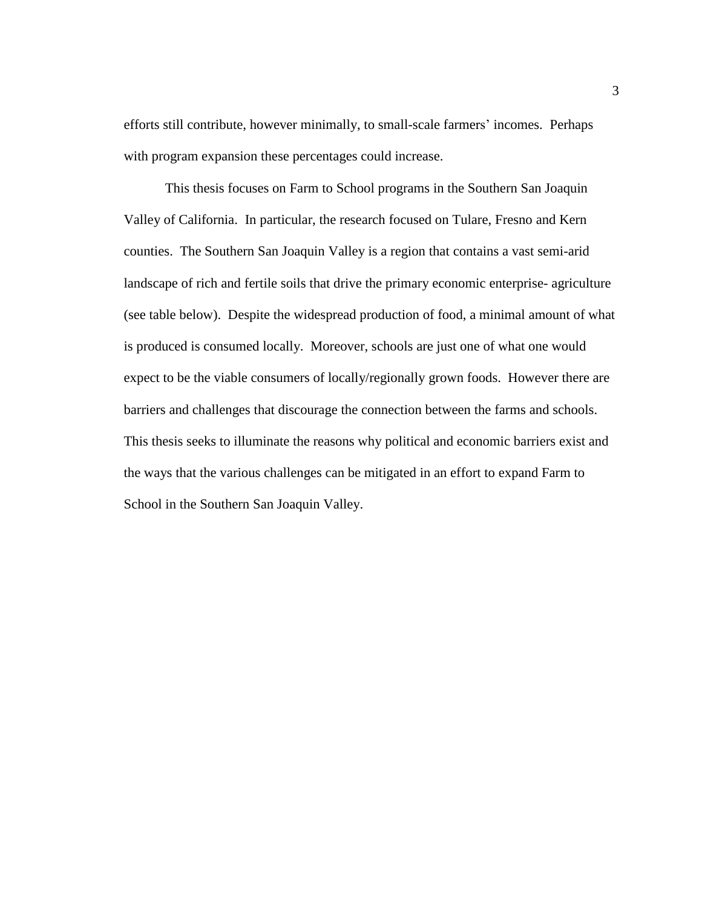efforts still contribute, however minimally, to small-scale farmers' incomes. Perhaps with program expansion these percentages could increase.

This thesis focuses on Farm to School programs in the Southern San Joaquin Valley of California. In particular, the research focused on Tulare, Fresno and Kern counties. The Southern San Joaquin Valley is a region that contains a vast semi-arid landscape of rich and fertile soils that drive the primary economic enterprise- agriculture (see table below). Despite the widespread production of food, a minimal amount of what is produced is consumed locally. Moreover, schools are just one of what one would expect to be the viable consumers of locally/regionally grown foods. However there are barriers and challenges that discourage the connection between the farms and schools. This thesis seeks to illuminate the reasons why political and economic barriers exist and the ways that the various challenges can be mitigated in an effort to expand Farm to School in the Southern San Joaquin Valley.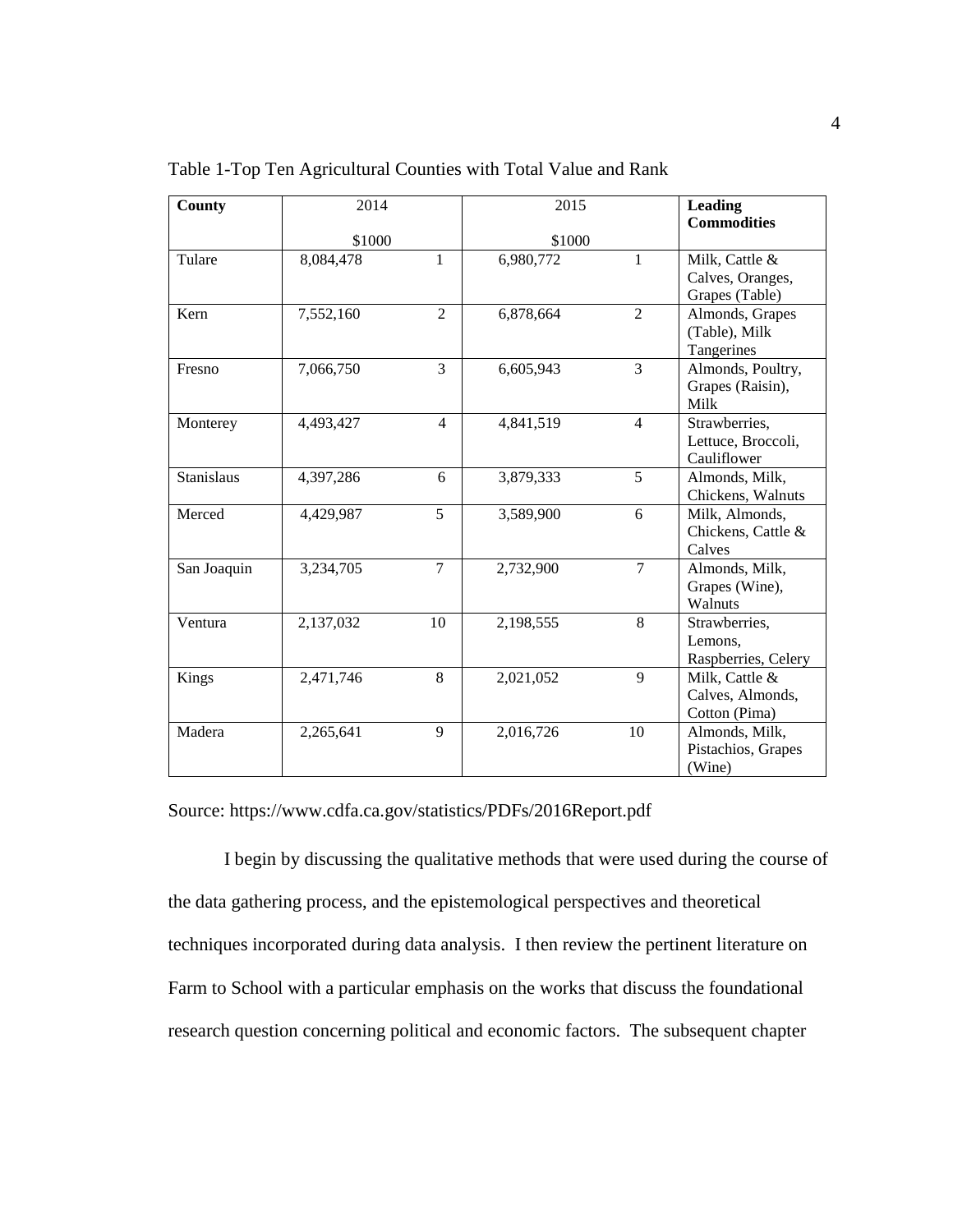Table 1-Top Ten Agricultural Counties with Total Value and Rank

| County | 2014 $1000 | | 2015 $1000 | | Leading Commodities |
|---|---|---|---|---|---|
| Tulare | 8,084,478 | 1 | 6,980,772 | 1 | Milk, Cattle & Calves, Oranges, Grapes (Table) |
| Kern | 7,552,160 | 2 | 6,878,664 | 2 | Almonds, Grapes (Table), Milk Tangerines |
| Fresno | 7,066,750 | 3 | 6,605,943 | 3 | Almonds, Poultry, Grapes (Raisin), Milk |
| Monterey | 4,493,427 | 4 | 4,841,519 | 4 | Strawberries, Lettuce, Broccoli, Cauliflower |
| Stanislaus | 4,397,286 | 6 | 3,879,333 | 5 | Almonds, Milk, Chickens, Walnuts |
| Merced | 4,429,987 | 5 | 3,589,900 | 6 | Milk, Almonds, Chickens, Cattle & Calves |
| San Joaquin | 3,234,705 | 7 | 2,732,900 | 7 | Almonds, Milk, Grapes (Wine), Walnuts |
| Ventura | 2,137,032 | 10 | 2,198,555 | 8 | Strawberries, Lemons, Raspberries, Celery |
| Kings | 2,471,746 | 8 | 2,021,052 | 9 | Milk, Cattle & Calves, Almonds, Cotton (Pima) |
| Madera | 2,265,641 | 9 | 2,016,726 | 10 | Almonds, Milk, Pistachios, Grapes (Wine) |

Source: https://www.cdfa.ca.gov/statistics/PDFs/2016Report.pdf

I begin by discussing the qualitative methods that were used during the course of the data gathering process, and the epistemological perspectives and theoretical techniques incorporated during data analysis. I then review the pertinent literature on Farm to School with a particular emphasis on the works that discuss the foundational research question concerning political and economic factors. The subsequent chapter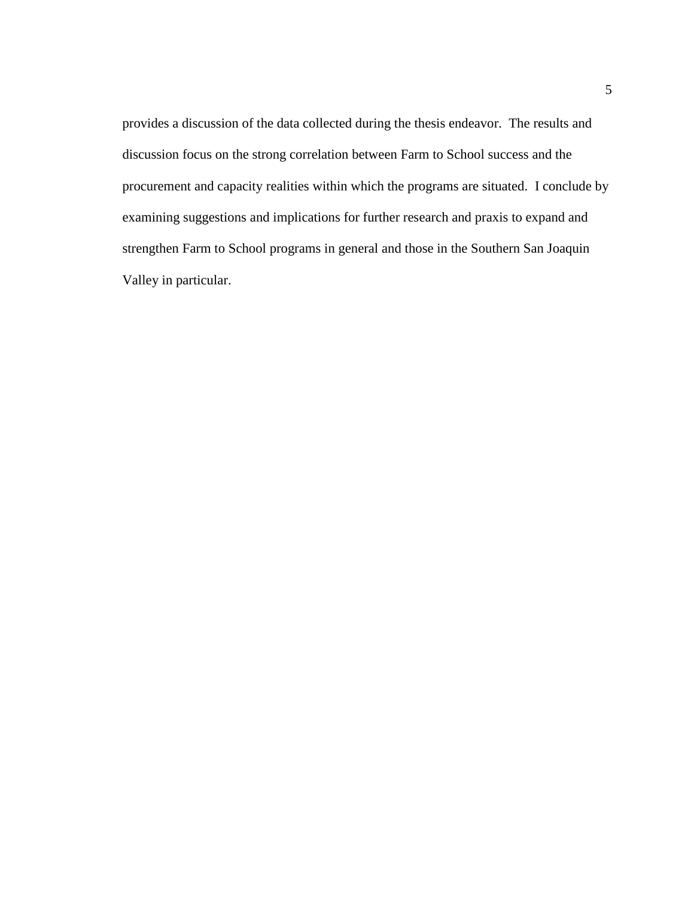provides a discussion of the data collected during the thesis endeavor. The results and discussion focus on the strong correlation between Farm to School success and the procurement and capacity realities within which the programs are situated. I conclude by examining suggestions and implications for further research and praxis to expand and strengthen Farm to School programs in general and those in the Southern San Joaquin Valley in particular.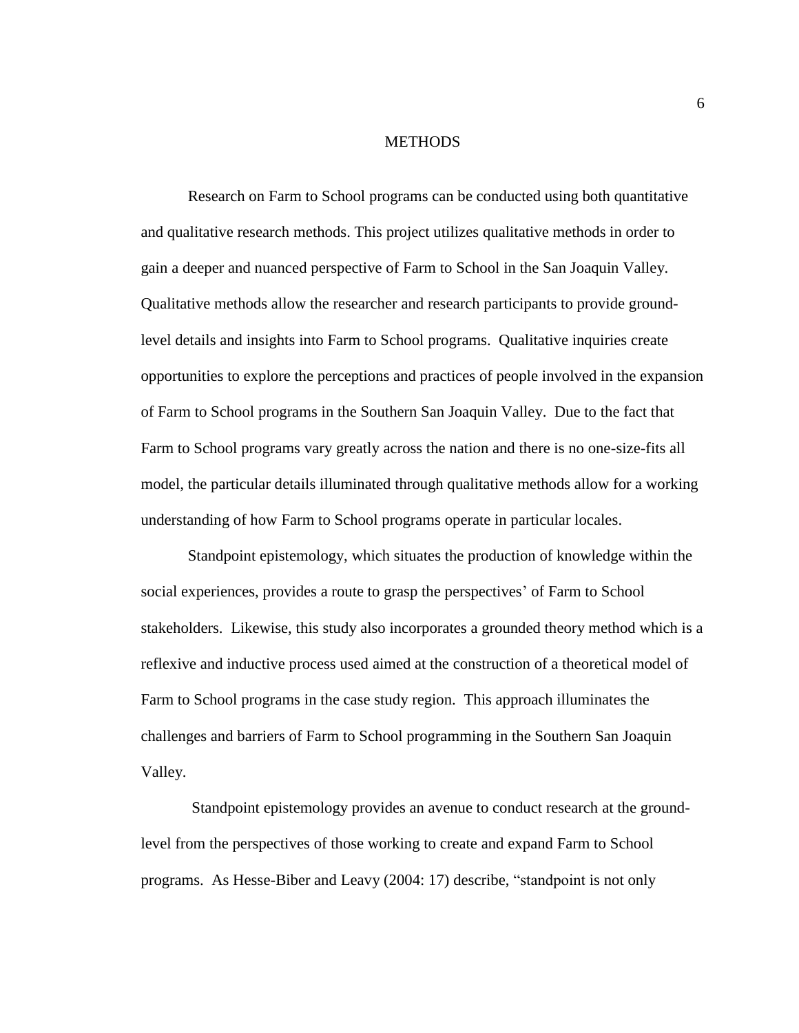# METHODS

Research on Farm to School programs can be conducted using both quantitative and qualitative research methods. This project utilizes qualitative methods in order to gain a deeper and nuanced perspective of Farm to School in the San Joaquin Valley. Qualitative methods allow the researcher and research participants to provide ground-level details and insights into Farm to School programs. Qualitative inquiries create opportunities to explore the perceptions and practices of people involved in the expansion of Farm to School programs in the Southern San Joaquin Valley. Due to the fact that Farm to School programs vary greatly across the nation and there is no one-size-fits all model, the particular details illuminated through qualitative methods allow for a working understanding of how Farm to School programs operate in particular locales.

Standpoint epistemology, which situates the production of knowledge within the social experiences, provides a route to grasp the perspectives' of Farm to School stakeholders. Likewise, this study also incorporates a grounded theory method which is a reflexive and inductive process used aimed at the construction of a theoretical model of Farm to School programs in the case study region. This approach illuminates the challenges and barriers of Farm to School programming in the Southern San Joaquin Valley.

Standpoint epistemology provides an avenue to conduct research at the ground-level from the perspectives of those working to create and expand Farm to School programs. As Hesse-Biber and Leavy (2004: 17) describe, "standpoint is not only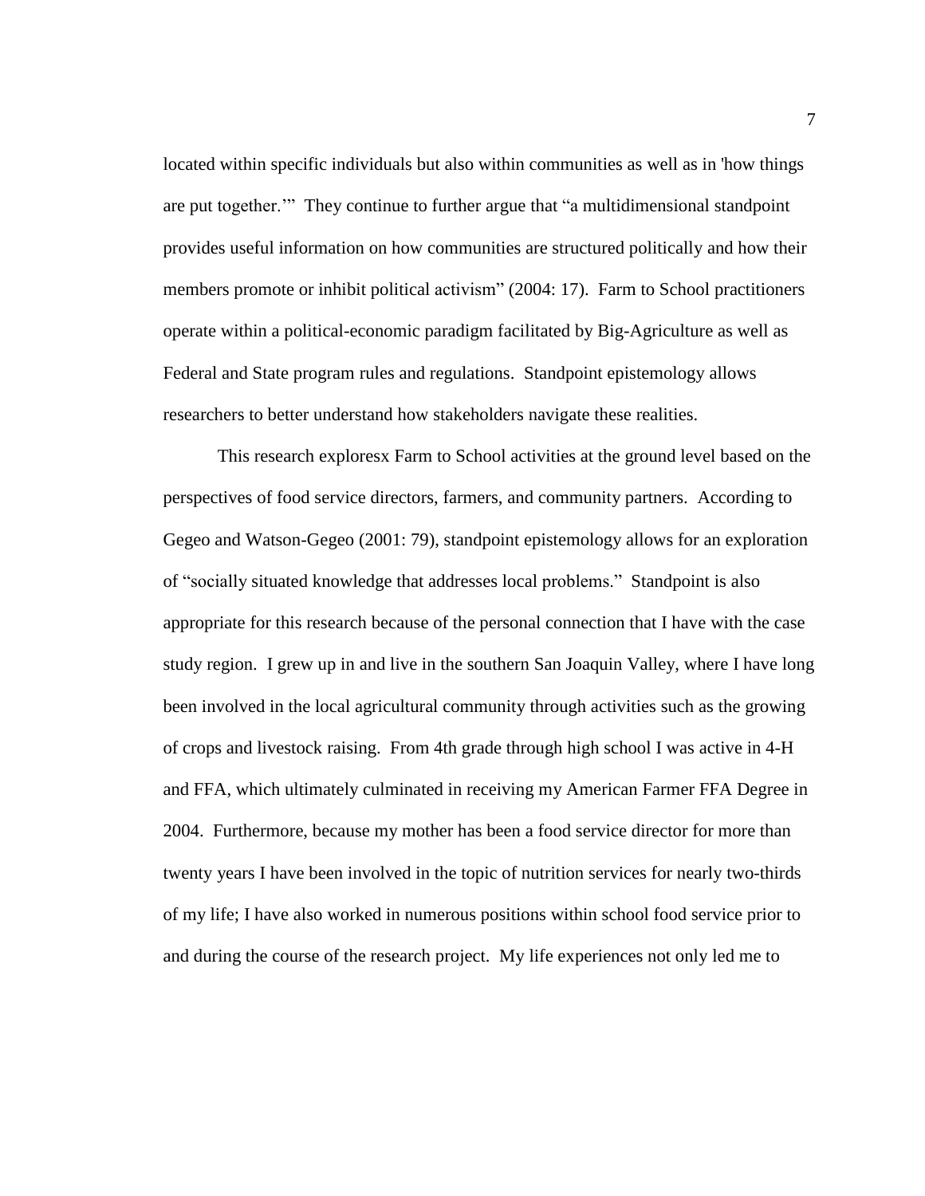located within specific individuals but also within communities as well as in 'how things are put together.'" They continue to further argue that "a multidimensional standpoint provides useful information on how communities are structured politically and how their members promote or inhibit political activism" (2004: 17). Farm to School practitioners operate within a political-economic paradigm facilitated by Big-Agriculture as well as Federal and State program rules and regulations. Standpoint epistemology allows researchers to better understand how stakeholders navigate these realities.

This research exploresx Farm to School activities at the ground level based on the perspectives of food service directors, farmers, and community partners. According to Gegeo and Watson-Gegeo (2001: 79), standpoint epistemology allows for an exploration of "socially situated knowledge that addresses local problems." Standpoint is also appropriate for this research because of the personal connection that I have with the case study region. I grew up in and live in the southern San Joaquin Valley, where I have long been involved in the local agricultural community through activities such as the growing of crops and livestock raising. From 4th grade through high school I was active in 4-H and FFA, which ultimately culminated in receiving my American Farmer FFA Degree in 2004. Furthermore, because my mother has been a food service director for more than twenty years I have been involved in the topic of nutrition services for nearly two-thirds of my life; I have also worked in numerous positions within school food service prior to and during the course of the research project. My life experiences not only led me to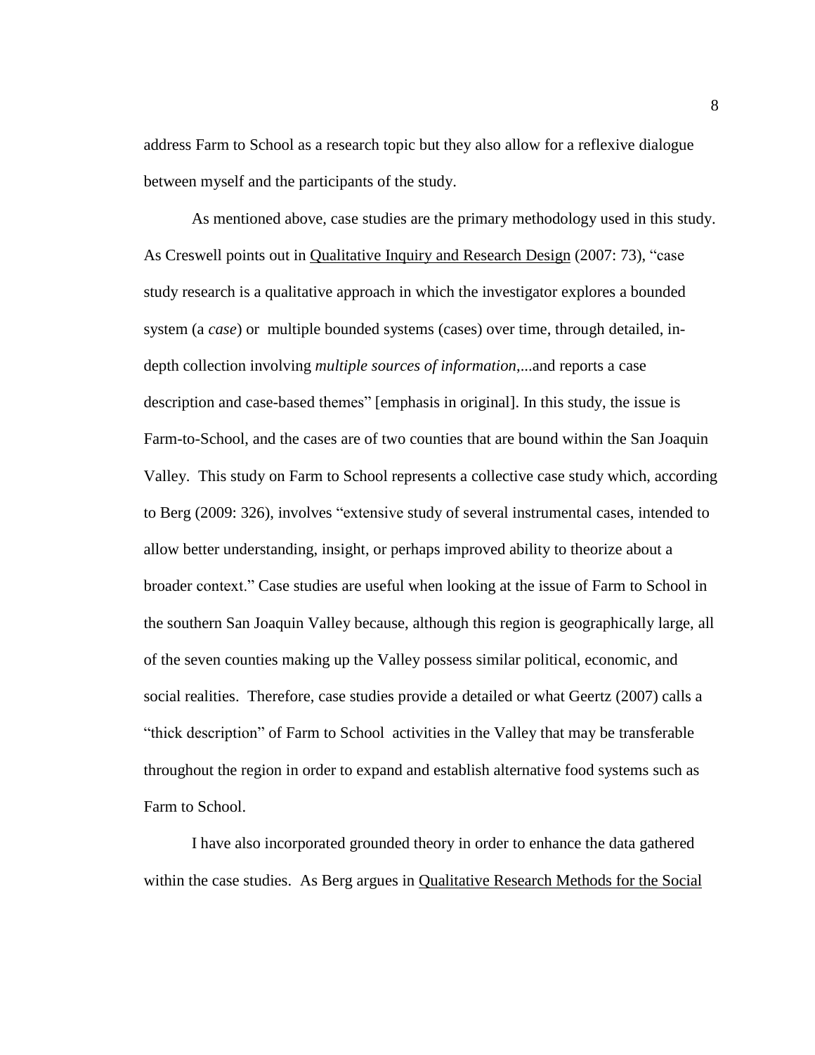address Farm to School as a research topic but they also allow for a reflexive dialogue between myself and the participants of the study.

As mentioned above, case studies are the primary methodology used in this study. As Creswell points out in Qualitative Inquiry and Research Design (2007: 73), "case study research is a qualitative approach in which the investigator explores a bounded system (a *case*) or multiple bounded systems (cases) over time, through detailed, in-depth collection involving *multiple sources of information*,...and reports a case description and case-based themes" [emphasis in original]. In this study, the issue is Farm-to-School, and the cases are of two counties that are bound within the San Joaquin Valley. This study on Farm to School represents a collective case study which, according to Berg (2009: 326), involves "extensive study of several instrumental cases, intended to allow better understanding, insight, or perhaps improved ability to theorize about a broader context." Case studies are useful when looking at the issue of Farm to School in the southern San Joaquin Valley because, although this region is geographically large, all of the seven counties making up the Valley possess similar political, economic, and social realities. Therefore, case studies provide a detailed or what Geertz (2007) calls a "thick description" of Farm to School activities in the Valley that may be transferable throughout the region in order to expand and establish alternative food systems such as Farm to School.

I have also incorporated grounded theory in order to enhance the data gathered within the case studies. As Berg argues in Qualitative Research Methods for the Social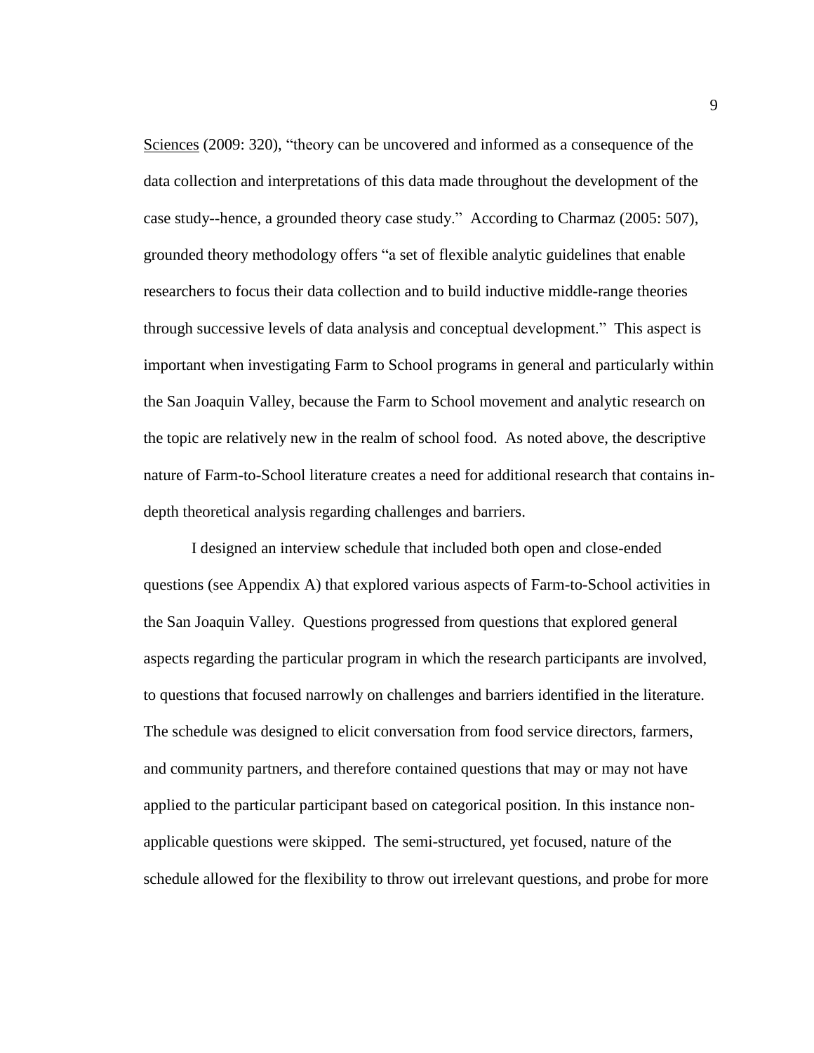Sciences (2009: 320), "theory can be uncovered and informed as a consequence of the data collection and interpretations of this data made throughout the development of the case study--hence, a grounded theory case study." According to Charmaz (2005: 507), grounded theory methodology offers "a set of flexible analytic guidelines that enable researchers to focus their data collection and to build inductive middle-range theories through successive levels of data analysis and conceptual development." This aspect is important when investigating Farm to School programs in general and particularly within the San Joaquin Valley, because the Farm to School movement and analytic research on the topic are relatively new in the realm of school food. As noted above, the descriptive nature of Farm-to-School literature creates a need for additional research that contains in-depth theoretical analysis regarding challenges and barriers.

I designed an interview schedule that included both open and close-ended questions (see Appendix A) that explored various aspects of Farm-to-School activities in the San Joaquin Valley. Questions progressed from questions that explored general aspects regarding the particular program in which the research participants are involved, to questions that focused narrowly on challenges and barriers identified in the literature. The schedule was designed to elicit conversation from food service directors, farmers, and community partners, and therefore contained questions that may or may not have applied to the particular participant based on categorical position. In this instance non-applicable questions were skipped. The semi-structured, yet focused, nature of the schedule allowed for the flexibility to throw out irrelevant questions, and probe for more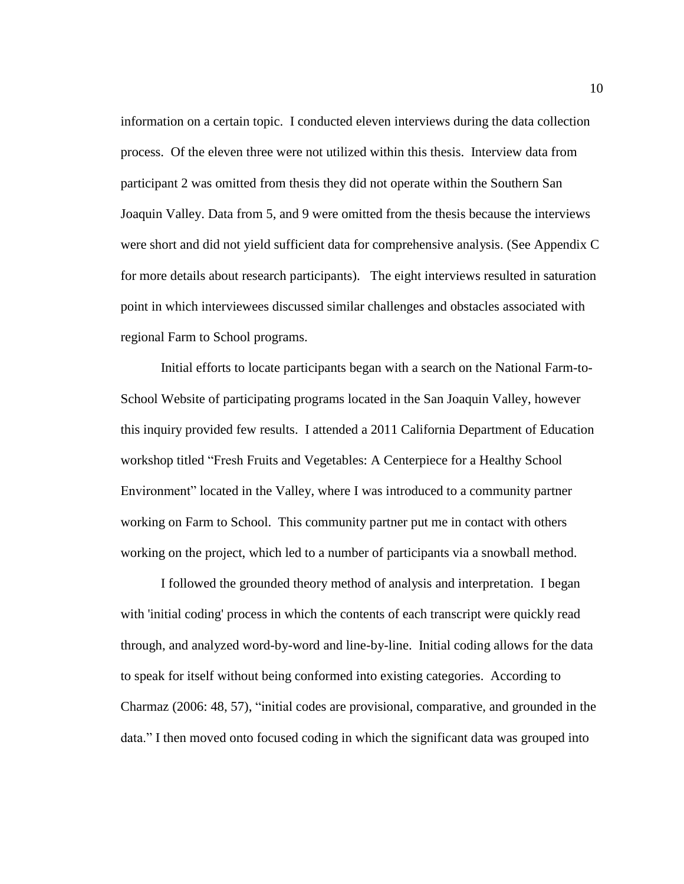information on a certain topic. I conducted eleven interviews during the data collection process. Of the eleven three were not utilized within this thesis. Interview data from participant 2 was omitted from thesis they did not operate within the Southern San Joaquin Valley. Data from 5, and 9 were omitted from the thesis because the interviews were short and did not yield sufficient data for comprehensive analysis. (See Appendix C for more details about research participants). The eight interviews resulted in saturation point in which interviewees discussed similar challenges and obstacles associated with regional Farm to School programs.

Initial efforts to locate participants began with a search on the National Farm-to-School Website of participating programs located in the San Joaquin Valley, however this inquiry provided few results. I attended a 2011 California Department of Education workshop titled "Fresh Fruits and Vegetables: A Centerpiece for a Healthy School Environment" located in the Valley, where I was introduced to a community partner working on Farm to School. This community partner put me in contact with others working on the project, which led to a number of participants via a snowball method.

I followed the grounded theory method of analysis and interpretation. I began with 'initial coding' process in which the contents of each transcript were quickly read through, and analyzed word-by-word and line-by-line. Initial coding allows for the data to speak for itself without being conformed into existing categories. According to Charmaz (2006: 48, 57), "initial codes are provisional, comparative, and grounded in the data." I then moved onto focused coding in which the significant data was grouped into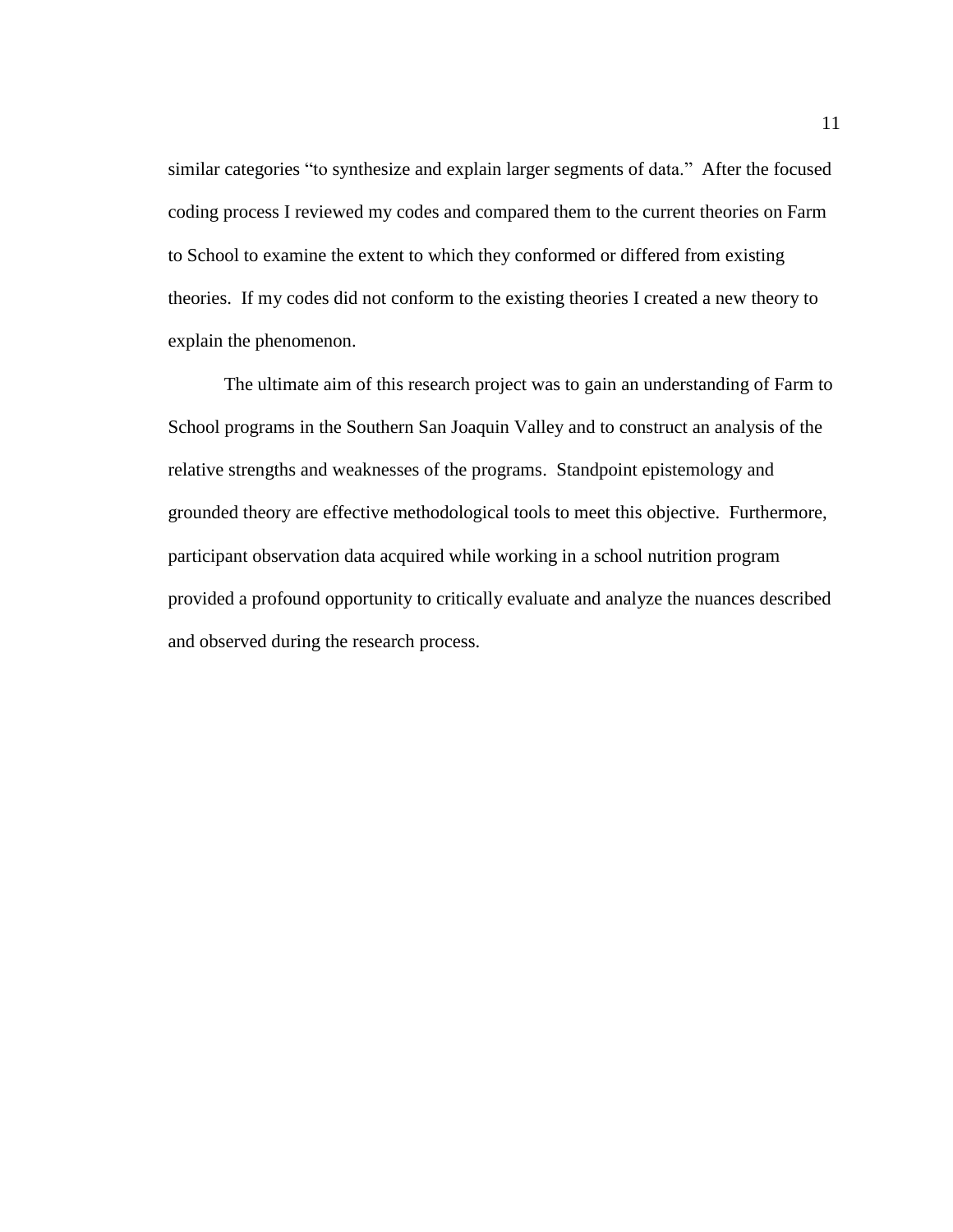similar categories “to synthesize and explain larger segments of data.” After the focused coding process I reviewed my codes and compared them to the current theories on Farm to School to examine the extent to which they conformed or differed from existing theories. If my codes did not conform to the existing theories I created a new theory to explain the phenomenon.

The ultimate aim of this research project was to gain an understanding of Farm to School programs in the Southern San Joaquin Valley and to construct an analysis of the relative strengths and weaknesses of the programs. Standpoint epistemology and grounded theory are effective methodological tools to meet this objective. Furthermore, participant observation data acquired while working in a school nutrition program provided a profound opportunity to critically evaluate and analyze the nuances described and observed during the research process.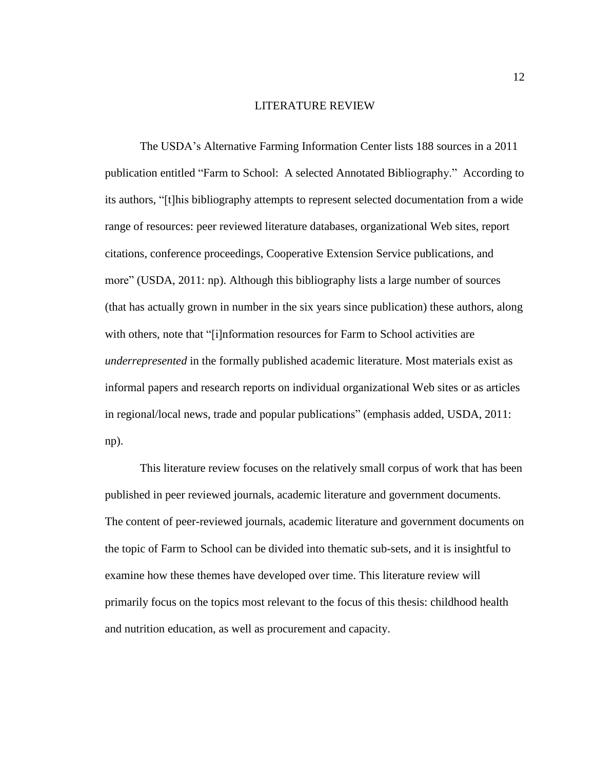# LITERATURE REVIEW

The USDA's Alternative Farming Information Center lists 188 sources in a 2011 publication entitled "Farm to School: A selected Annotated Bibliography." According to its authors, "[t]his bibliography attempts to represent selected documentation from a wide range of resources: peer reviewed literature databases, organizational Web sites, report citations, conference proceedings, Cooperative Extension Service publications, and more" (USDA, 2011: np). Although this bibliography lists a large number of sources (that has actually grown in number in the six years since publication) these authors, along with others, note that "[i]nformation resources for Farm to School activities are *underrepresented* in the formally published academic literature. Most materials exist as informal papers and research reports on individual organizational Web sites or as articles in regional/local news, trade and popular publications" (emphasis added, USDA, 2011: np).

This literature review focuses on the relatively small corpus of work that has been published in peer reviewed journals, academic literature and government documents. The content of peer-reviewed journals, academic literature and government documents on the topic of Farm to School can be divided into thematic sub-sets, and it is insightful to examine how these themes have developed over time. This literature review will primarily focus on the topics most relevant to the focus of this thesis: childhood health and nutrition education, as well as procurement and capacity.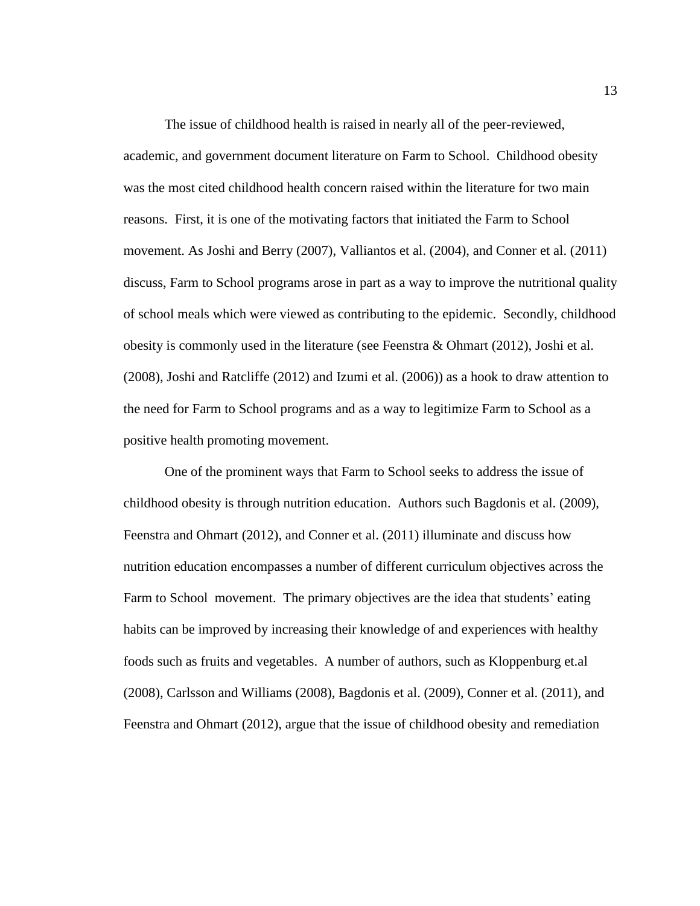The issue of childhood health is raised in nearly all of the peer-reviewed, academic, and government document literature on Farm to School. Childhood obesity was the most cited childhood health concern raised within the literature for two main reasons. First, it is one of the motivating factors that initiated the Farm to School movement. As Joshi and Berry (2007), Valliantos et al. (2004), and Conner et al. (2011) discuss, Farm to School programs arose in part as a way to improve the nutritional quality of school meals which were viewed as contributing to the epidemic. Secondly, childhood obesity is commonly used in the literature (see Feenstra & Ohmart (2012), Joshi et al. (2008), Joshi and Ratcliffe (2012) and Izumi et al. (2006)) as a hook to draw attention to the need for Farm to School programs and as a way to legitimize Farm to School as a positive health promoting movement.

One of the prominent ways that Farm to School seeks to address the issue of childhood obesity is through nutrition education. Authors such Bagdonis et al. (2009), Feenstra and Ohmart (2012), and Conner et al. (2011) illuminate and discuss how nutrition education encompasses a number of different curriculum objectives across the Farm to School movement. The primary objectives are the idea that students' eating habits can be improved by increasing their knowledge of and experiences with healthy foods such as fruits and vegetables. A number of authors, such as Kloppenburg et.al (2008), Carlsson and Williams (2008), Bagdonis et al. (2009), Conner et al. (2011), and Feenstra and Ohmart (2012), argue that the issue of childhood obesity and remediation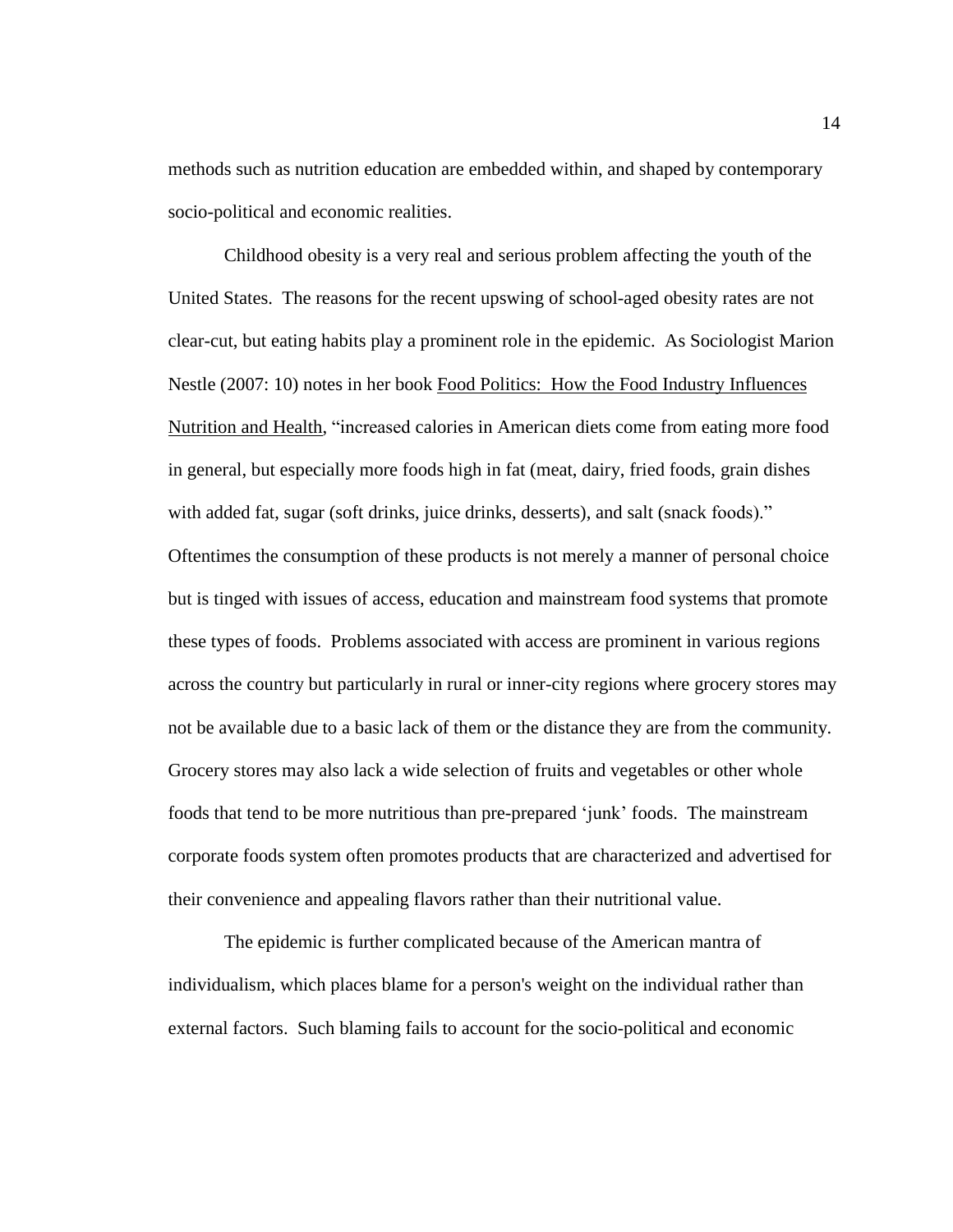methods such as nutrition education are embedded within, and shaped by contemporary socio-political and economic realities.

Childhood obesity is a very real and serious problem affecting the youth of the United States. The reasons for the recent upswing of school-aged obesity rates are not clear-cut, but eating habits play a prominent role in the epidemic. As Sociologist Marion Nestle (2007: 10) notes in her book Food Politics: How the Food Industry Influences Nutrition and Health, "increased calories in American diets come from eating more food in general, but especially more foods high in fat (meat, dairy, fried foods, grain dishes with added fat, sugar (soft drinks, juice drinks, desserts), and salt (snack foods)." Oftentimes the consumption of these products is not merely a manner of personal choice but is tinged with issues of access, education and mainstream food systems that promote these types of foods. Problems associated with access are prominent in various regions across the country but particularly in rural or inner-city regions where grocery stores may not be available due to a basic lack of them or the distance they are from the community. Grocery stores may also lack a wide selection of fruits and vegetables or other whole foods that tend to be more nutritious than pre-prepared 'junk' foods. The mainstream corporate foods system often promotes products that are characterized and advertised for their convenience and appealing flavors rather than their nutritional value.

The epidemic is further complicated because of the American mantra of individualism, which places blame for a person's weight on the individual rather than external factors. Such blaming fails to account for the socio-political and economic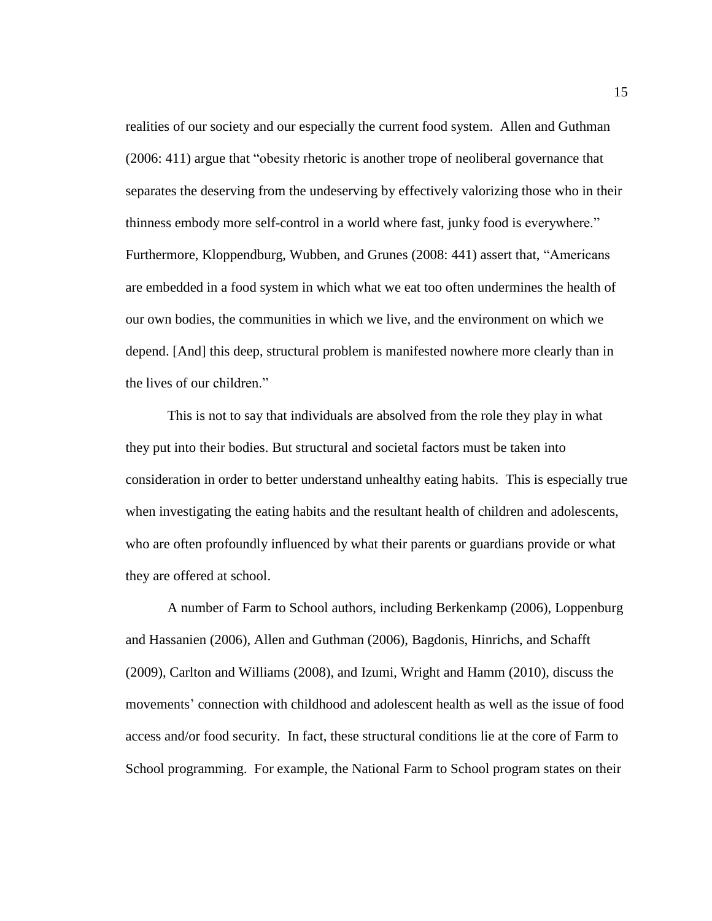realities of our society and our especially the current food system. Allen and Guthman (2006: 411) argue that "obesity rhetoric is another trope of neoliberal governance that separates the deserving from the undeserving by effectively valorizing those who in their thinness embody more self-control in a world where fast, junky food is everywhere." Furthermore, Kloppendburg, Wubben, and Grunes (2008: 441) assert that, "Americans are embedded in a food system in which what we eat too often undermines the health of our own bodies, the communities in which we live, and the environment on which we depend. [And] this deep, structural problem is manifested nowhere more clearly than in the lives of our children."

This is not to say that individuals are absolved from the role they play in what they put into their bodies. But structural and societal factors must be taken into consideration in order to better understand unhealthy eating habits. This is especially true when investigating the eating habits and the resultant health of children and adolescents, who are often profoundly influenced by what their parents or guardians provide or what they are offered at school.

A number of Farm to School authors, including Berkenkamp (2006), Loppenburg and Hassanien (2006), Allen and Guthman (2006), Bagdonis, Hinrichs, and Schafft (2009), Carlton and Williams (2008), and Izumi, Wright and Hamm (2010), discuss the movements' connection with childhood and adolescent health as well as the issue of food access and/or food security. In fact, these structural conditions lie at the core of Farm to School programming. For example, the National Farm to School program states on their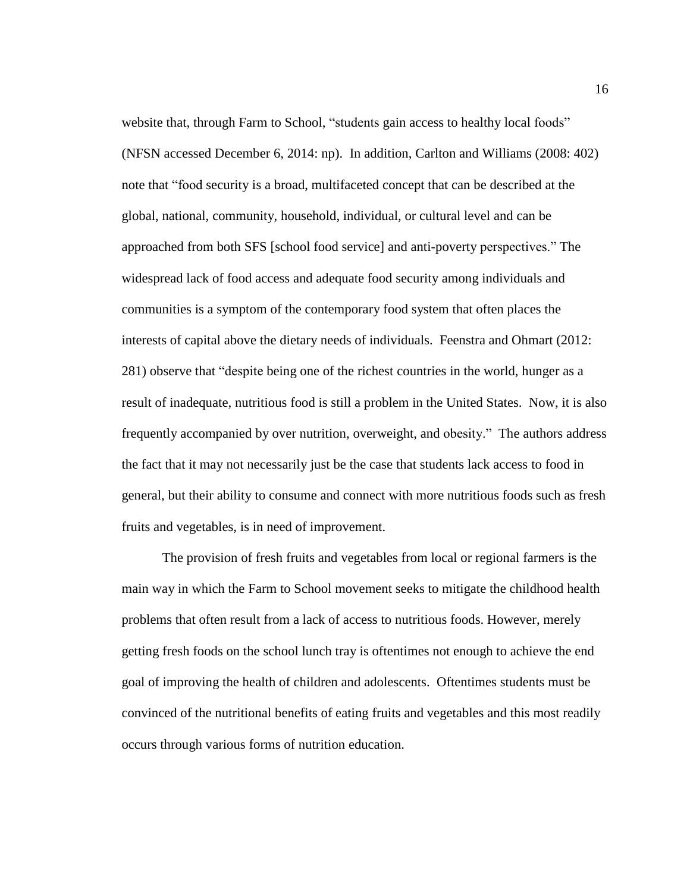website that, through Farm to School, "students gain access to healthy local foods" (NFSN accessed December 6, 2014: np). In addition, Carlton and Williams (2008: 402) note that "food security is a broad, multifaceted concept that can be described at the global, national, community, household, individual, or cultural level and can be approached from both SFS [school food service] and anti-poverty perspectives." The widespread lack of food access and adequate food security among individuals and communities is a symptom of the contemporary food system that often places the interests of capital above the dietary needs of individuals. Feenstra and Ohmart (2012: 281) observe that "despite being one of the richest countries in the world, hunger as a result of inadequate, nutritious food is still a problem in the United States. Now, it is also frequently accompanied by over nutrition, overweight, and obesity." The authors address the fact that it may not necessarily just be the case that students lack access to food in general, but their ability to consume and connect with more nutritious foods such as fresh fruits and vegetables, is in need of improvement.

The provision of fresh fruits and vegetables from local or regional farmers is the main way in which the Farm to School movement seeks to mitigate the childhood health problems that often result from a lack of access to nutritious foods. However, merely getting fresh foods on the school lunch tray is oftentimes not enough to achieve the end goal of improving the health of children and adolescents. Oftentimes students must be convinced of the nutritional benefits of eating fruits and vegetables and this most readily occurs through various forms of nutrition education.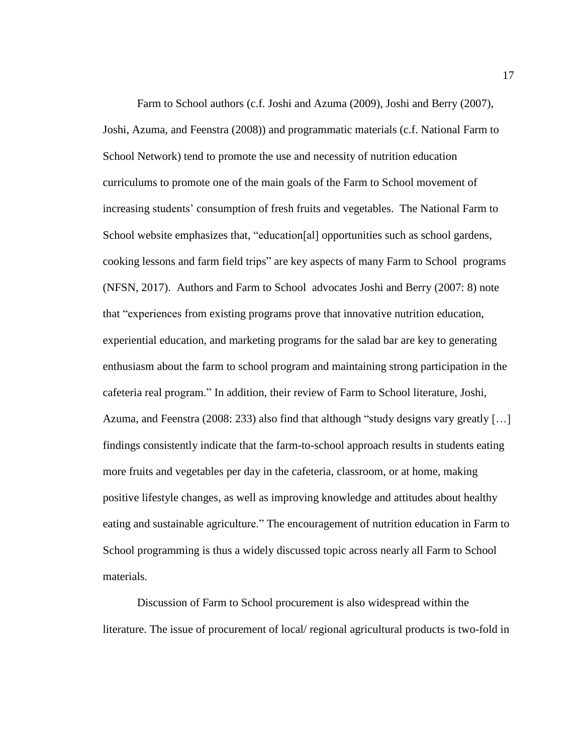Farm to School authors (c.f. Joshi and Azuma (2009), Joshi and Berry (2007), Joshi, Azuma, and Feenstra (2008)) and programmatic materials (c.f. National Farm to School Network) tend to promote the use and necessity of nutrition education curriculums to promote one of the main goals of the Farm to School movement of increasing students' consumption of fresh fruits and vegetables. The National Farm to School website emphasizes that, "education[al] opportunities such as school gardens, cooking lessons and farm field trips" are key aspects of many Farm to School programs (NFSN, 2017). Authors and Farm to School advocates Joshi and Berry (2007: 8) note that "experiences from existing programs prove that innovative nutrition education, experiential education, and marketing programs for the salad bar are key to generating enthusiasm about the farm to school program and maintaining strong participation in the cafeteria real program." In addition, their review of Farm to School literature, Joshi, Azuma, and Feenstra (2008: 233) also find that although "study designs vary greatly […] findings consistently indicate that the farm-to-school approach results in students eating more fruits and vegetables per day in the cafeteria, classroom, or at home, making positive lifestyle changes, as well as improving knowledge and attitudes about healthy eating and sustainable agriculture." The encouragement of nutrition education in Farm to School programming is thus a widely discussed topic across nearly all Farm to School materials.

Discussion of Farm to School procurement is also widespread within the literature. The issue of procurement of local/ regional agricultural products is two-fold in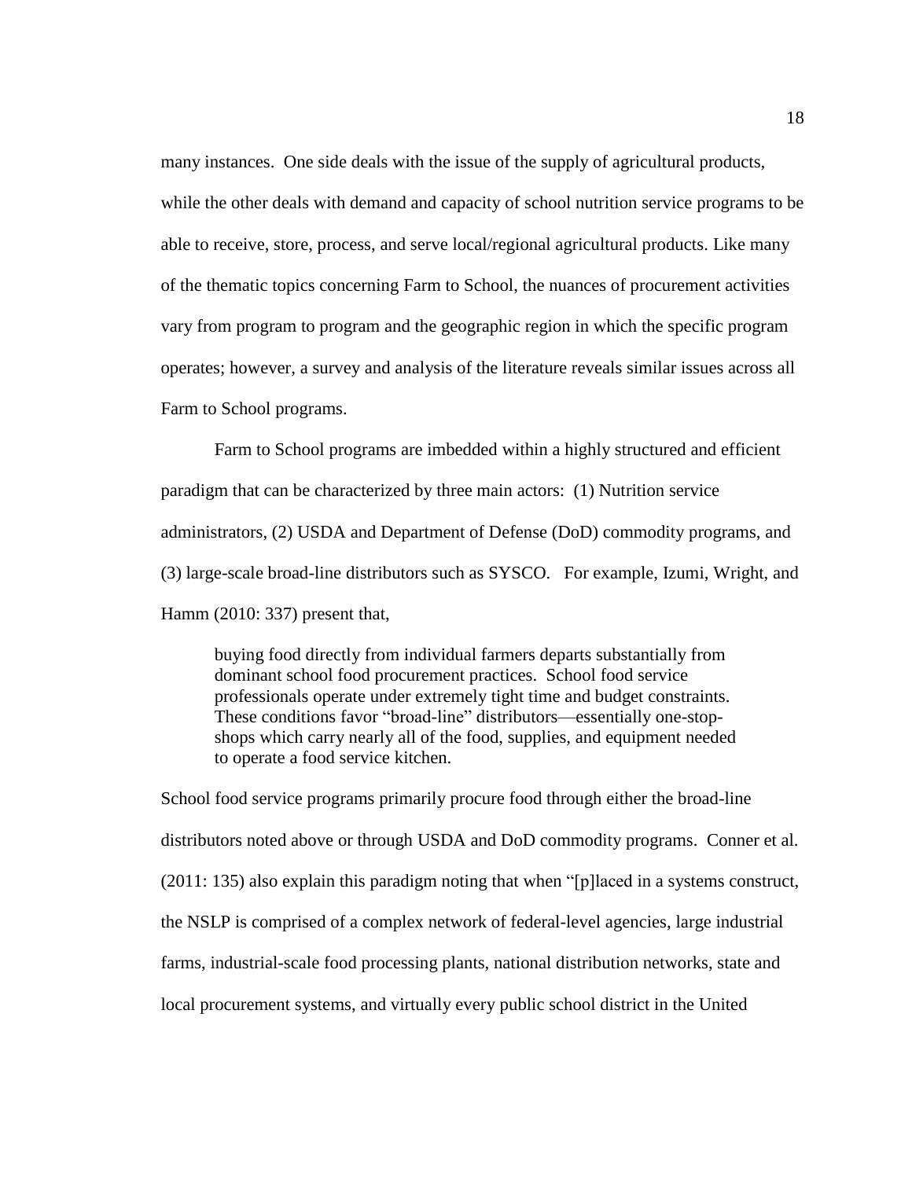many instances. One side deals with the issue of the supply of agricultural products, while the other deals with demand and capacity of school nutrition service programs to be able to receive, store, process, and serve local/regional agricultural products. Like many of the thematic topics concerning Farm to School, the nuances of procurement activities vary from program to program and the geographic region in which the specific program operates; however, a survey and analysis of the literature reveals similar issues across all Farm to School programs.

Farm to School programs are imbedded within a highly structured and efficient paradigm that can be characterized by three main actors: (1) Nutrition service administrators, (2) USDA and Department of Defense (DoD) commodity programs, and (3) large-scale broad-line distributors such as SYSCO. For example, Izumi, Wright, and Hamm (2010: 337) present that,

> buying food directly from individual farmers departs substantially from dominant school food procurement practices. School food service professionals operate under extremely tight time and budget constraints. These conditions favor "broad-line" distributors—essentially one-stop-shops which carry nearly all of the food, supplies, and equipment needed to operate a food service kitchen.

School food service programs primarily procure food through either the broad-line distributors noted above or through USDA and DoD commodity programs. Conner et al. (2011: 135) also explain this paradigm noting that when "[p]laced in a systems construct, the NSLP is comprised of a complex network of federal-level agencies, large industrial farms, industrial-scale food processing plants, national distribution networks, state and local procurement systems, and virtually every public school district in the United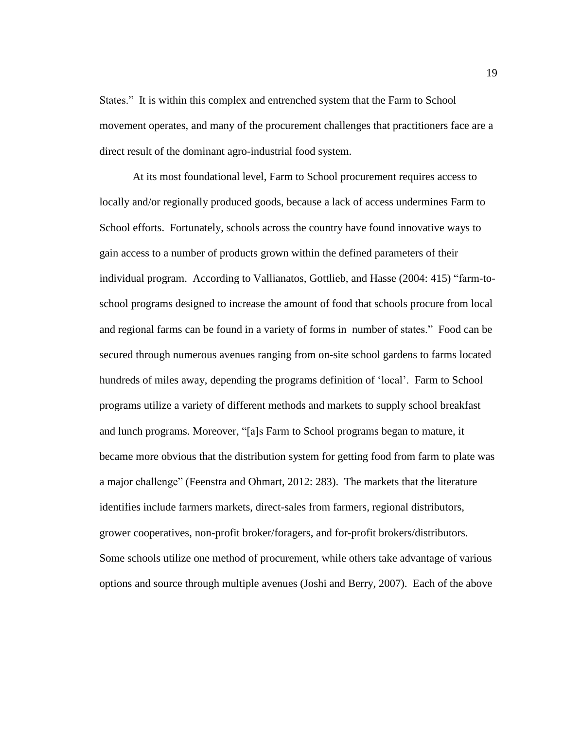States." It is within this complex and entrenched system that the Farm to School movement operates, and many of the procurement challenges that practitioners face are a direct result of the dominant agro-industrial food system.

At its most foundational level, Farm to School procurement requires access to locally and/or regionally produced goods, because a lack of access undermines Farm to School efforts. Fortunately, schools across the country have found innovative ways to gain access to a number of products grown within the defined parameters of their individual program. According to Vallianatos, Gottlieb, and Hasse (2004: 415) "farm-to-school programs designed to increase the amount of food that schools procure from local and regional farms can be found in a variety of forms in number of states." Food can be secured through numerous avenues ranging from on-site school gardens to farms located hundreds of miles away, depending the programs definition of 'local'. Farm to School programs utilize a variety of different methods and markets to supply school breakfast and lunch programs. Moreover, "[a]s Farm to School programs began to mature, it became more obvious that the distribution system for getting food from farm to plate was a major challenge" (Feenstra and Ohmart, 2012: 283). The markets that the literature identifies include farmers markets, direct-sales from farmers, regional distributors, grower cooperatives, non-profit broker/foragers, and for-profit brokers/distributors. Some schools utilize one method of procurement, while others take advantage of various options and source through multiple avenues (Joshi and Berry, 2007). Each of the above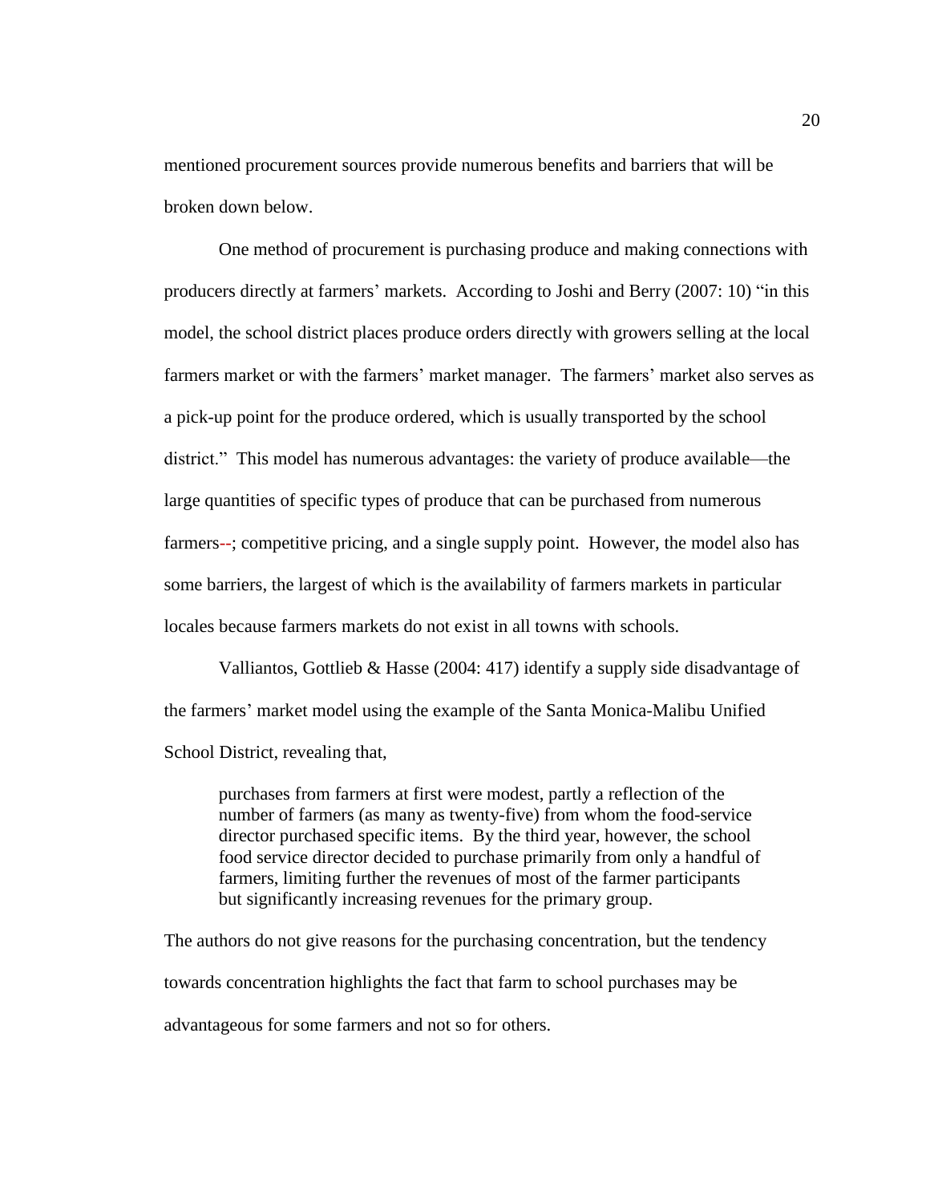mentioned procurement sources provide numerous benefits and barriers that will be broken down below.

One method of procurement is purchasing produce and making connections with producers directly at farmers' markets. According to Joshi and Berry (2007: 10) "in this model, the school district places produce orders directly with growers selling at the local farmers market or with the farmers' market manager. The farmers' market also serves as a pick-up point for the produce ordered, which is usually transported by the school district." This model has numerous advantages: the variety of produce available—the large quantities of specific types of produce that can be purchased from numerous farmers--; competitive pricing, and a single supply point. However, the model also has some barriers, the largest of which is the availability of farmers markets in particular locales because farmers markets do not exist in all towns with schools.

Valliantos, Gottlieb & Hasse (2004: 417) identify a supply side disadvantage of the farmers' market model using the example of the Santa Monica-Malibu Unified School District, revealing that,

> purchases from farmers at first were modest, partly a reflection of the number of farmers (as many as twenty-five) from whom the food-service director purchased specific items. By the third year, however, the school food service director decided to purchase primarily from only a handful of farmers, limiting further the revenues of most of the farmer participants but significantly increasing revenues for the primary group.

The authors do not give reasons for the purchasing concentration, but the tendency towards concentration highlights the fact that farm to school purchases may be advantageous for some farmers and not so for others.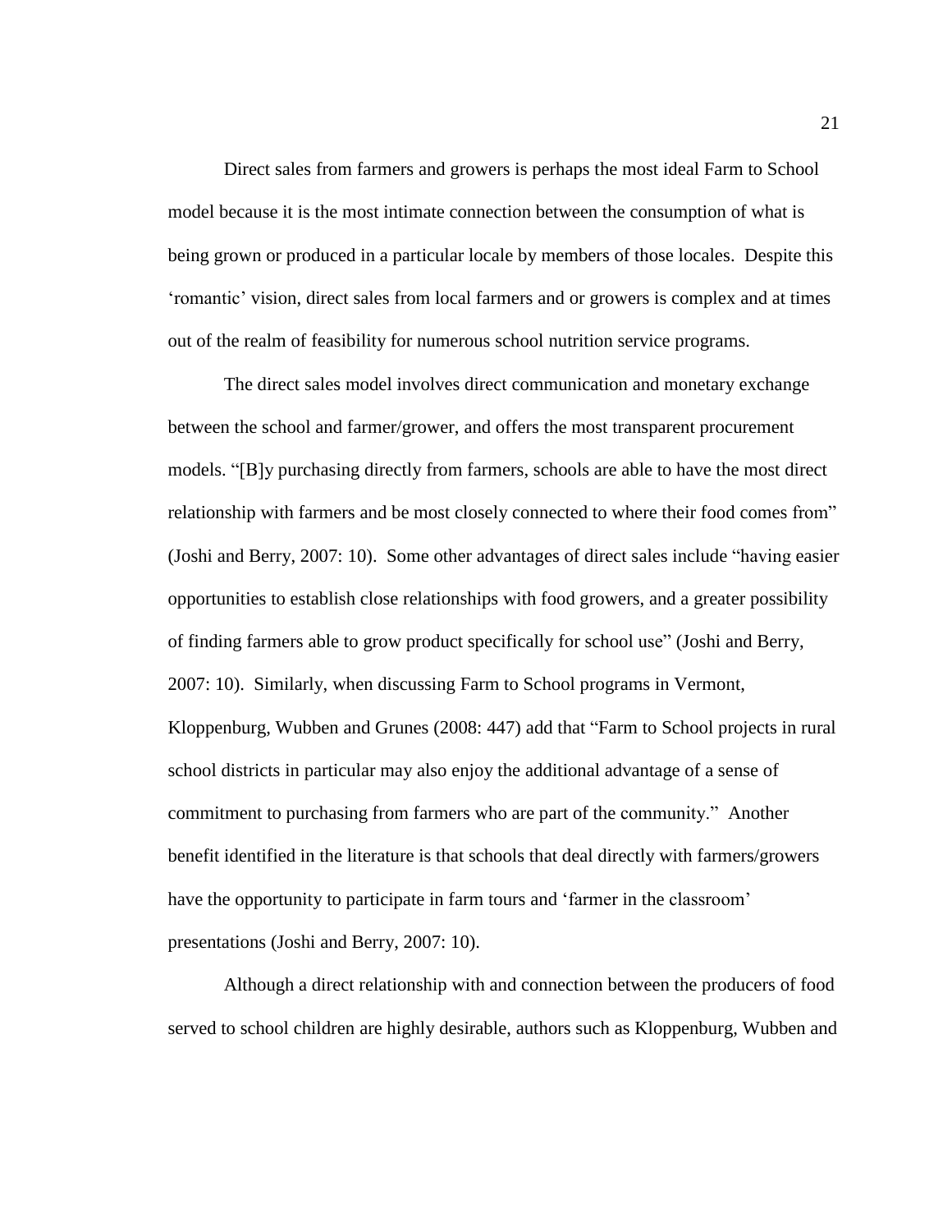Direct sales from farmers and growers is perhaps the most ideal Farm to School model because it is the most intimate connection between the consumption of what is being grown or produced in a particular locale by members of those locales. Despite this 'romantic' vision, direct sales from local farmers and or growers is complex and at times out of the realm of feasibility for numerous school nutrition service programs.

The direct sales model involves direct communication and monetary exchange between the school and farmer/grower, and offers the most transparent procurement models. "[B]y purchasing directly from farmers, schools are able to have the most direct relationship with farmers and be most closely connected to where their food comes from" (Joshi and Berry, 2007: 10). Some other advantages of direct sales include "having easier opportunities to establish close relationships with food growers, and a greater possibility of finding farmers able to grow product specifically for school use" (Joshi and Berry, 2007: 10). Similarly, when discussing Farm to School programs in Vermont, Kloppenburg, Wubben and Grunes (2008: 447) add that "Farm to School projects in rural school districts in particular may also enjoy the additional advantage of a sense of commitment to purchasing from farmers who are part of the community." Another benefit identified in the literature is that schools that deal directly with farmers/growers have the opportunity to participate in farm tours and 'farmer in the classroom' presentations (Joshi and Berry, 2007: 10).

Although a direct relationship with and connection between the producers of food served to school children are highly desirable, authors such as Kloppenburg, Wubben and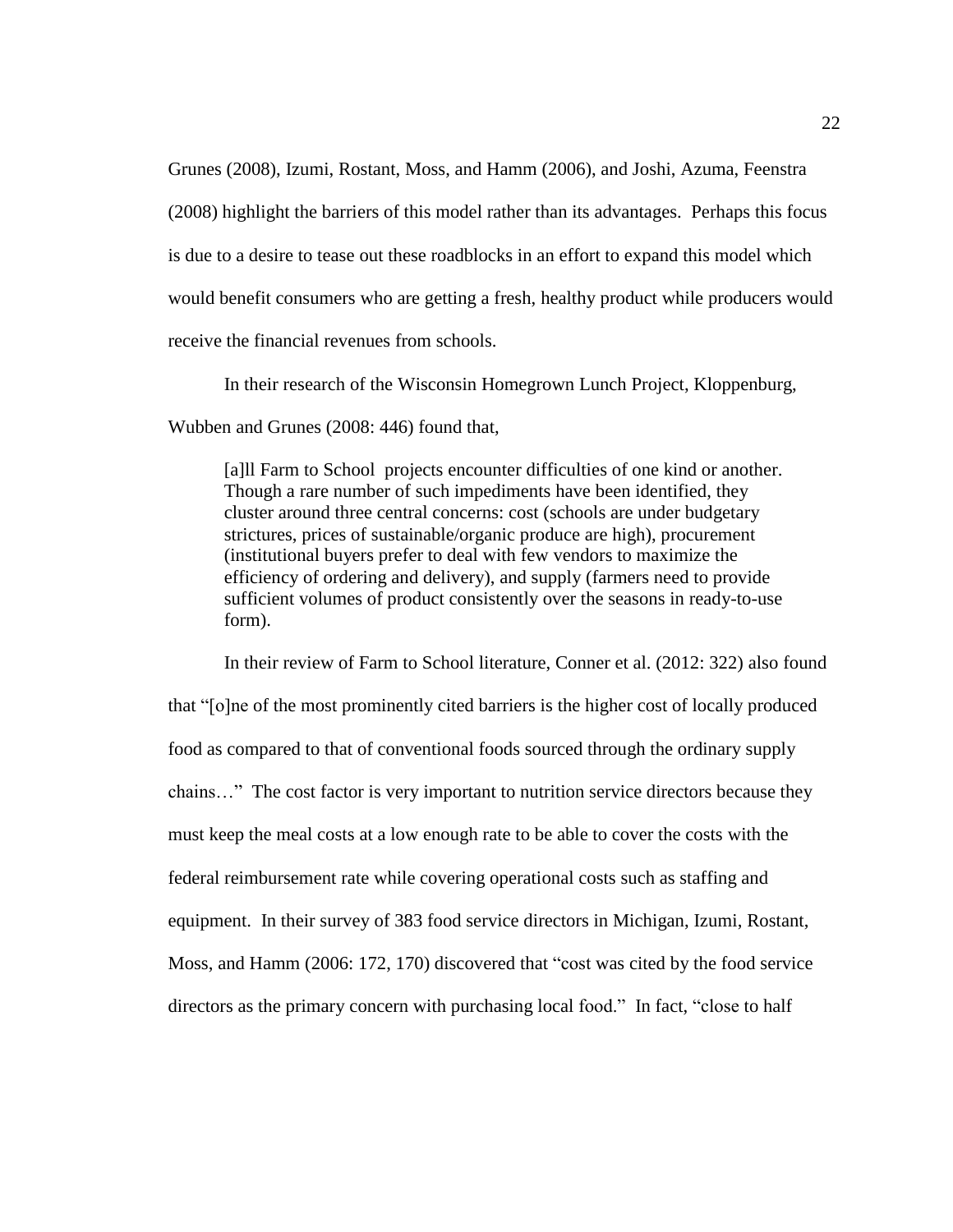Grunes (2008), Izumi, Rostant, Moss, and Hamm (2006), and Joshi, Azuma, Feenstra (2008) highlight the barriers of this model rather than its advantages. Perhaps this focus is due to a desire to tease out these roadblocks in an effort to expand this model which would benefit consumers who are getting a fresh, healthy product while producers would receive the financial revenues from schools.

In their research of the Wisconsin Homegrown Lunch Project, Kloppenburg, Wubben and Grunes (2008: 446) found that,

> [a]ll Farm to School projects encounter difficulties of one kind or another. Though a rare number of such impediments have been identified, they cluster around three central concerns: cost (schools are under budgetary strictures, prices of sustainable/organic produce are high), procurement (institutional buyers prefer to deal with few vendors to maximize the efficiency of ordering and delivery), and supply (farmers need to provide sufficient volumes of product consistently over the seasons in ready-to-use form).

In their review of Farm to School literature, Conner et al. (2012: 322) also found that "[o]ne of the most prominently cited barriers is the higher cost of locally produced food as compared to that of conventional foods sourced through the ordinary supply chains…" The cost factor is very important to nutrition service directors because they must keep the meal costs at a low enough rate to be able to cover the costs with the federal reimbursement rate while covering operational costs such as staffing and equipment. In their survey of 383 food service directors in Michigan, Izumi, Rostant, Moss, and Hamm (2006: 172, 170) discovered that "cost was cited by the food service directors as the primary concern with purchasing local food." In fact, "close to half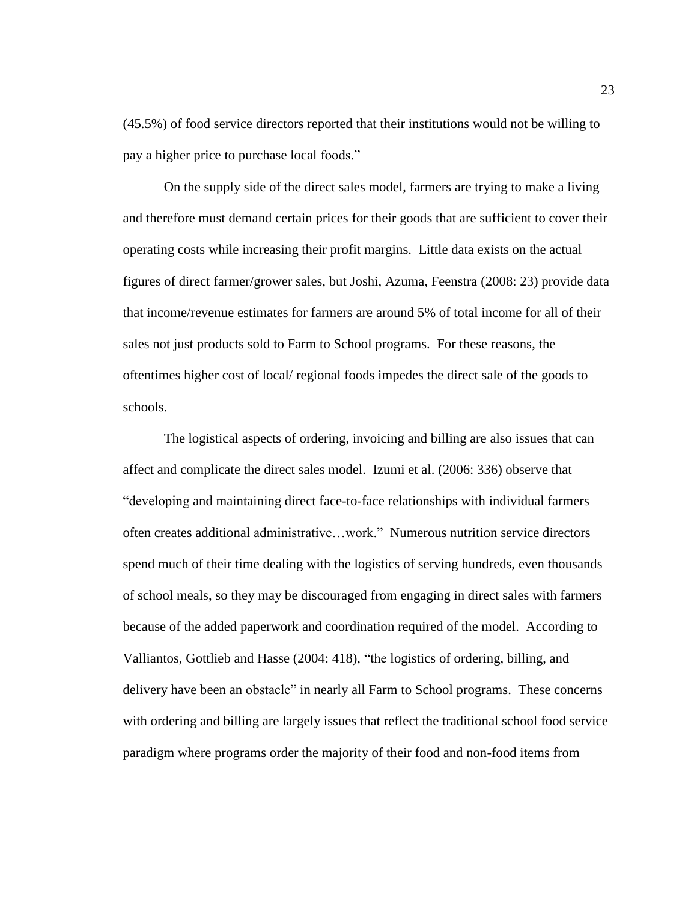(45.5%) of food service directors reported that their institutions would not be willing to pay a higher price to purchase local foods."

On the supply side of the direct sales model, farmers are trying to make a living and therefore must demand certain prices for their goods that are sufficient to cover their operating costs while increasing their profit margins. Little data exists on the actual figures of direct farmer/grower sales, but Joshi, Azuma, Feenstra (2008: 23) provide data that income/revenue estimates for farmers are around 5% of total income for all of their sales not just products sold to Farm to School programs. For these reasons, the oftentimes higher cost of local/ regional foods impedes the direct sale of the goods to schools.

The logistical aspects of ordering, invoicing and billing are also issues that can affect and complicate the direct sales model. Izumi et al. (2006: 336) observe that "developing and maintaining direct face-to-face relationships with individual farmers often creates additional administrative…work." Numerous nutrition service directors spend much of their time dealing with the logistics of serving hundreds, even thousands of school meals, so they may be discouraged from engaging in direct sales with farmers because of the added paperwork and coordination required of the model. According to Valliantos, Gottlieb and Hasse (2004: 418), "the logistics of ordering, billing, and delivery have been an obstacle" in nearly all Farm to School programs. These concerns with ordering and billing are largely issues that reflect the traditional school food service paradigm where programs order the majority of their food and non-food items from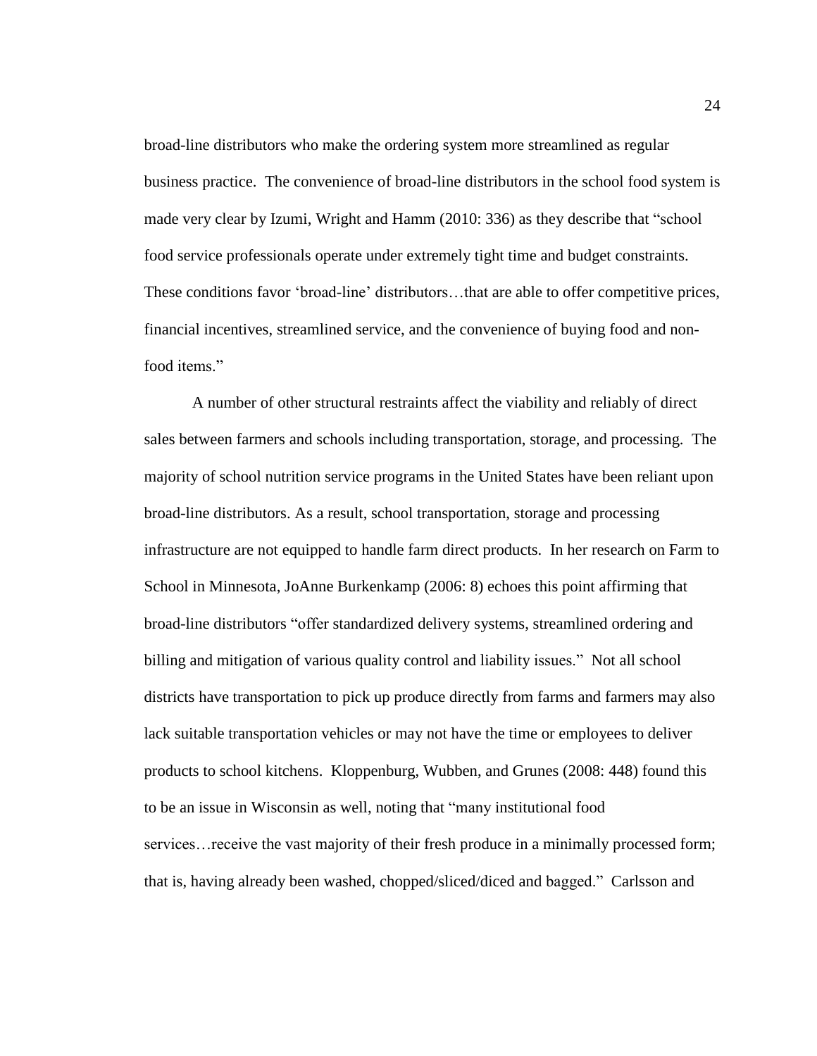broad-line distributors who make the ordering system more streamlined as regular business practice. The convenience of broad-line distributors in the school food system is made very clear by Izumi, Wright and Hamm (2010: 336) as they describe that "school food service professionals operate under extremely tight time and budget constraints. These conditions favor 'broad-line' distributors…that are able to offer competitive prices, financial incentives, streamlined service, and the convenience of buying food and non-food items."

A number of other structural restraints affect the viability and reliably of direct sales between farmers and schools including transportation, storage, and processing. The majority of school nutrition service programs in the United States have been reliant upon broad-line distributors. As a result, school transportation, storage and processing infrastructure are not equipped to handle farm direct products. In her research on Farm to School in Minnesota, JoAnne Burkenkamp (2006: 8) echoes this point affirming that broad-line distributors "offer standardized delivery systems, streamlined ordering and billing and mitigation of various quality control and liability issues." Not all school districts have transportation to pick up produce directly from farms and farmers may also lack suitable transportation vehicles or may not have the time or employees to deliver products to school kitchens. Kloppenburg, Wubben, and Grunes (2008: 448) found this to be an issue in Wisconsin as well, noting that "many institutional food services…receive the vast majority of their fresh produce in a minimally processed form; that is, having already been washed, chopped/sliced/diced and bagged." Carlsson and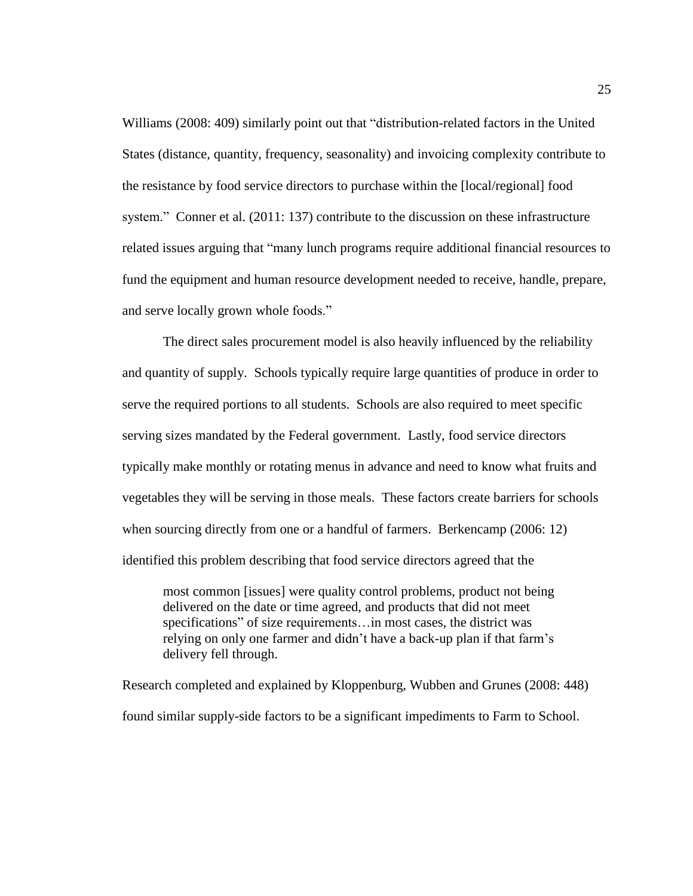Williams (2008: 409) similarly point out that "distribution-related factors in the United States (distance, quantity, frequency, seasonality) and invoicing complexity contribute to the resistance by food service directors to purchase within the [local/regional] food system." Conner et al. (2011: 137) contribute to the discussion on these infrastructure related issues arguing that "many lunch programs require additional financial resources to fund the equipment and human resource development needed to receive, handle, prepare, and serve locally grown whole foods."

The direct sales procurement model is also heavily influenced by the reliability and quantity of supply. Schools typically require large quantities of produce in order to serve the required portions to all students. Schools are also required to meet specific serving sizes mandated by the Federal government. Lastly, food service directors typically make monthly or rotating menus in advance and need to know what fruits and vegetables they will be serving in those meals. These factors create barriers for schools when sourcing directly from one or a handful of farmers. Berkencamp (2006: 12) identified this problem describing that food service directors agreed that the

> most common [issues] were quality control problems, product not being delivered on the date or time agreed, and products that did not meet specifications" of size requirements…in most cases, the district was relying on only one farmer and didn't have a back-up plan if that farm's delivery fell through.

Research completed and explained by Kloppenburg, Wubben and Grunes (2008: 448) found similar supply-side factors to be a significant impediments to Farm to School.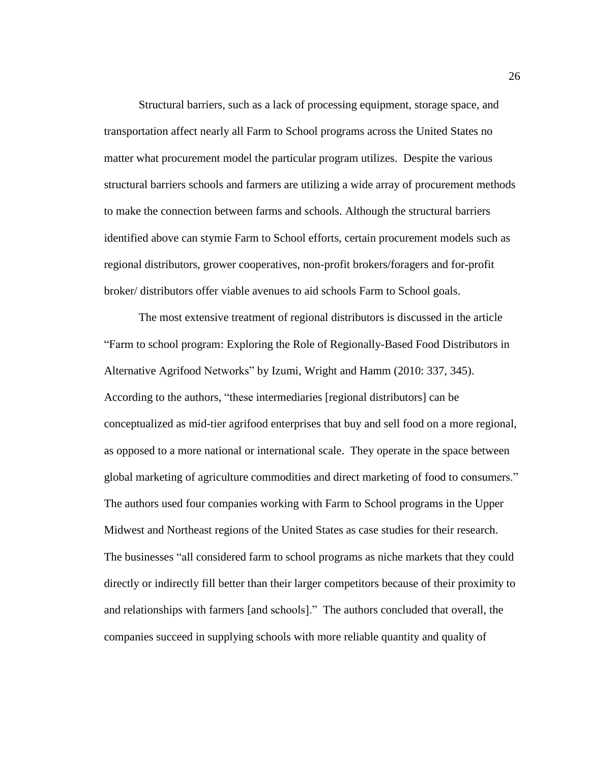Structural barriers, such as a lack of processing equipment, storage space, and transportation affect nearly all Farm to School programs across the United States no matter what procurement model the particular program utilizes. Despite the various structural barriers schools and farmers are utilizing a wide array of procurement methods to make the connection between farms and schools. Although the structural barriers identified above can stymie Farm to School efforts, certain procurement models such as regional distributors, grower cooperatives, non-profit brokers/foragers and for-profit broker/ distributors offer viable avenues to aid schools Farm to School goals.

The most extensive treatment of regional distributors is discussed in the article "Farm to school program: Exploring the Role of Regionally-Based Food Distributors in Alternative Agrifood Networks" by Izumi, Wright and Hamm (2010: 337, 345). According to the authors, "these intermediaries [regional distributors] can be conceptualized as mid-tier agrifood enterprises that buy and sell food on a more regional, as opposed to a more national or international scale. They operate in the space between global marketing of agriculture commodities and direct marketing of food to consumers." The authors used four companies working with Farm to School programs in the Upper Midwest and Northeast regions of the United States as case studies for their research. The businesses "all considered farm to school programs as niche markets that they could directly or indirectly fill better than their larger competitors because of their proximity to and relationships with farmers [and schools]." The authors concluded that overall, the companies succeed in supplying schools with more reliable quantity and quality of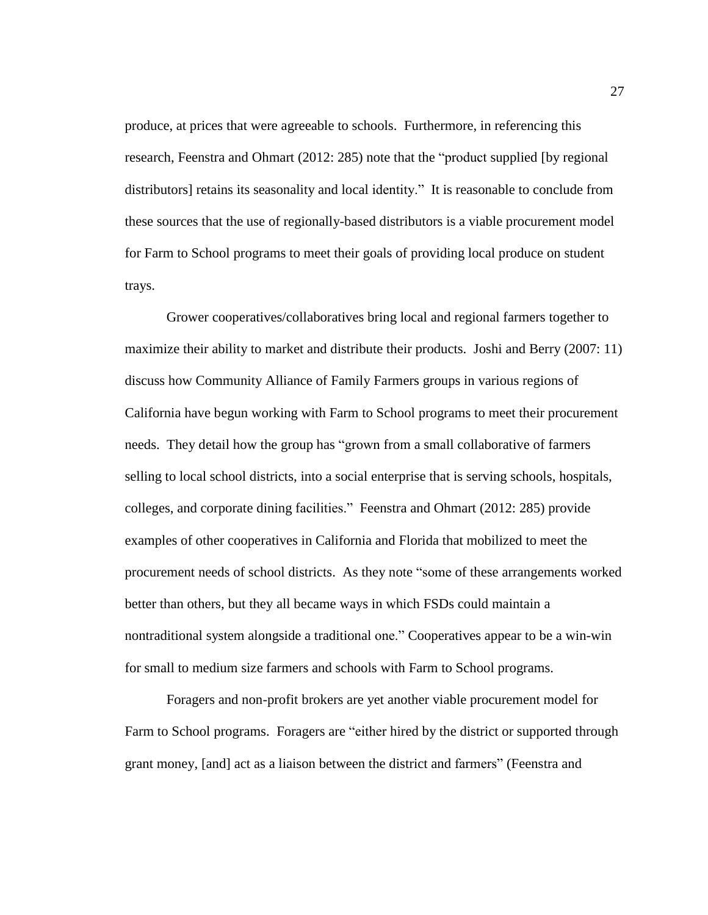produce, at prices that were agreeable to schools. Furthermore, in referencing this research, Feenstra and Ohmart (2012: 285) note that the "product supplied [by regional distributors] retains its seasonality and local identity." It is reasonable to conclude from these sources that the use of regionally-based distributors is a viable procurement model for Farm to School programs to meet their goals of providing local produce on student trays.

Grower cooperatives/collaboratives bring local and regional farmers together to maximize their ability to market and distribute their products. Joshi and Berry (2007: 11) discuss how Community Alliance of Family Farmers groups in various regions of California have begun working with Farm to School programs to meet their procurement needs. They detail how the group has "grown from a small collaborative of farmers selling to local school districts, into a social enterprise that is serving schools, hospitals, colleges, and corporate dining facilities." Feenstra and Ohmart (2012: 285) provide examples of other cooperatives in California and Florida that mobilized to meet the procurement needs of school districts. As they note "some of these arrangements worked better than others, but they all became ways in which FSDs could maintain a nontraditional system alongside a traditional one." Cooperatives appear to be a win-win for small to medium size farmers and schools with Farm to School programs.

Foragers and non-profit brokers are yet another viable procurement model for Farm to School programs. Foragers are "either hired by the district or supported through grant money, [and] act as a liaison between the district and farmers" (Feenstra and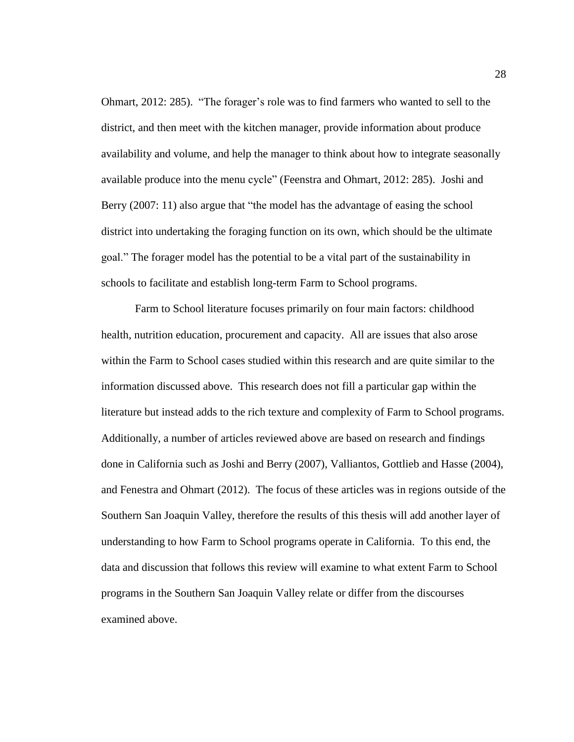Ohmart, 2012: 285). "The forager's role was to find farmers who wanted to sell to the district, and then meet with the kitchen manager, provide information about produce availability and volume, and help the manager to think about how to integrate seasonally available produce into the menu cycle" (Feenstra and Ohmart, 2012: 285). Joshi and Berry (2007: 11) also argue that "the model has the advantage of easing the school district into undertaking the foraging function on its own, which should be the ultimate goal." The forager model has the potential to be a vital part of the sustainability in schools to facilitate and establish long-term Farm to School programs.

Farm to School literature focuses primarily on four main factors: childhood health, nutrition education, procurement and capacity. All are issues that also arose within the Farm to School cases studied within this research and are quite similar to the information discussed above. This research does not fill a particular gap within the literature but instead adds to the rich texture and complexity of Farm to School programs. Additionally, a number of articles reviewed above are based on research and findings done in California such as Joshi and Berry (2007), Valliantos, Gottlieb and Hasse (2004), and Fenestra and Ohmart (2012). The focus of these articles was in regions outside of the Southern San Joaquin Valley, therefore the results of this thesis will add another layer of understanding to how Farm to School programs operate in California. To this end, the data and discussion that follows this review will examine to what extent Farm to School programs in the Southern San Joaquin Valley relate or differ from the discourses examined above.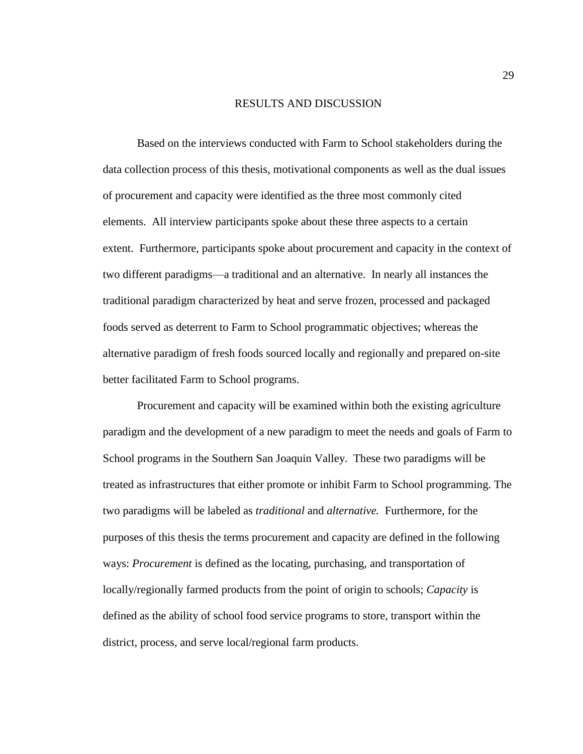# RESULTS AND DISCUSSION

Based on the interviews conducted with Farm to School stakeholders during the data collection process of this thesis, motivational components as well as the dual issues of procurement and capacity were identified as the three most commonly cited elements. All interview participants spoke about these three aspects to a certain extent. Furthermore, participants spoke about procurement and capacity in the context of two different paradigms—a traditional and an alternative. In nearly all instances the traditional paradigm characterized by heat and serve frozen, processed and packaged foods served as deterrent to Farm to School programmatic objectives; whereas the alternative paradigm of fresh foods sourced locally and regionally and prepared on-site better facilitated Farm to School programs.

Procurement and capacity will be examined within both the existing agriculture paradigm and the development of a new paradigm to meet the needs and goals of Farm to School programs in the Southern San Joaquin Valley. These two paradigms will be treated as infrastructures that either promote or inhibit Farm to School programming. The two paradigms will be labeled as *traditional* and *alternative.* Furthermore, for the purposes of this thesis the terms procurement and capacity are defined in the following ways: *Procurement* is defined as the locating, purchasing, and transportation of locally/regionally farmed products from the point of origin to schools; *Capacity* is defined as the ability of school food service programs to store, transport within the district, process, and serve local/regional farm products.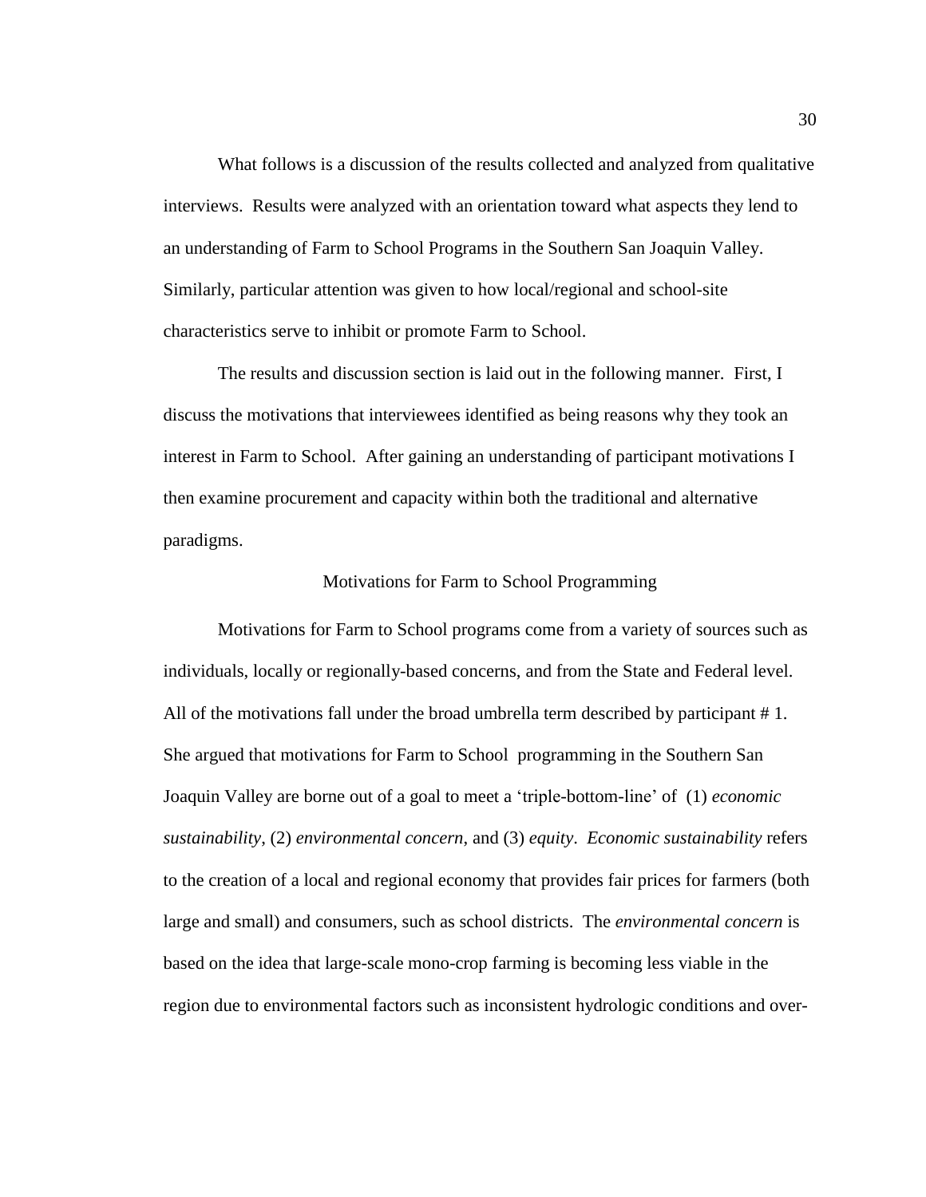What follows is a discussion of the results collected and analyzed from qualitative interviews. Results were analyzed with an orientation toward what aspects they lend to an understanding of Farm to School Programs in the Southern San Joaquin Valley. Similarly, particular attention was given to how local/regional and school-site characteristics serve to inhibit or promote Farm to School.

The results and discussion section is laid out in the following manner. First, I discuss the motivations that interviewees identified as being reasons why they took an interest in Farm to School. After gaining an understanding of participant motivations I then examine procurement and capacity within both the traditional and alternative paradigms.

## Motivations for Farm to School Programming

Motivations for Farm to School programs come from a variety of sources such as individuals, locally or regionally-based concerns, and from the State and Federal level. All of the motivations fall under the broad umbrella term described by participant # 1. She argued that motivations for Farm to School programming in the Southern San Joaquin Valley are borne out of a goal to meet a 'triple-bottom-line' of (1) *economic sustainability*, (2) *environmental concern*, and (3) *equity*. *Economic sustainability* refers to the creation of a local and regional economy that provides fair prices for farmers (both large and small) and consumers, such as school districts. The *environmental concern* is based on the idea that large-scale mono-crop farming is becoming less viable in the region due to environmental factors such as inconsistent hydrologic conditions and over-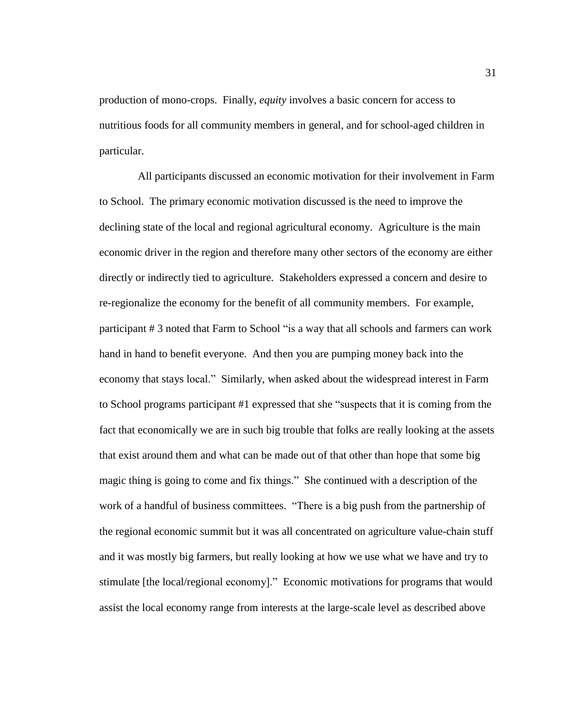production of mono-crops. Finally, *equity* involves a basic concern for access to nutritious foods for all community members in general, and for school-aged children in particular.

All participants discussed an economic motivation for their involvement in Farm to School. The primary economic motivation discussed is the need to improve the declining state of the local and regional agricultural economy. Agriculture is the main economic driver in the region and therefore many other sectors of the economy are either directly or indirectly tied to agriculture. Stakeholders expressed a concern and desire to re-regionalize the economy for the benefit of all community members. For example, participant # 3 noted that Farm to School "is a way that all schools and farmers can work hand in hand to benefit everyone. And then you are pumping money back into the economy that stays local." Similarly, when asked about the widespread interest in Farm to School programs participant #1 expressed that she "suspects that it is coming from the fact that economically we are in such big trouble that folks are really looking at the assets that exist around them and what can be made out of that other than hope that some big magic thing is going to come and fix things." She continued with a description of the work of a handful of business committees. "There is a big push from the partnership of the regional economic summit but it was all concentrated on agriculture value-chain stuff and it was mostly big farmers, but really looking at how we use what we have and try to stimulate [the local/regional economy]." Economic motivations for programs that would assist the local economy range from interests at the large-scale level as described above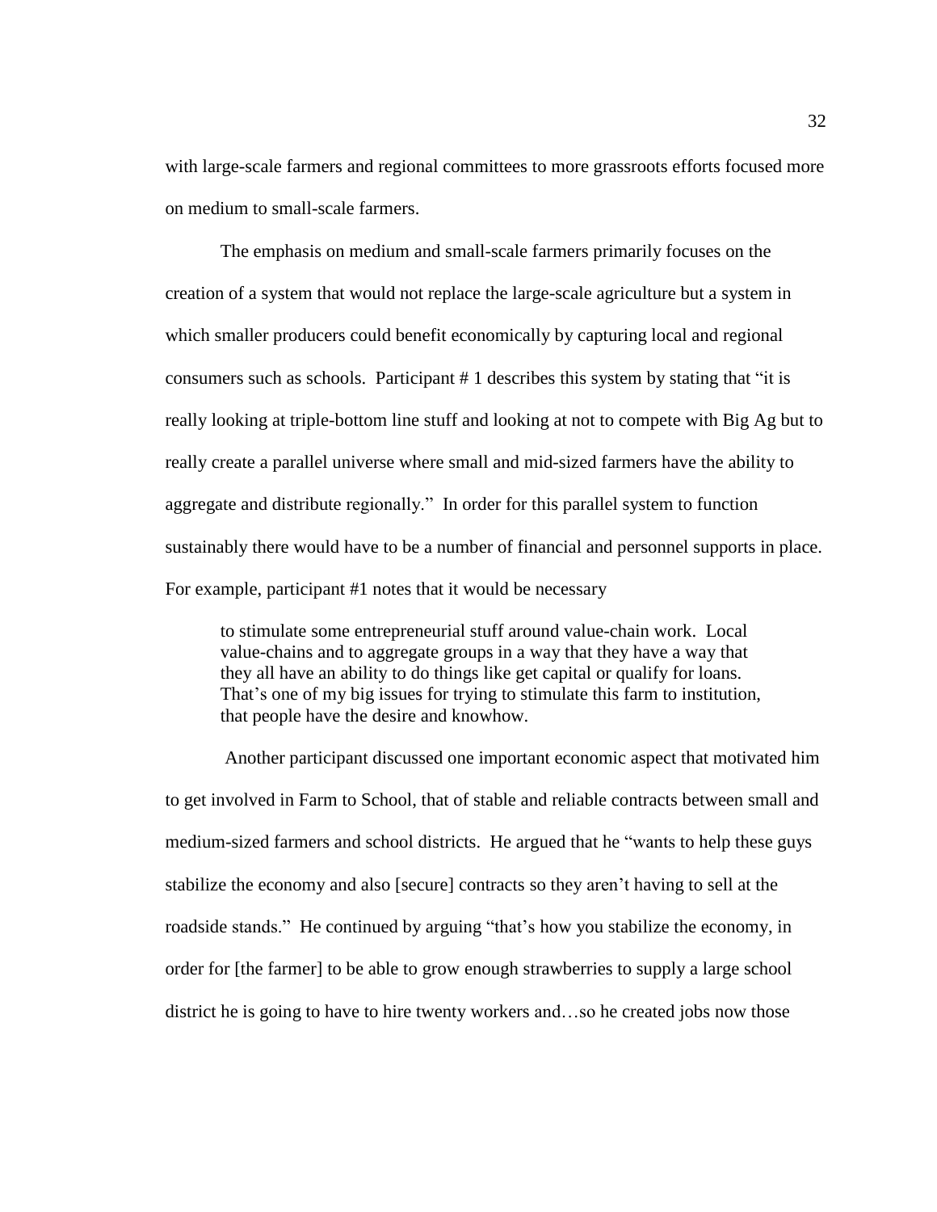with large-scale farmers and regional committees to more grassroots efforts focused more on medium to small-scale farmers.

The emphasis on medium and small-scale farmers primarily focuses on the creation of a system that would not replace the large-scale agriculture but a system in which smaller producers could benefit economically by capturing local and regional consumers such as schools. Participant # 1 describes this system by stating that "it is really looking at triple-bottom line stuff and looking at not to compete with Big Ag but to really create a parallel universe where small and mid-sized farmers have the ability to aggregate and distribute regionally." In order for this parallel system to function sustainably there would have to be a number of financial and personnel supports in place. For example, participant #1 notes that it would be necessary

> to stimulate some entrepreneurial stuff around value-chain work. Local value-chains and to aggregate groups in a way that they have a way that they all have an ability to do things like get capital or qualify for loans. That's one of my big issues for trying to stimulate this farm to institution, that people have the desire and knowhow.

Another participant discussed one important economic aspect that motivated him to get involved in Farm to School, that of stable and reliable contracts between small and medium-sized farmers and school districts. He argued that he "wants to help these guys stabilize the economy and also [secure] contracts so they aren't having to sell at the roadside stands." He continued by arguing "that's how you stabilize the economy, in order for [the farmer] to be able to grow enough strawberries to supply a large school district he is going to have to hire twenty workers and…so he created jobs now those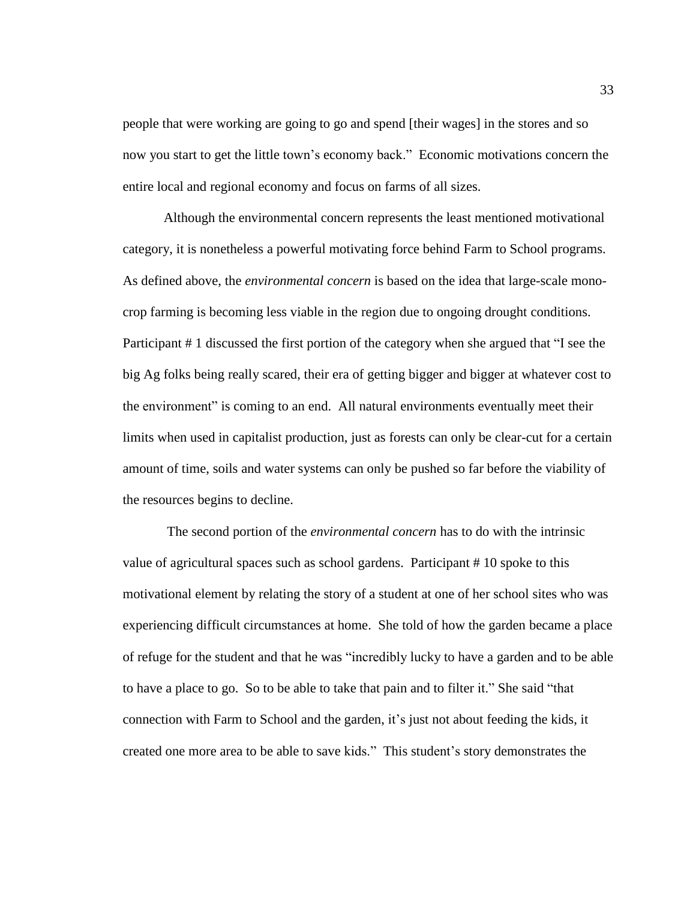people that were working are going to go and spend [their wages] in the stores and so now you start to get the little town's economy back." Economic motivations concern the entire local and regional economy and focus on farms of all sizes.

Although the environmental concern represents the least mentioned motivational category, it is nonetheless a powerful motivating force behind Farm to School programs. As defined above, the *environmental concern* is based on the idea that large-scale mono-crop farming is becoming less viable in the region due to ongoing drought conditions. Participant # 1 discussed the first portion of the category when she argued that "I see the big Ag folks being really scared, their era of getting bigger and bigger at whatever cost to the environment" is coming to an end. All natural environments eventually meet their limits when used in capitalist production, just as forests can only be clear-cut for a certain amount of time, soils and water systems can only be pushed so far before the viability of the resources begins to decline.

The second portion of the *environmental concern* has to do with the intrinsic value of agricultural spaces such as school gardens. Participant # 10 spoke to this motivational element by relating the story of a student at one of her school sites who was experiencing difficult circumstances at home. She told of how the garden became a place of refuge for the student and that he was "incredibly lucky to have a garden and to be able to have a place to go. So to be able to take that pain and to filter it." She said "that connection with Farm to School and the garden, it's just not about feeding the kids, it created one more area to be able to save kids." This student's story demonstrates the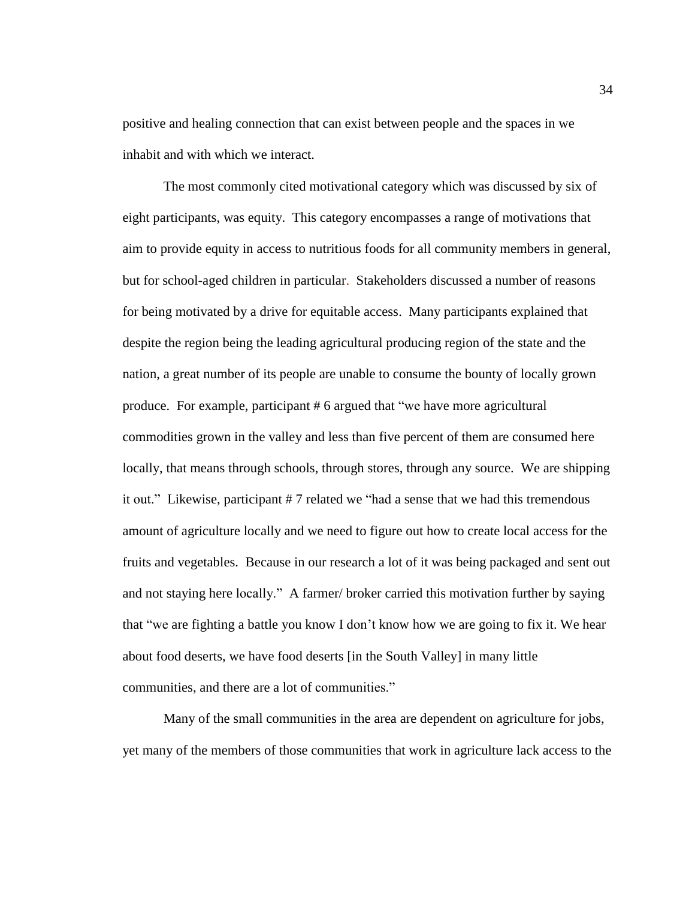positive and healing connection that can exist between people and the spaces in we inhabit and with which we interact.

The most commonly cited motivational category which was discussed by six of eight participants, was equity. This category encompasses a range of motivations that aim to provide equity in access to nutritious foods for all community members in general, but for school-aged children in particular. Stakeholders discussed a number of reasons for being motivated by a drive for equitable access. Many participants explained that despite the region being the leading agricultural producing region of the state and the nation, a great number of its people are unable to consume the bounty of locally grown produce. For example, participant # 6 argued that "we have more agricultural commodities grown in the valley and less than five percent of them are consumed here locally, that means through schools, through stores, through any source. We are shipping it out." Likewise, participant # 7 related we "had a sense that we had this tremendous amount of agriculture locally and we need to figure out how to create local access for the fruits and vegetables. Because in our research a lot of it was being packaged and sent out and not staying here locally." A farmer/ broker carried this motivation further by saying that "we are fighting a battle you know I don't know how we are going to fix it. We hear about food deserts, we have food deserts [in the South Valley] in many little communities, and there are a lot of communities."

Many of the small communities in the area are dependent on agriculture for jobs, yet many of the members of those communities that work in agriculture lack access to the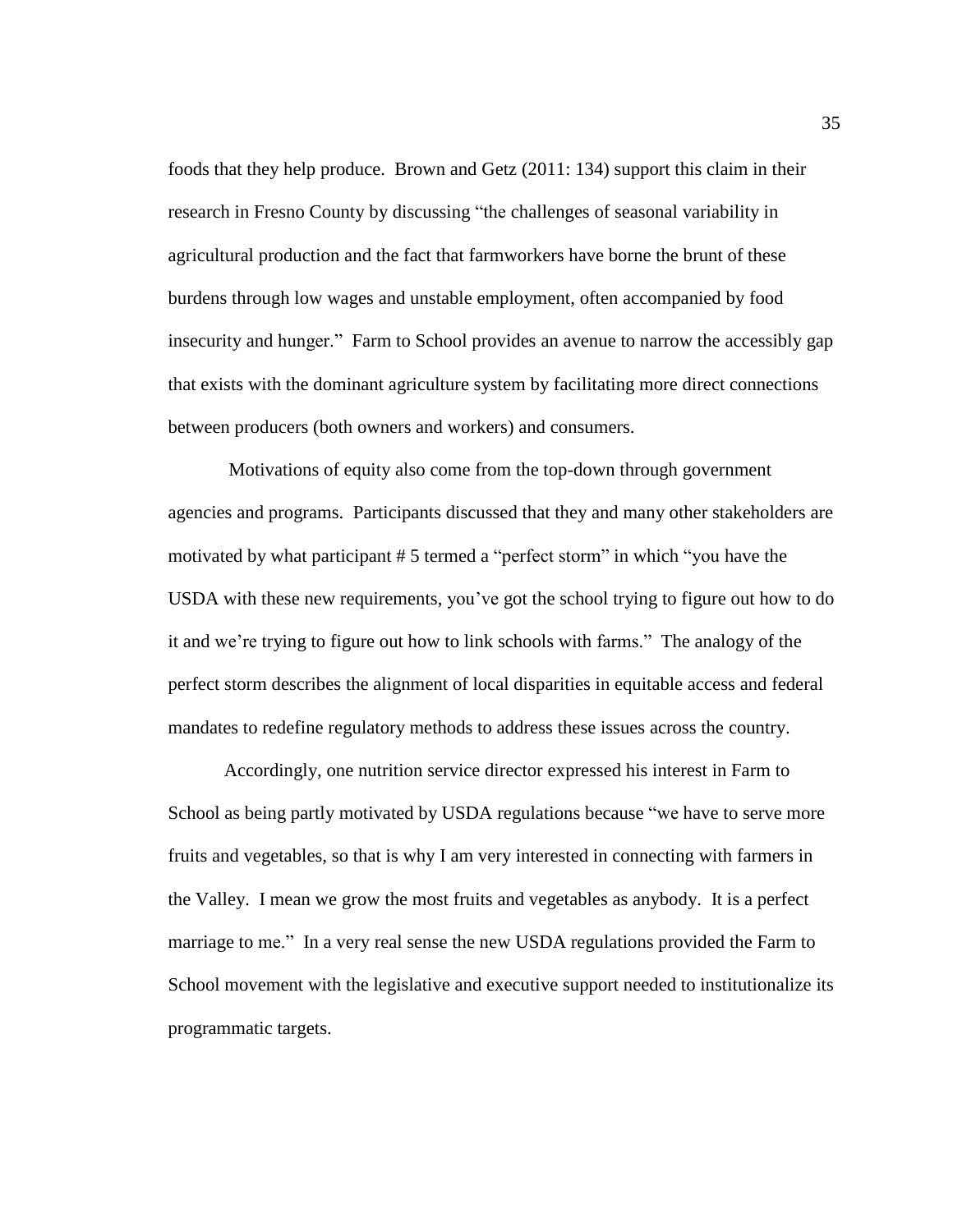foods that they help produce. Brown and Getz (2011: 134) support this claim in their research in Fresno County by discussing "the challenges of seasonal variability in agricultural production and the fact that farmworkers have borne the brunt of these burdens through low wages and unstable employment, often accompanied by food insecurity and hunger." Farm to School provides an avenue to narrow the accessibly gap that exists with the dominant agriculture system by facilitating more direct connections between producers (both owners and workers) and consumers.

Motivations of equity also come from the top-down through government agencies and programs. Participants discussed that they and many other stakeholders are motivated by what participant # 5 termed a "perfect storm" in which "you have the USDA with these new requirements, you've got the school trying to figure out how to do it and we're trying to figure out how to link schools with farms." The analogy of the perfect storm describes the alignment of local disparities in equitable access and federal mandates to redefine regulatory methods to address these issues across the country.

Accordingly, one nutrition service director expressed his interest in Farm to School as being partly motivated by USDA regulations because "we have to serve more fruits and vegetables, so that is why I am very interested in connecting with farmers in the Valley. I mean we grow the most fruits and vegetables as anybody. It is a perfect marriage to me." In a very real sense the new USDA regulations provided the Farm to School movement with the legislative and executive support needed to institutionalize its programmatic targets.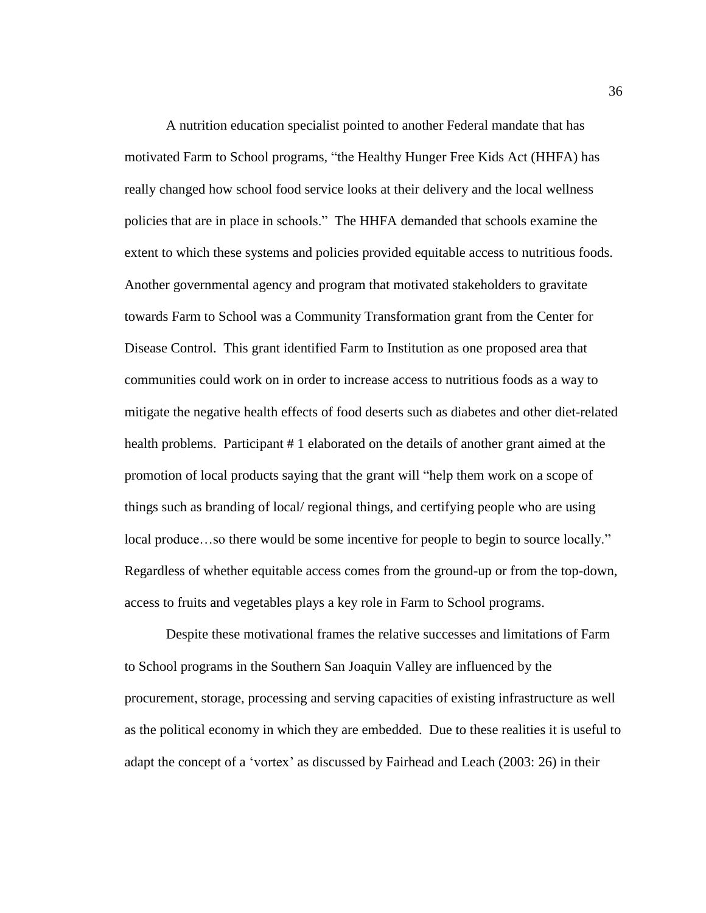A nutrition education specialist pointed to another Federal mandate that has motivated Farm to School programs, "the Healthy Hunger Free Kids Act (HHFA) has really changed how school food service looks at their delivery and the local wellness policies that are in place in schools." The HHFA demanded that schools examine the extent to which these systems and policies provided equitable access to nutritious foods. Another governmental agency and program that motivated stakeholders to gravitate towards Farm to School was a Community Transformation grant from the Center for Disease Control. This grant identified Farm to Institution as one proposed area that communities could work on in order to increase access to nutritious foods as a way to mitigate the negative health effects of food deserts such as diabetes and other diet-related health problems. Participant # 1 elaborated on the details of another grant aimed at the promotion of local products saying that the grant will "help them work on a scope of things such as branding of local/ regional things, and certifying people who are using local produce…so there would be some incentive for people to begin to source locally." Regardless of whether equitable access comes from the ground-up or from the top-down, access to fruits and vegetables plays a key role in Farm to School programs.

Despite these motivational frames the relative successes and limitations of Farm to School programs in the Southern San Joaquin Valley are influenced by the procurement, storage, processing and serving capacities of existing infrastructure as well as the political economy in which they are embedded. Due to these realities it is useful to adapt the concept of a 'vortex' as discussed by Fairhead and Leach (2003: 26) in their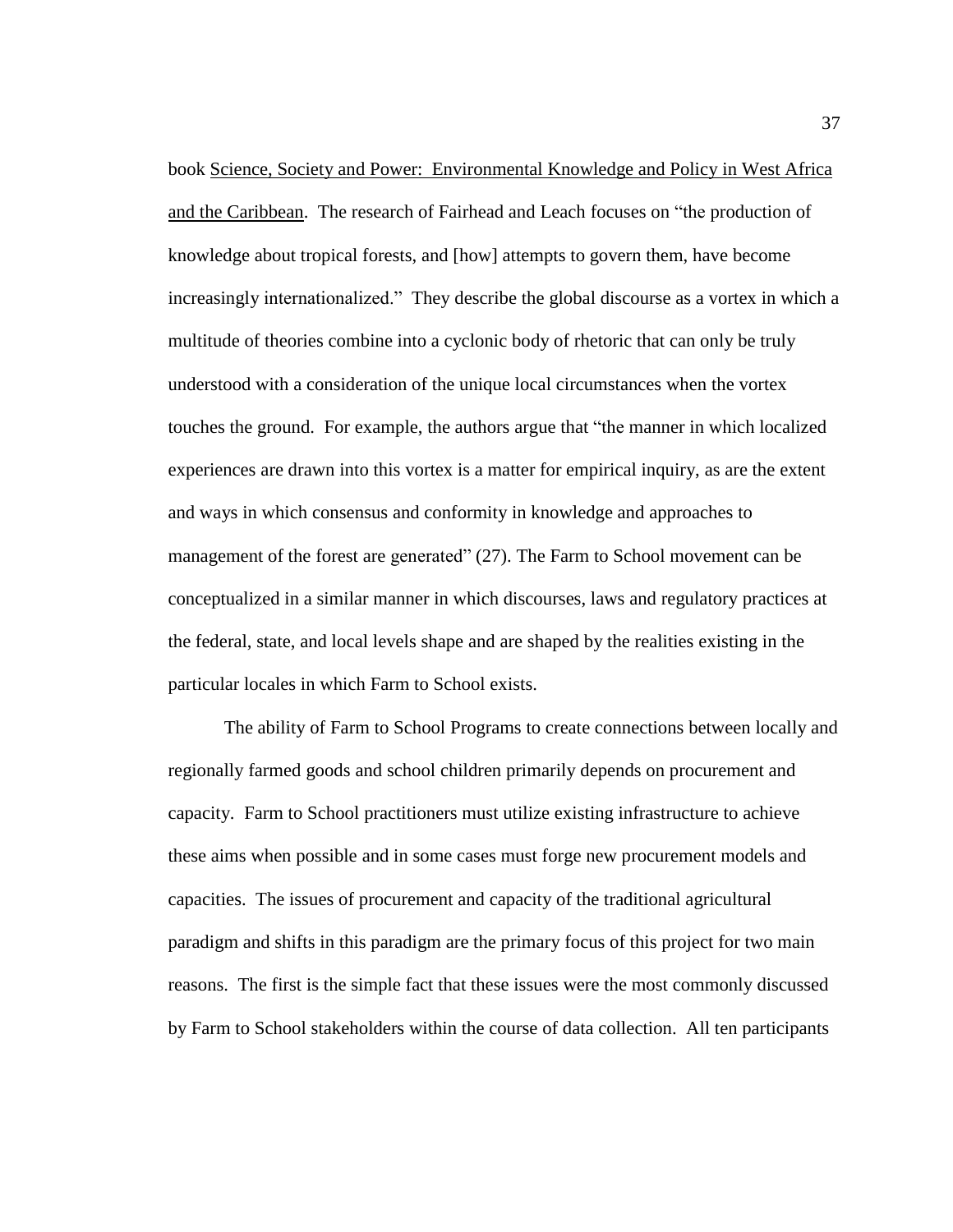book Science, Society and Power: Environmental Knowledge and Policy in West Africa and the Caribbean. The research of Fairhead and Leach focuses on "the production of knowledge about tropical forests, and [how] attempts to govern them, have become increasingly internationalized." They describe the global discourse as a vortex in which a multitude of theories combine into a cyclonic body of rhetoric that can only be truly understood with a consideration of the unique local circumstances when the vortex touches the ground. For example, the authors argue that "the manner in which localized experiences are drawn into this vortex is a matter for empirical inquiry, as are the extent and ways in which consensus and conformity in knowledge and approaches to management of the forest are generated" (27). The Farm to School movement can be conceptualized in a similar manner in which discourses, laws and regulatory practices at the federal, state, and local levels shape and are shaped by the realities existing in the particular locales in which Farm to School exists.

The ability of Farm to School Programs to create connections between locally and regionally farmed goods and school children primarily depends on procurement and capacity. Farm to School practitioners must utilize existing infrastructure to achieve these aims when possible and in some cases must forge new procurement models and capacities. The issues of procurement and capacity of the traditional agricultural paradigm and shifts in this paradigm are the primary focus of this project for two main reasons. The first is the simple fact that these issues were the most commonly discussed by Farm to School stakeholders within the course of data collection. All ten participants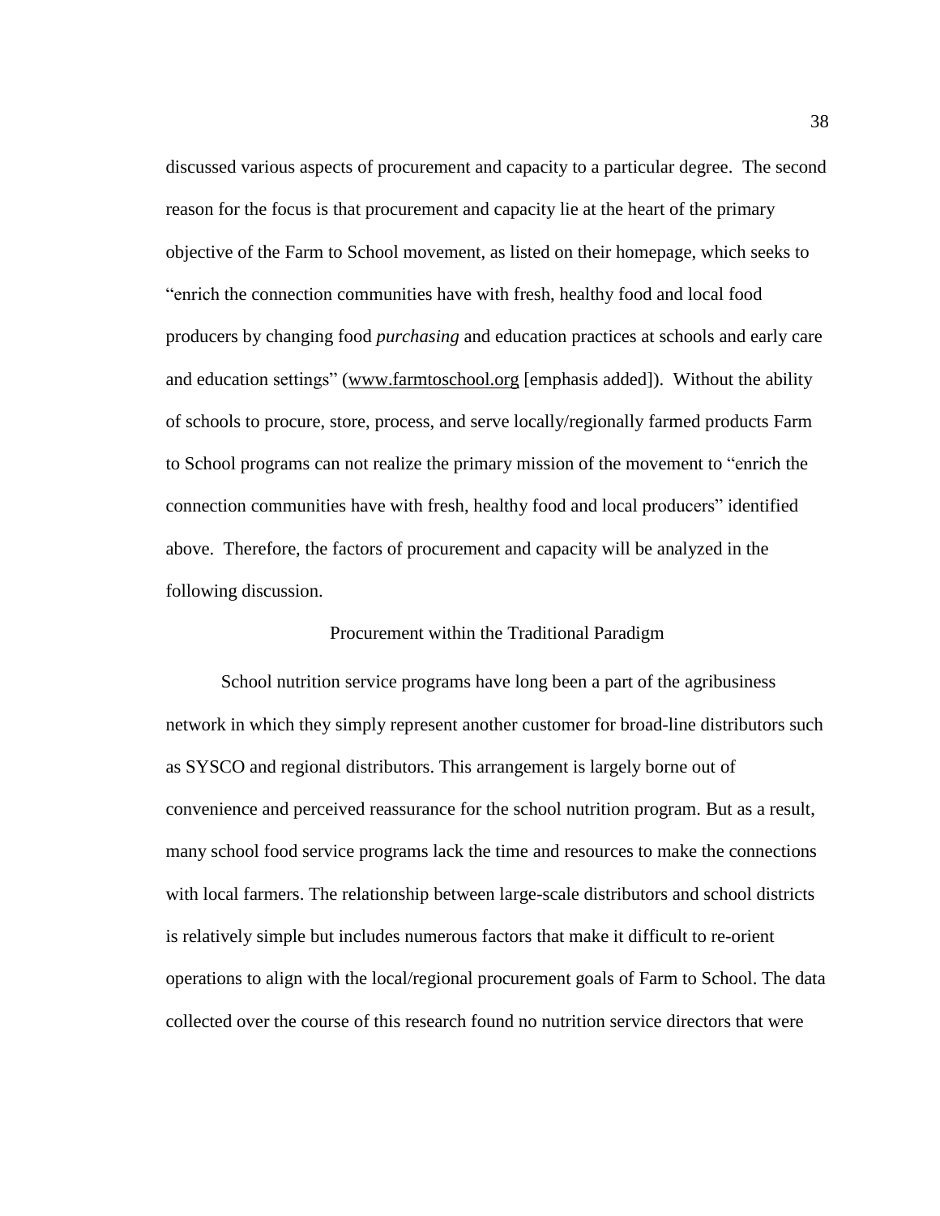discussed various aspects of procurement and capacity to a particular degree. The second reason for the focus is that procurement and capacity lie at the heart of the primary objective of the Farm to School movement, as listed on their homepage, which seeks to "enrich the connection communities have with fresh, healthy food and local food producers by changing food *purchasing* and education practices at schools and early care and education settings" (www.farmtoschool.org [emphasis added]). Without the ability of schools to procure, store, process, and serve locally/regionally farmed products Farm to School programs can not realize the primary mission of the movement to "enrich the connection communities have with fresh, healthy food and local producers" identified above. Therefore, the factors of procurement and capacity will be analyzed in the following discussion.

## Procurement within the Traditional Paradigm

School nutrition service programs have long been a part of the agribusiness network in which they simply represent another customer for broad-line distributors such as SYSCO and regional distributors. This arrangement is largely borne out of convenience and perceived reassurance for the school nutrition program. But as a result, many school food service programs lack the time and resources to make the connections with local farmers. The relationship between large-scale distributors and school districts is relatively simple but includes numerous factors that make it difficult to re-orient operations to align with the local/regional procurement goals of Farm to School. The data collected over the course of this research found no nutrition service directors that were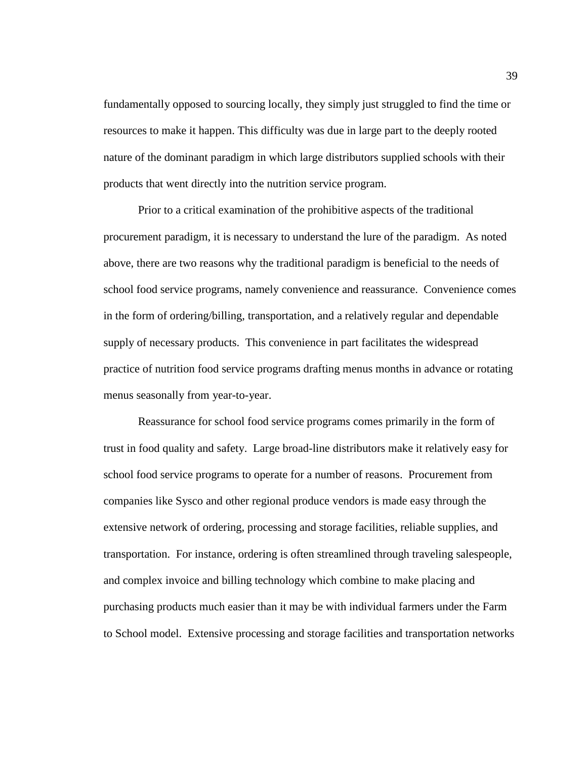fundamentally opposed to sourcing locally, they simply just struggled to find the time or resources to make it happen. This difficulty was due in large part to the deeply rooted nature of the dominant paradigm in which large distributors supplied schools with their products that went directly into the nutrition service program.

Prior to a critical examination of the prohibitive aspects of the traditional procurement paradigm, it is necessary to understand the lure of the paradigm. As noted above, there are two reasons why the traditional paradigm is beneficial to the needs of school food service programs, namely convenience and reassurance. Convenience comes in the form of ordering/billing, transportation, and a relatively regular and dependable supply of necessary products. This convenience in part facilitates the widespread practice of nutrition food service programs drafting menus months in advance or rotating menus seasonally from year-to-year.

Reassurance for school food service programs comes primarily in the form of trust in food quality and safety. Large broad-line distributors make it relatively easy for school food service programs to operate for a number of reasons. Procurement from companies like Sysco and other regional produce vendors is made easy through the extensive network of ordering, processing and storage facilities, reliable supplies, and transportation. For instance, ordering is often streamlined through traveling salespeople, and complex invoice and billing technology which combine to make placing and purchasing products much easier than it may be with individual farmers under the Farm to School model. Extensive processing and storage facilities and transportation networks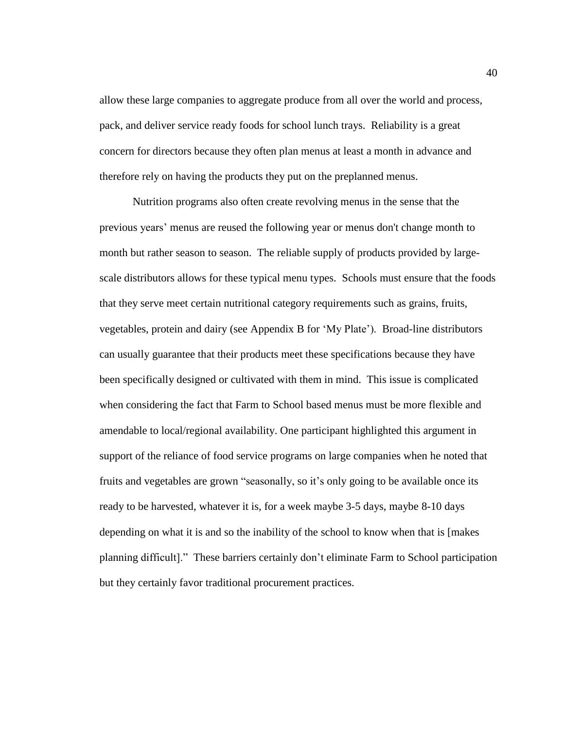allow these large companies to aggregate produce from all over the world and process, pack, and deliver service ready foods for school lunch trays. Reliability is a great concern for directors because they often plan menus at least a month in advance and therefore rely on having the products they put on the preplanned menus.

Nutrition programs also often create revolving menus in the sense that the previous years' menus are reused the following year or menus don't change month to month but rather season to season. The reliable supply of products provided by large-scale distributors allows for these typical menu types. Schools must ensure that the foods that they serve meet certain nutritional category requirements such as grains, fruits, vegetables, protein and dairy (see Appendix B for 'My Plate'). Broad-line distributors can usually guarantee that their products meet these specifications because they have been specifically designed or cultivated with them in mind. This issue is complicated when considering the fact that Farm to School based menus must be more flexible and amendable to local/regional availability. One participant highlighted this argument in support of the reliance of food service programs on large companies when he noted that fruits and vegetables are grown "seasonally, so it's only going to be available once its ready to be harvested, whatever it is, for a week maybe 3-5 days, maybe 8-10 days depending on what it is and so the inability of the school to know when that is [makes planning difficult]." These barriers certainly don't eliminate Farm to School participation but they certainly favor traditional procurement practices.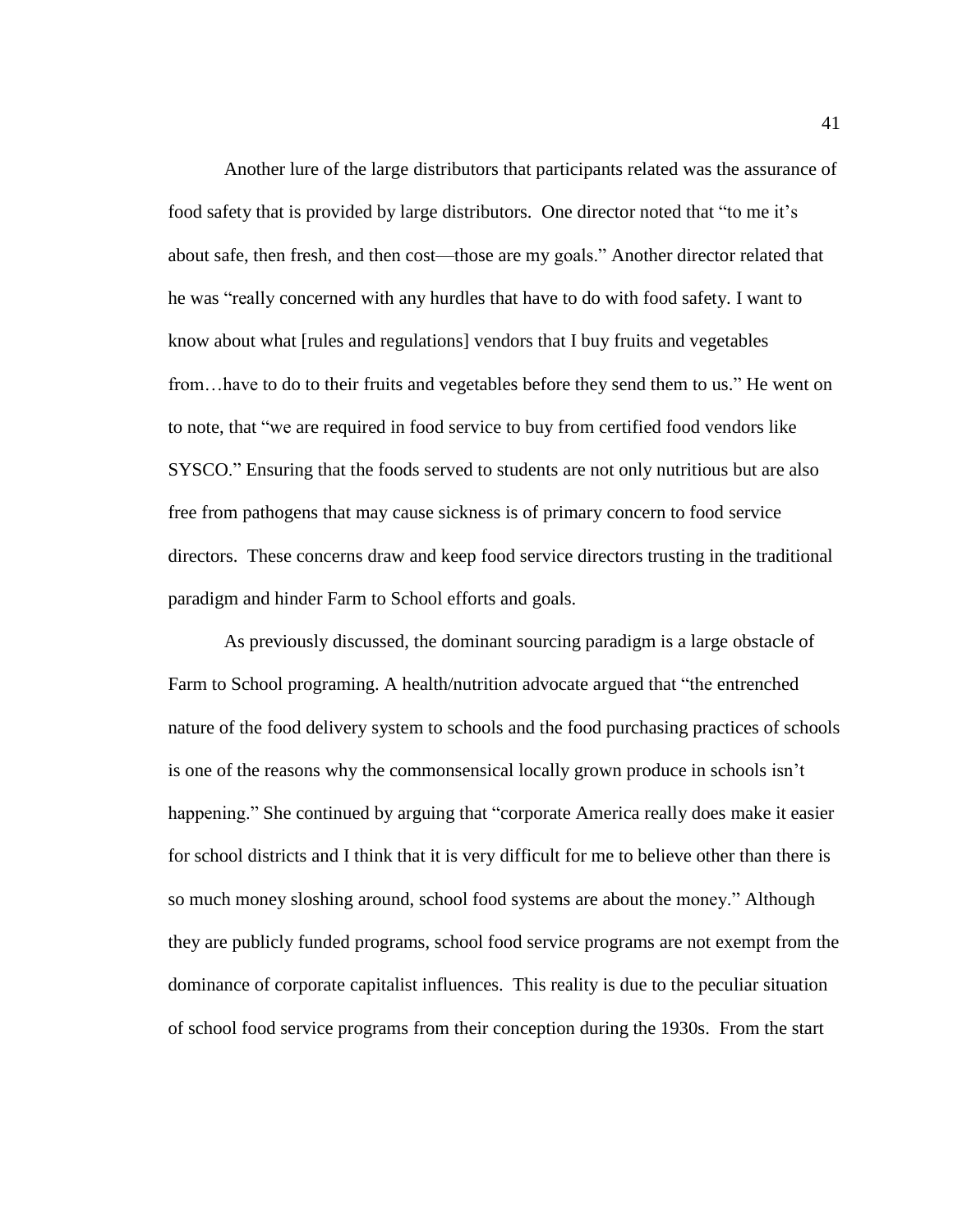Another lure of the large distributors that participants related was the assurance of food safety that is provided by large distributors. One director noted that "to me it's about safe, then fresh, and then cost—those are my goals." Another director related that he was "really concerned with any hurdles that have to do with food safety. I want to know about what [rules and regulations] vendors that I buy fruits and vegetables from…have to do to their fruits and vegetables before they send them to us." He went on to note, that "we are required in food service to buy from certified food vendors like SYSCO." Ensuring that the foods served to students are not only nutritious but are also free from pathogens that may cause sickness is of primary concern to food service directors. These concerns draw and keep food service directors trusting in the traditional paradigm and hinder Farm to School efforts and goals.

As previously discussed, the dominant sourcing paradigm is a large obstacle of Farm to School programing. A health/nutrition advocate argued that "the entrenched nature of the food delivery system to schools and the food purchasing practices of schools is one of the reasons why the commonsensical locally grown produce in schools isn't happening." She continued by arguing that "corporate America really does make it easier for school districts and I think that it is very difficult for me to believe other than there is so much money sloshing around, school food systems are about the money." Although they are publicly funded programs, school food service programs are not exempt from the dominance of corporate capitalist influences. This reality is due to the peculiar situation of school food service programs from their conception during the 1930s. From the start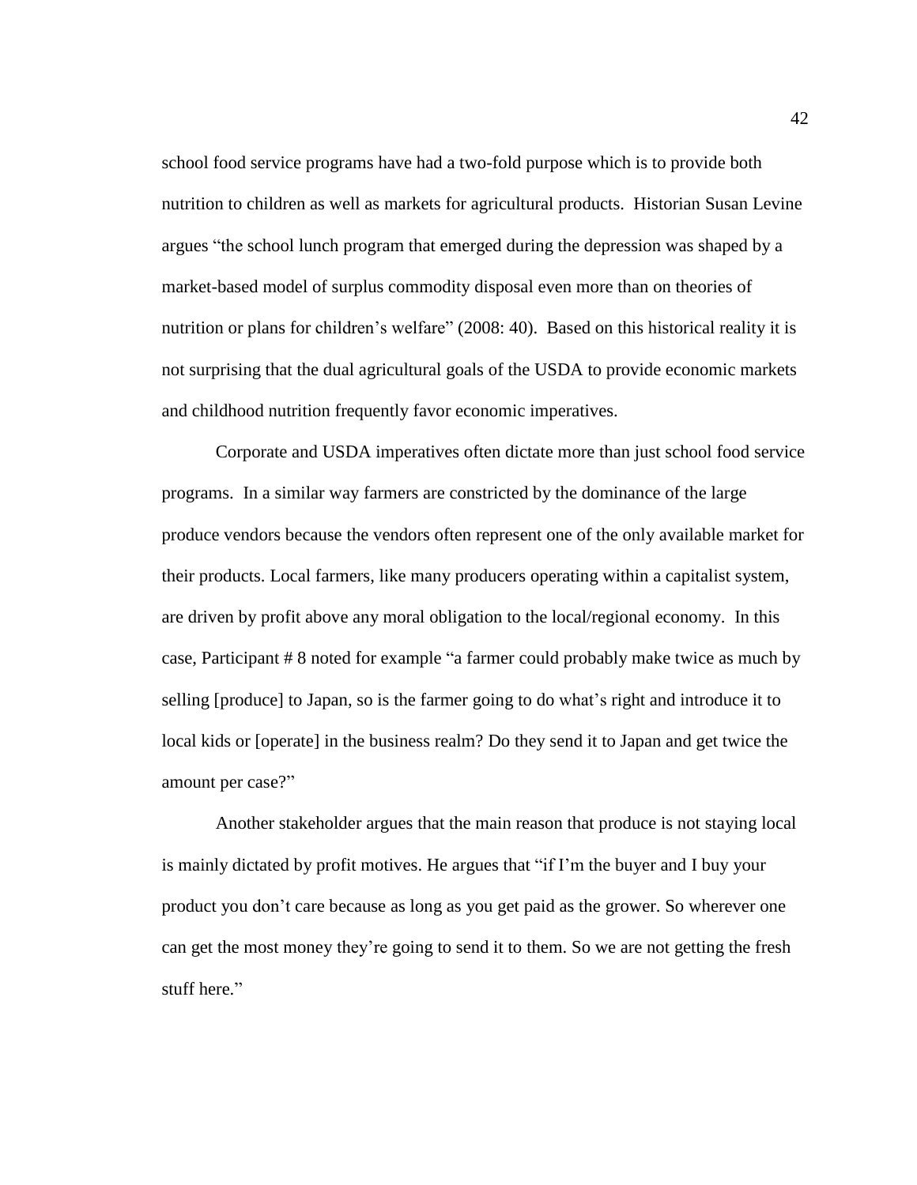school food service programs have had a two-fold purpose which is to provide both nutrition to children as well as markets for agricultural products. Historian Susan Levine argues "the school lunch program that emerged during the depression was shaped by a market-based model of surplus commodity disposal even more than on theories of nutrition or plans for children's welfare" (2008: 40). Based on this historical reality it is not surprising that the dual agricultural goals of the USDA to provide economic markets and childhood nutrition frequently favor economic imperatives.

Corporate and USDA imperatives often dictate more than just school food service programs. In a similar way farmers are constricted by the dominance of the large produce vendors because the vendors often represent one of the only available market for their products. Local farmers, like many producers operating within a capitalist system, are driven by profit above any moral obligation to the local/regional economy. In this case, Participant # 8 noted for example "a farmer could probably make twice as much by selling [produce] to Japan, so is the farmer going to do what's right and introduce it to local kids or [operate] in the business realm? Do they send it to Japan and get twice the amount per case?"

Another stakeholder argues that the main reason that produce is not staying local is mainly dictated by profit motives. He argues that "if I'm the buyer and I buy your product you don't care because as long as you get paid as the grower. So wherever one can get the most money they're going to send it to them. So we are not getting the fresh stuff here."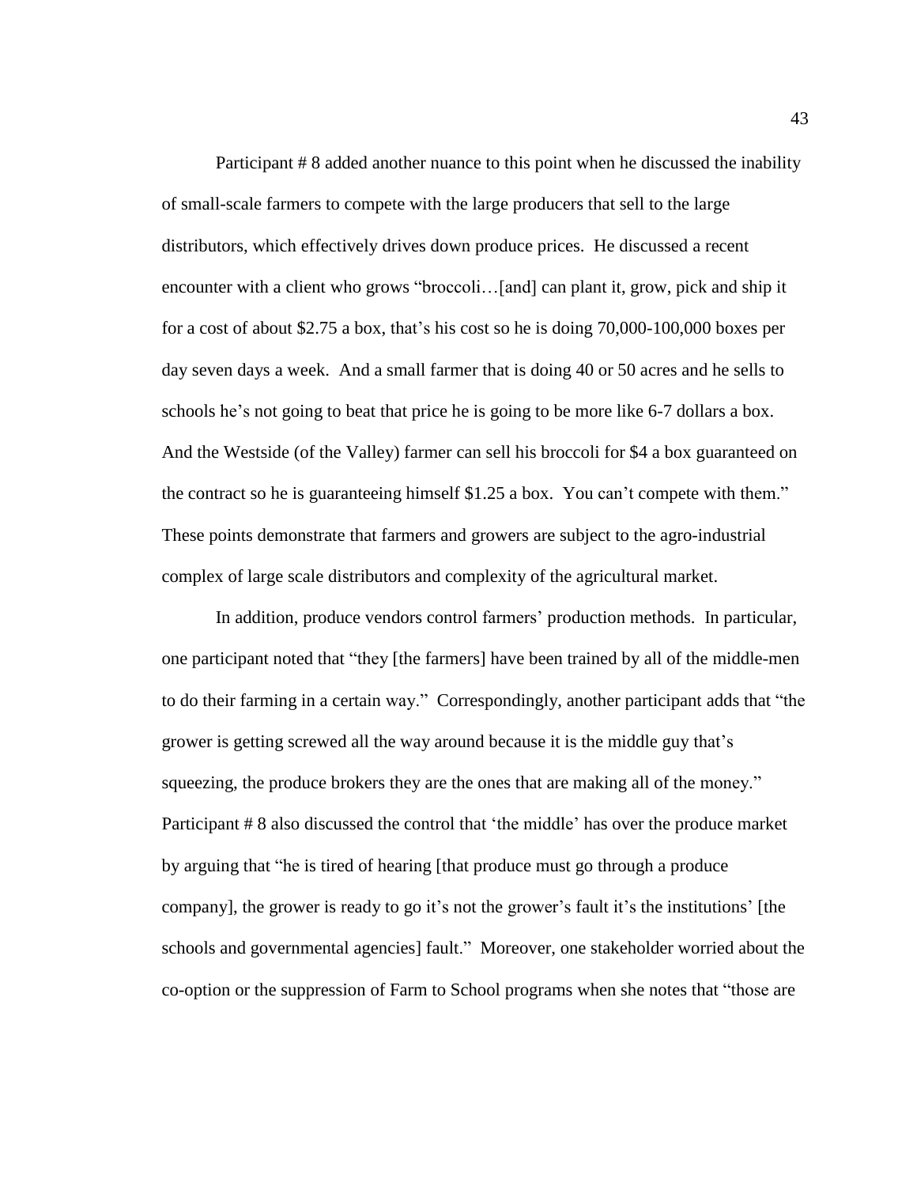Participant # 8 added another nuance to this point when he discussed the inability of small-scale farmers to compete with the large producers that sell to the large distributors, which effectively drives down produce prices. He discussed a recent encounter with a client who grows "broccoli…[and] can plant it, grow, pick and ship it for a cost of about $2.75 a box, that's his cost so he is doing 70,000-100,000 boxes per day seven days a week. And a small farmer that is doing 40 or 50 acres and he sells to schools he's not going to beat that price he is going to be more like 6-7 dollars a box. And the Westside (of the Valley) farmer can sell his broccoli for $4 a box guaranteed on the contract so he is guaranteeing himself $1.25 a box. You can't compete with them." These points demonstrate that farmers and growers are subject to the agro-industrial complex of large scale distributors and complexity of the agricultural market.

In addition, produce vendors control farmers' production methods. In particular, one participant noted that "they [the farmers] have been trained by all of the middle-men to do their farming in a certain way." Correspondingly, another participant adds that "the grower is getting screwed all the way around because it is the middle guy that's squeezing, the produce brokers they are the ones that are making all of the money." Participant # 8 also discussed the control that 'the middle' has over the produce market by arguing that "he is tired of hearing [that produce must go through a produce company], the grower is ready to go it's not the grower's fault it's the institutions' [the schools and governmental agencies] fault." Moreover, one stakeholder worried about the co-option or the suppression of Farm to School programs when she notes that "those are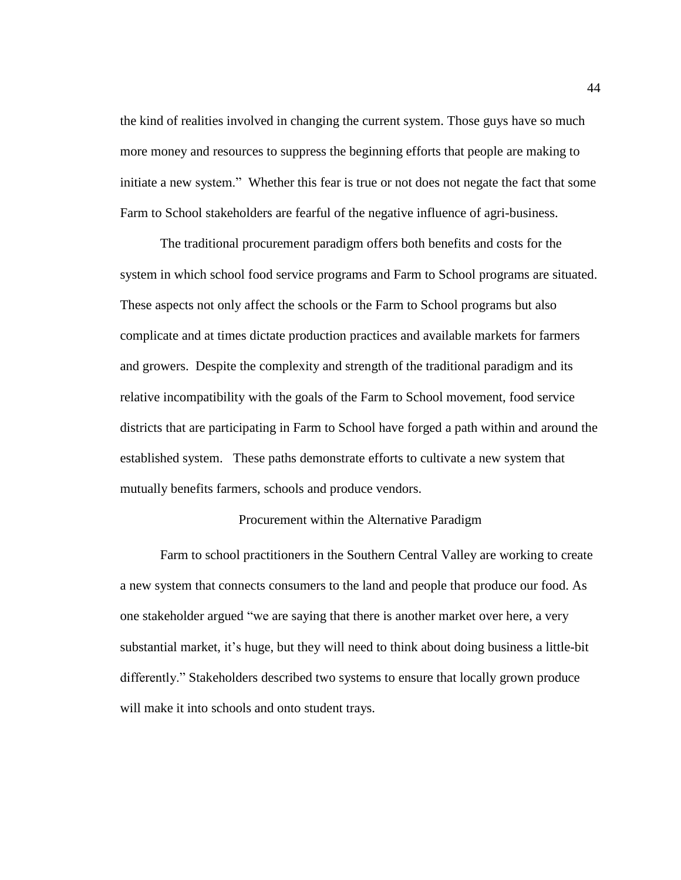the kind of realities involved in changing the current system. Those guys have so much more money and resources to suppress the beginning efforts that people are making to initiate a new system." Whether this fear is true or not does not negate the fact that some Farm to School stakeholders are fearful of the negative influence of agri-business.

The traditional procurement paradigm offers both benefits and costs for the system in which school food service programs and Farm to School programs are situated. These aspects not only affect the schools or the Farm to School programs but also complicate and at times dictate production practices and available markets for farmers and growers. Despite the complexity and strength of the traditional paradigm and its relative incompatibility with the goals of the Farm to School movement, food service districts that are participating in Farm to School have forged a path within and around the established system. These paths demonstrate efforts to cultivate a new system that mutually benefits farmers, schools and produce vendors.

## Procurement within the Alternative Paradigm

Farm to school practitioners in the Southern Central Valley are working to create a new system that connects consumers to the land and people that produce our food. As one stakeholder argued "we are saying that there is another market over here, a very substantial market, it's huge, but they will need to think about doing business a little-bit differently." Stakeholders described two systems to ensure that locally grown produce will make it into schools and onto student trays.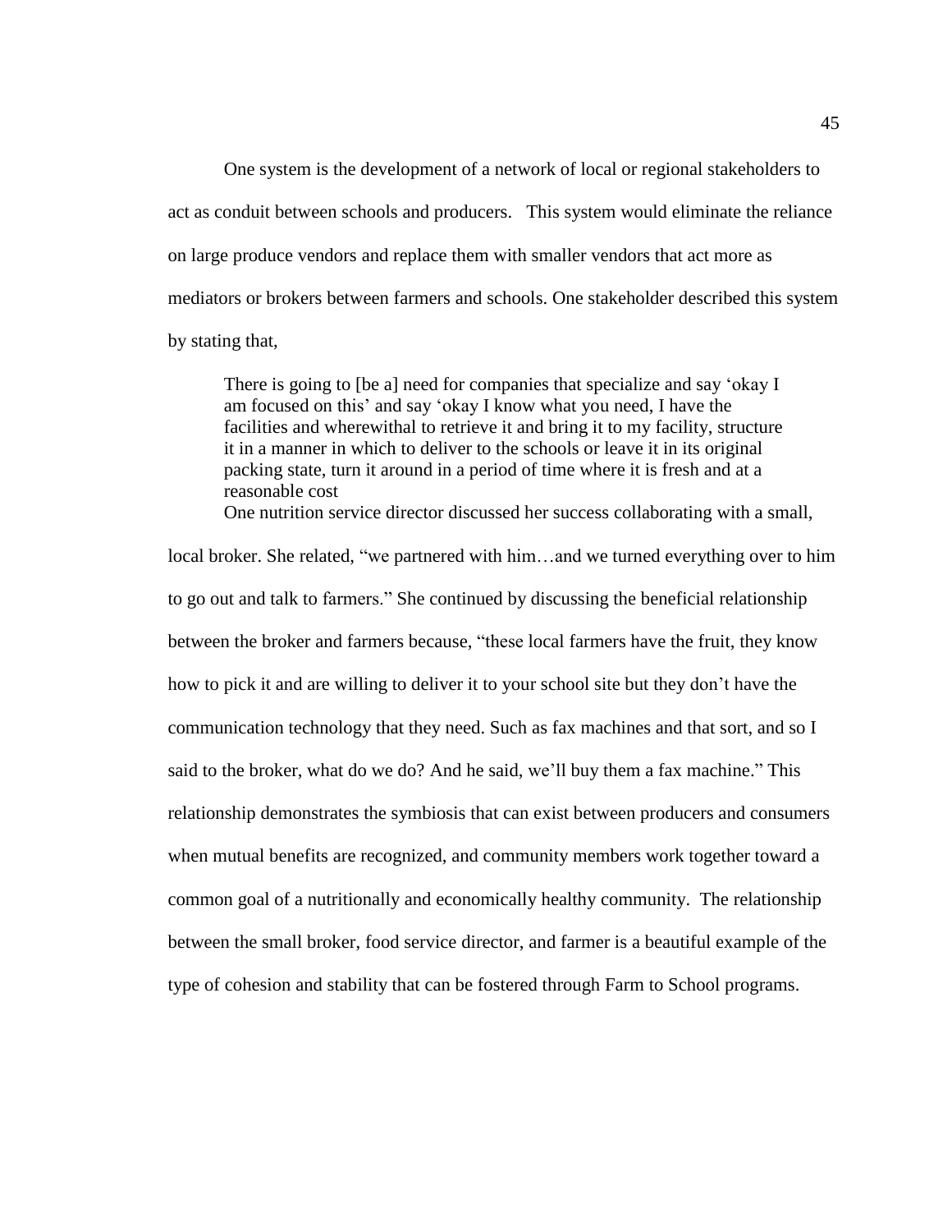One system is the development of a network of local or regional stakeholders to act as conduit between schools and producers. This system would eliminate the reliance on large produce vendors and replace them with smaller vendors that act more as mediators or brokers between farmers and schools. One stakeholder described this system by stating that,

> There is going to [be a] need for companies that specialize and say 'okay I am focused on this' and say 'okay I know what you need, I have the facilities and wherewithal to retrieve it and bring it to my facility, structure it in a manner in which to deliver to the schools or leave it in its original packing state, turn it around in a period of time where it is fresh and at a reasonable cost

One nutrition service director discussed her success collaborating with a small, local broker. She related, "we partnered with him…and we turned everything over to him to go out and talk to farmers." She continued by discussing the beneficial relationship between the broker and farmers because, "these local farmers have the fruit, they know how to pick it and are willing to deliver it to your school site but they don't have the communication technology that they need. Such as fax machines and that sort, and so I said to the broker, what do we do? And he said, we'll buy them a fax machine." This relationship demonstrates the symbiosis that can exist between producers and consumers when mutual benefits are recognized, and community members work together toward a common goal of a nutritionally and economically healthy community. The relationship between the small broker, food service director, and farmer is a beautiful example of the type of cohesion and stability that can be fostered through Farm to School programs.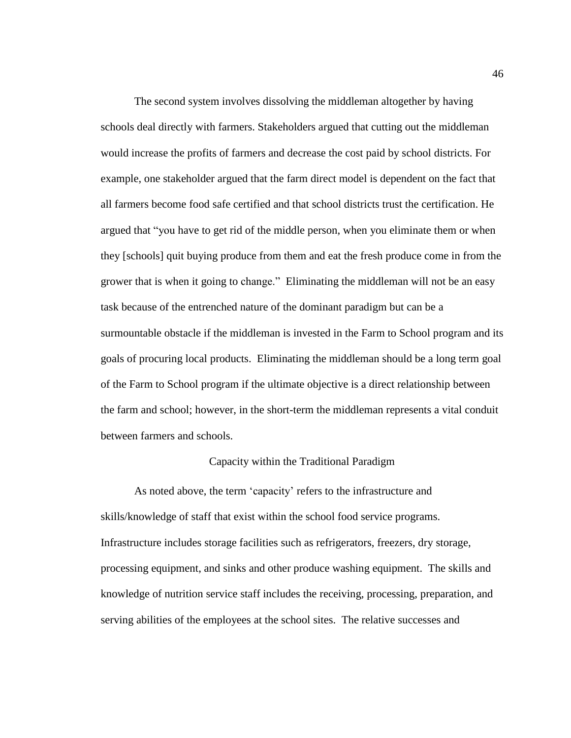The second system involves dissolving the middleman altogether by having schools deal directly with farmers. Stakeholders argued that cutting out the middleman would increase the profits of farmers and decrease the cost paid by school districts. For example, one stakeholder argued that the farm direct model is dependent on the fact that all farmers become food safe certified and that school districts trust the certification. He argued that "you have to get rid of the middle person, when you eliminate them or when they [schools] quit buying produce from them and eat the fresh produce come in from the grower that is when it going to change." Eliminating the middleman will not be an easy task because of the entrenched nature of the dominant paradigm but can be a surmountable obstacle if the middleman is invested in the Farm to School program and its goals of procuring local products. Eliminating the middleman should be a long term goal of the Farm to School program if the ultimate objective is a direct relationship between the farm and school; however, in the short-term the middleman represents a vital conduit between farmers and schools.

## Capacity within the Traditional Paradigm

As noted above, the term 'capacity' refers to the infrastructure and skills/knowledge of staff that exist within the school food service programs. Infrastructure includes storage facilities such as refrigerators, freezers, dry storage, processing equipment, and sinks and other produce washing equipment. The skills and knowledge of nutrition service staff includes the receiving, processing, preparation, and serving abilities of the employees at the school sites. The relative successes and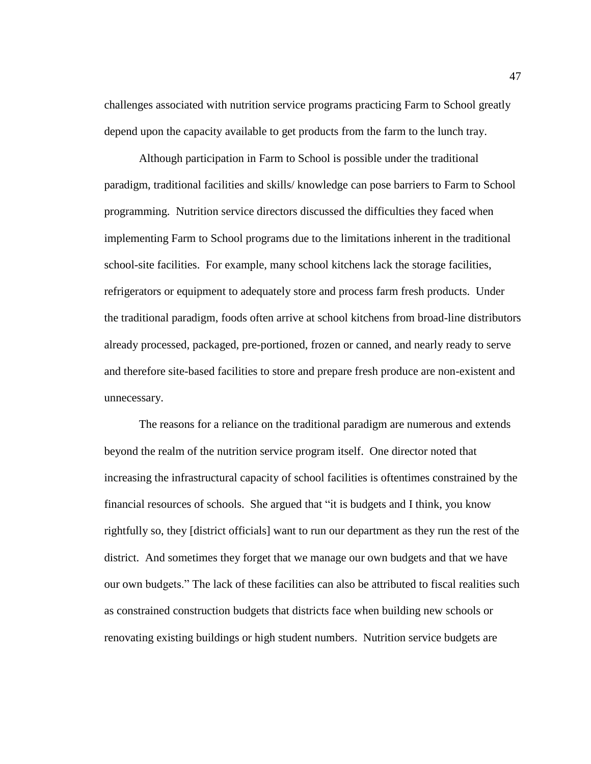challenges associated with nutrition service programs practicing Farm to School greatly depend upon the capacity available to get products from the farm to the lunch tray.

Although participation in Farm to School is possible under the traditional paradigm, traditional facilities and skills/ knowledge can pose barriers to Farm to School programming. Nutrition service directors discussed the difficulties they faced when implementing Farm to School programs due to the limitations inherent in the traditional school-site facilities. For example, many school kitchens lack the storage facilities, refrigerators or equipment to adequately store and process farm fresh products. Under the traditional paradigm, foods often arrive at school kitchens from broad-line distributors already processed, packaged, pre-portioned, frozen or canned, and nearly ready to serve and therefore site-based facilities to store and prepare fresh produce are non-existent and unnecessary.

The reasons for a reliance on the traditional paradigm are numerous and extends beyond the realm of the nutrition service program itself. One director noted that increasing the infrastructural capacity of school facilities is oftentimes constrained by the financial resources of schools. She argued that "it is budgets and I think, you know rightfully so, they [district officials] want to run our department as they run the rest of the district. And sometimes they forget that we manage our own budgets and that we have our own budgets." The lack of these facilities can also be attributed to fiscal realities such as constrained construction budgets that districts face when building new schools or renovating existing buildings or high student numbers. Nutrition service budgets are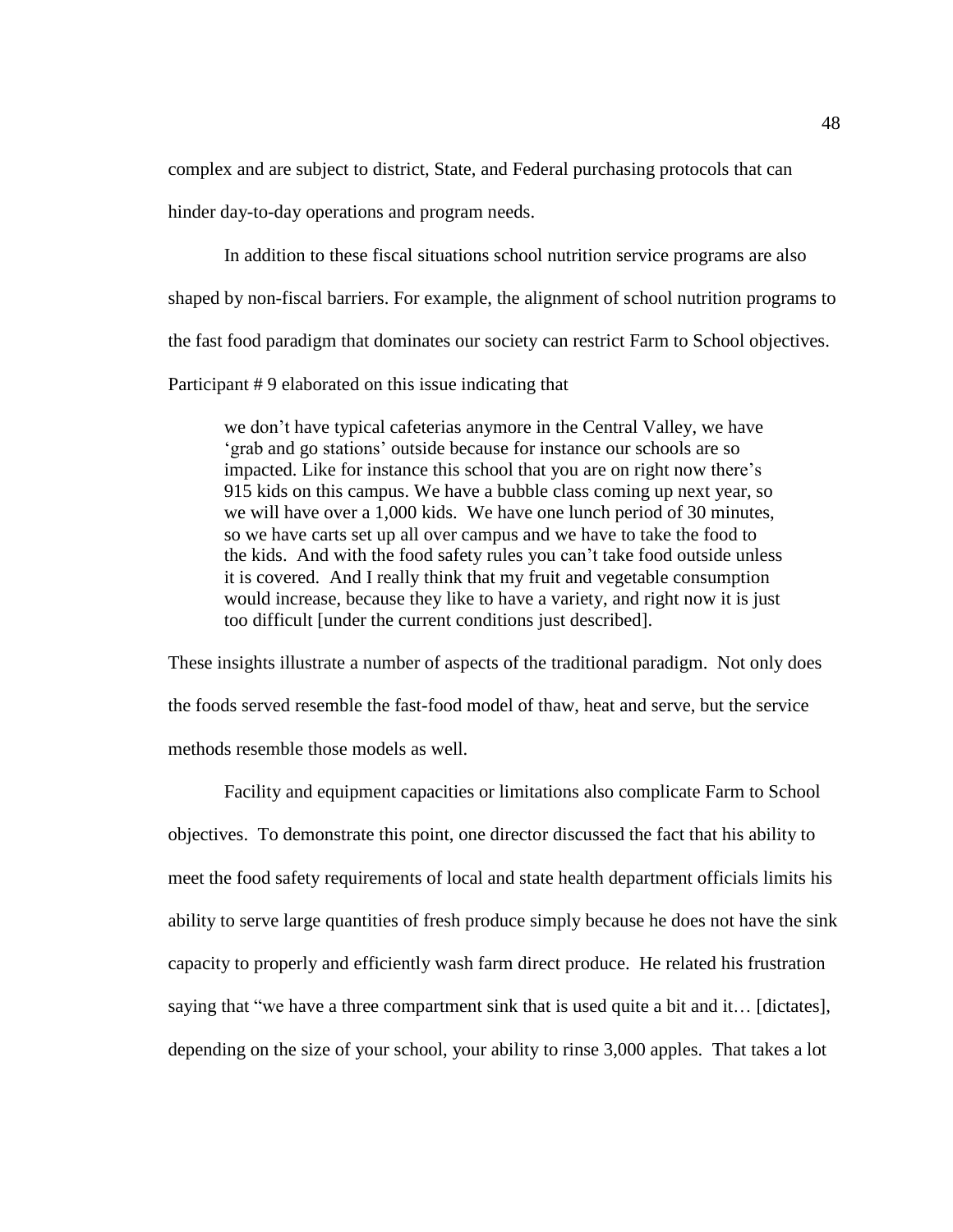complex and are subject to district, State, and Federal purchasing protocols that can hinder day-to-day operations and program needs.

In addition to these fiscal situations school nutrition service programs are also shaped by non-fiscal barriers. For example, the alignment of school nutrition programs to the fast food paradigm that dominates our society can restrict Farm to School objectives. Participant # 9 elaborated on this issue indicating that

> we don't have typical cafeterias anymore in the Central Valley, we have 'grab and go stations' outside because for instance our schools are so impacted. Like for instance this school that you are on right now there's 915 kids on this campus. We have a bubble class coming up next year, so we will have over a 1,000 kids. We have one lunch period of 30 minutes, so we have carts set up all over campus and we have to take the food to the kids. And with the food safety rules you can't take food outside unless it is covered. And I really think that my fruit and vegetable consumption would increase, because they like to have a variety, and right now it is just too difficult [under the current conditions just described].

These insights illustrate a number of aspects of the traditional paradigm. Not only does the foods served resemble the fast-food model of thaw, heat and serve, but the service methods resemble those models as well.

Facility and equipment capacities or limitations also complicate Farm to School objectives. To demonstrate this point, one director discussed the fact that his ability to meet the food safety requirements of local and state health department officials limits his ability to serve large quantities of fresh produce simply because he does not have the sink capacity to properly and efficiently wash farm direct produce. He related his frustration saying that "we have a three compartment sink that is used quite a bit and it… [dictates], depending on the size of your school, your ability to rinse 3,000 apples. That takes a lot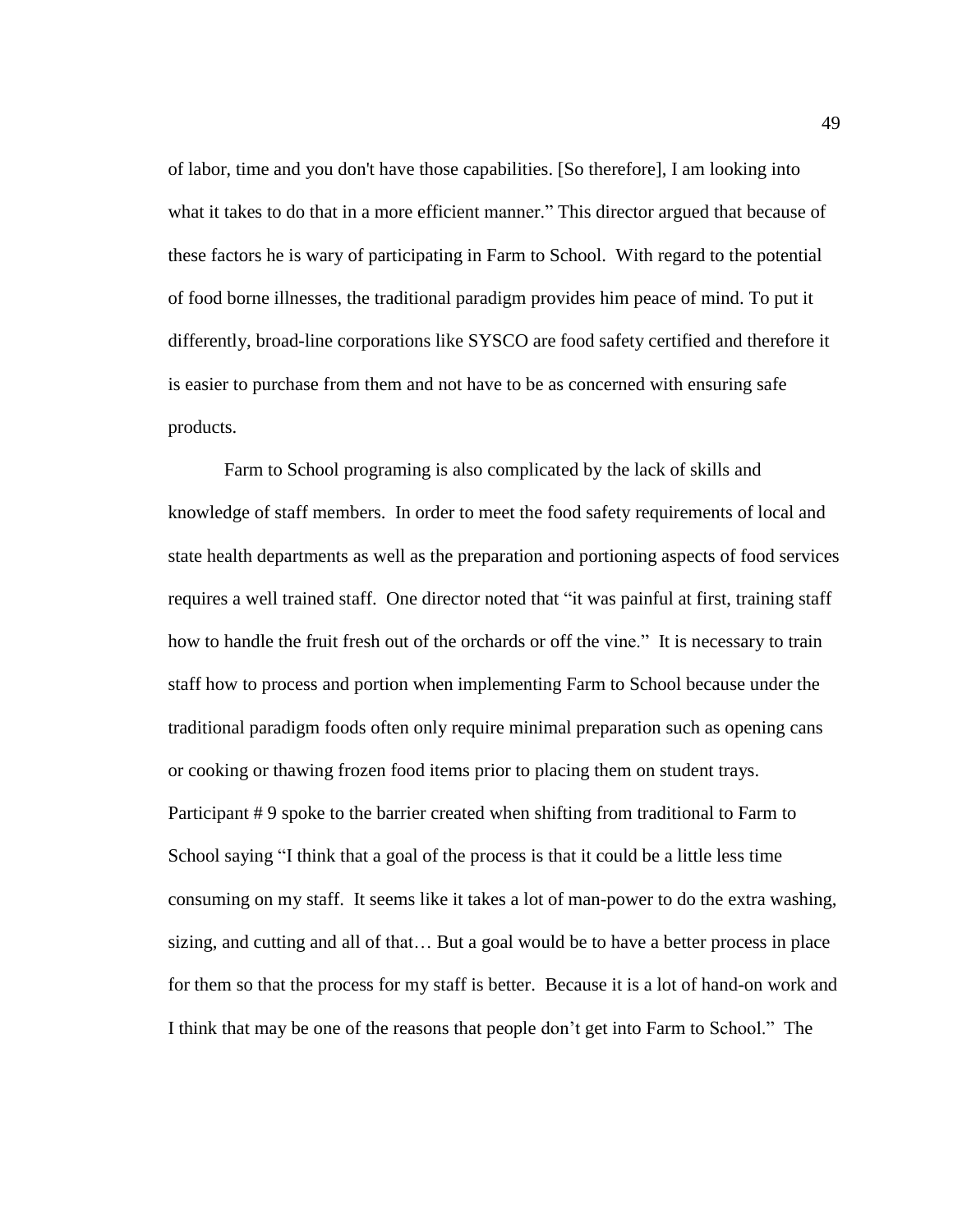of labor, time and you don't have those capabilities. [So therefore], I am looking into what it takes to do that in a more efficient manner." This director argued that because of these factors he is wary of participating in Farm to School. With regard to the potential of food borne illnesses, the traditional paradigm provides him peace of mind. To put it differently, broad-line corporations like SYSCO are food safety certified and therefore it is easier to purchase from them and not have to be as concerned with ensuring safe products.

Farm to School programing is also complicated by the lack of skills and knowledge of staff members. In order to meet the food safety requirements of local and state health departments as well as the preparation and portioning aspects of food services requires a well trained staff. One director noted that "it was painful at first, training staff how to handle the fruit fresh out of the orchards or off the vine." It is necessary to train staff how to process and portion when implementing Farm to School because under the traditional paradigm foods often only require minimal preparation such as opening cans or cooking or thawing frozen food items prior to placing them on student trays. Participant # 9 spoke to the barrier created when shifting from traditional to Farm to School saying "I think that a goal of the process is that it could be a little less time consuming on my staff. It seems like it takes a lot of man-power to do the extra washing, sizing, and cutting and all of that… But a goal would be to have a better process in place for them so that the process for my staff is better. Because it is a lot of hand-on work and I think that may be one of the reasons that people don't get into Farm to School." The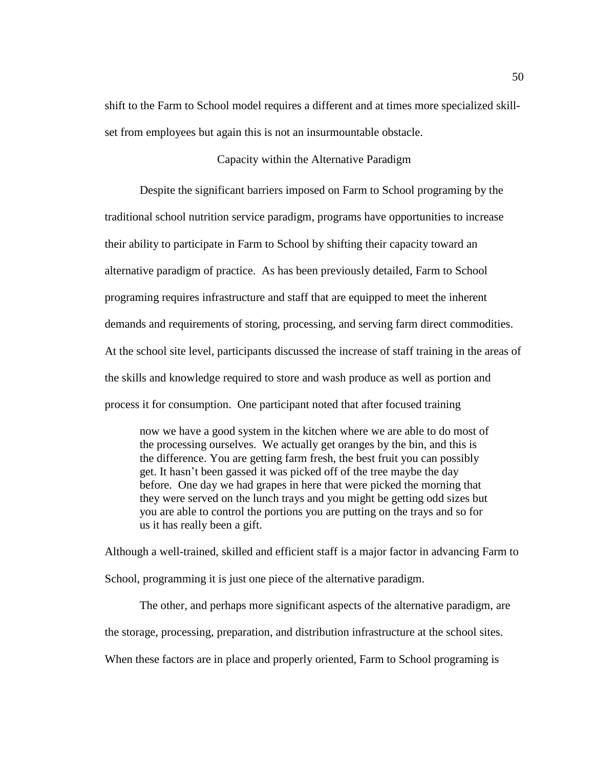shift to the Farm to School model requires a different and at times more specialized skill-set from employees but again this is not an insurmountable obstacle.

## Capacity within the Alternative Paradigm

Despite the significant barriers imposed on Farm to School programing by the traditional school nutrition service paradigm, programs have opportunities to increase their ability to participate in Farm to School by shifting their capacity toward an alternative paradigm of practice. As has been previously detailed, Farm to School programing requires infrastructure and staff that are equipped to meet the inherent demands and requirements of storing, processing, and serving farm direct commodities. At the school site level, participants discussed the increase of staff training in the areas of the skills and knowledge required to store and wash produce as well as portion and process it for consumption. One participant noted that after focused training

> now we have a good system in the kitchen where we are able to do most of the processing ourselves. We actually get oranges by the bin, and this is the difference. You are getting farm fresh, the best fruit you can possibly get. It hasn't been gassed it was picked off of the tree maybe the day before. One day we had grapes in here that were picked the morning that they were served on the lunch trays and you might be getting odd sizes but you are able to control the portions you are putting on the trays and so for us it has really been a gift.

Although a well-trained, skilled and efficient staff is a major factor in advancing Farm to School, programming it is just one piece of the alternative paradigm.

The other, and perhaps more significant aspects of the alternative paradigm, are the storage, processing, preparation, and distribution infrastructure at the school sites. When these factors are in place and properly oriented, Farm to School programing is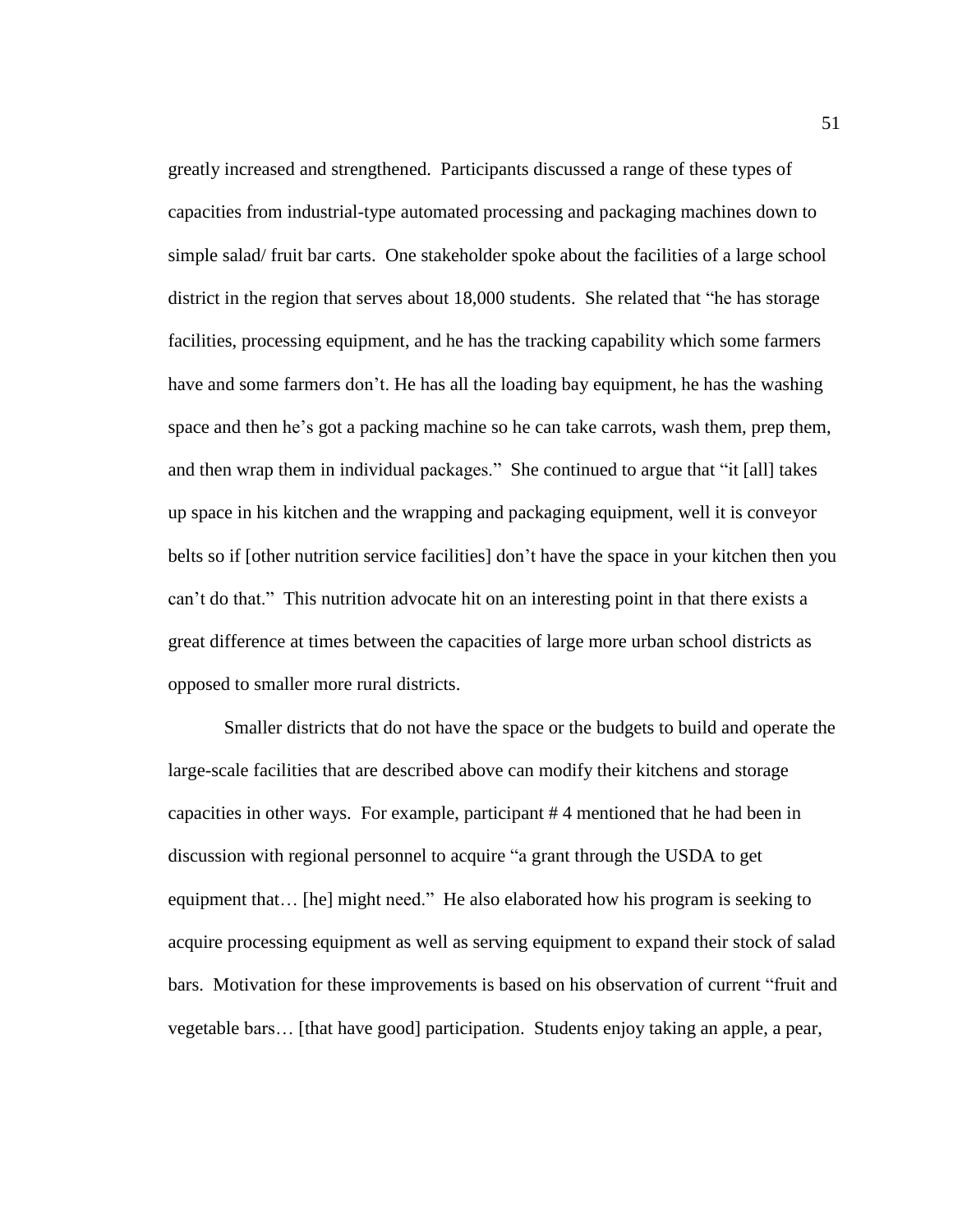greatly increased and strengthened. Participants discussed a range of these types of capacities from industrial-type automated processing and packaging machines down to simple salad/ fruit bar carts. One stakeholder spoke about the facilities of a large school district in the region that serves about 18,000 students. She related that "he has storage facilities, processing equipment, and he has the tracking capability which some farmers have and some farmers don't. He has all the loading bay equipment, he has the washing space and then he's got a packing machine so he can take carrots, wash them, prep them, and then wrap them in individual packages." She continued to argue that "it [all] takes up space in his kitchen and the wrapping and packaging equipment, well it is conveyor belts so if [other nutrition service facilities] don't have the space in your kitchen then you can't do that." This nutrition advocate hit on an interesting point in that there exists a great difference at times between the capacities of large more urban school districts as opposed to smaller more rural districts.

Smaller districts that do not have the space or the budgets to build and operate the large-scale facilities that are described above can modify their kitchens and storage capacities in other ways. For example, participant # 4 mentioned that he had been in discussion with regional personnel to acquire "a grant through the USDA to get equipment that… [he] might need." He also elaborated how his program is seeking to acquire processing equipment as well as serving equipment to expand their stock of salad bars. Motivation for these improvements is based on his observation of current "fruit and vegetable bars… [that have good] participation. Students enjoy taking an apple, a pear,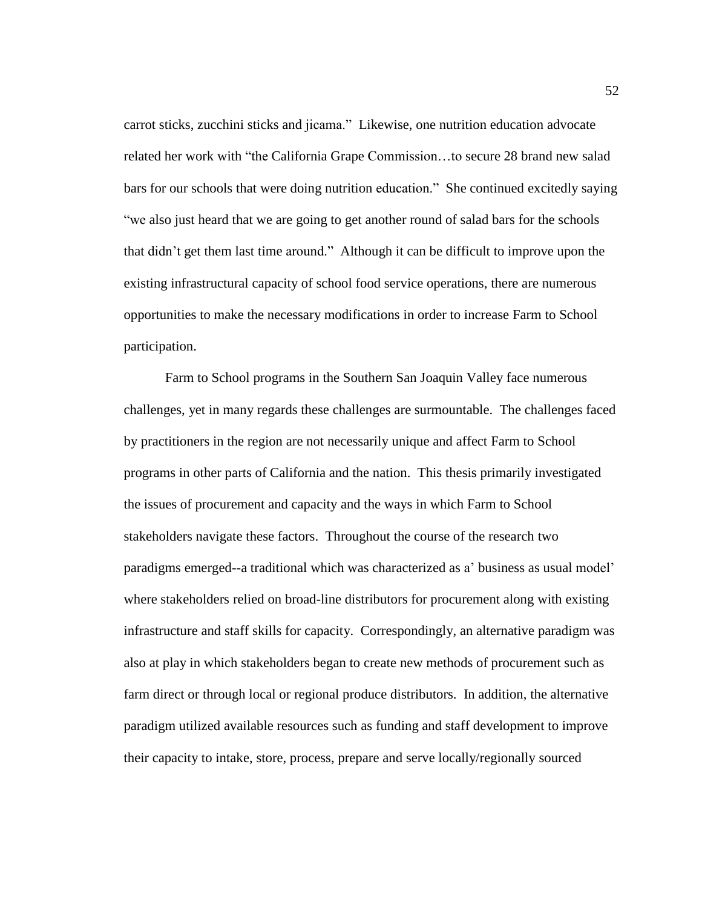carrot sticks, zucchini sticks and jicama." Likewise, one nutrition education advocate related her work with "the California Grape Commission…to secure 28 brand new salad bars for our schools that were doing nutrition education." She continued excitedly saying "we also just heard that we are going to get another round of salad bars for the schools that didn't get them last time around." Although it can be difficult to improve upon the existing infrastructural capacity of school food service operations, there are numerous opportunities to make the necessary modifications in order to increase Farm to School participation.

Farm to School programs in the Southern San Joaquin Valley face numerous challenges, yet in many regards these challenges are surmountable. The challenges faced by practitioners in the region are not necessarily unique and affect Farm to School programs in other parts of California and the nation. This thesis primarily investigated the issues of procurement and capacity and the ways in which Farm to School stakeholders navigate these factors. Throughout the course of the research two paradigms emerged--a traditional which was characterized as a' business as usual model' where stakeholders relied on broad-line distributors for procurement along with existing infrastructure and staff skills for capacity. Correspondingly, an alternative paradigm was also at play in which stakeholders began to create new methods of procurement such as farm direct or through local or regional produce distributors. In addition, the alternative paradigm utilized available resources such as funding and staff development to improve their capacity to intake, store, process, prepare and serve locally/regionally sourced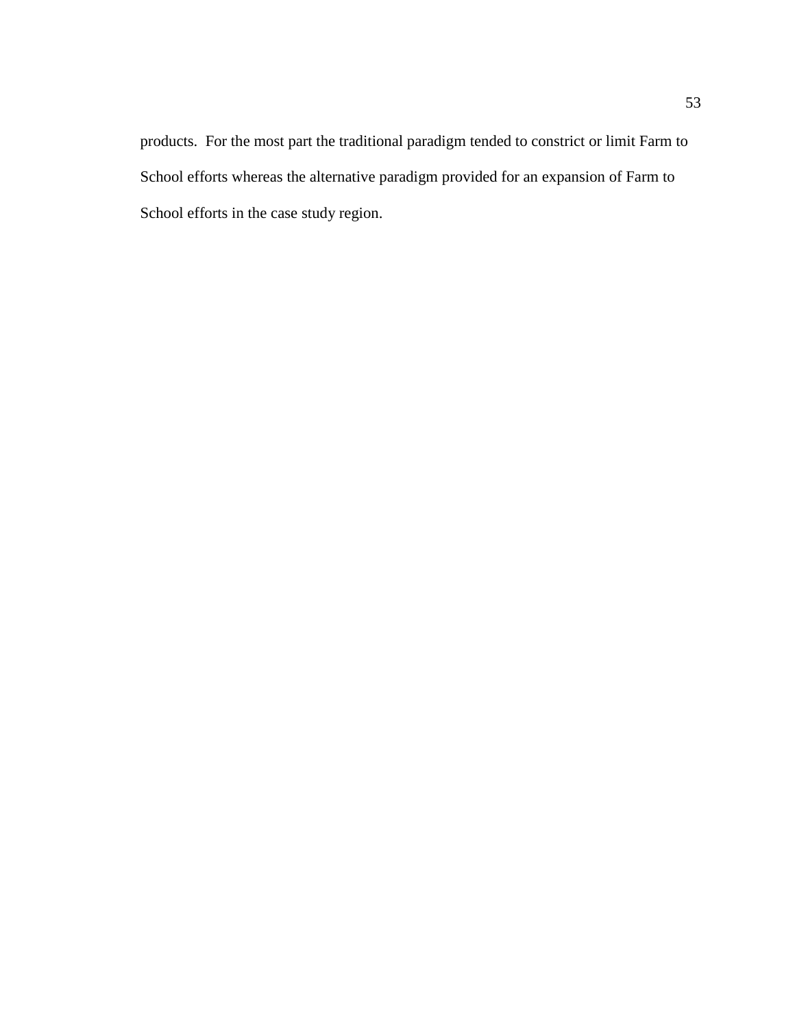products.  For the most part the traditional paradigm tended to constrict or limit Farm to School efforts whereas the alternative paradigm provided for an expansion of Farm to School efforts in the case study region.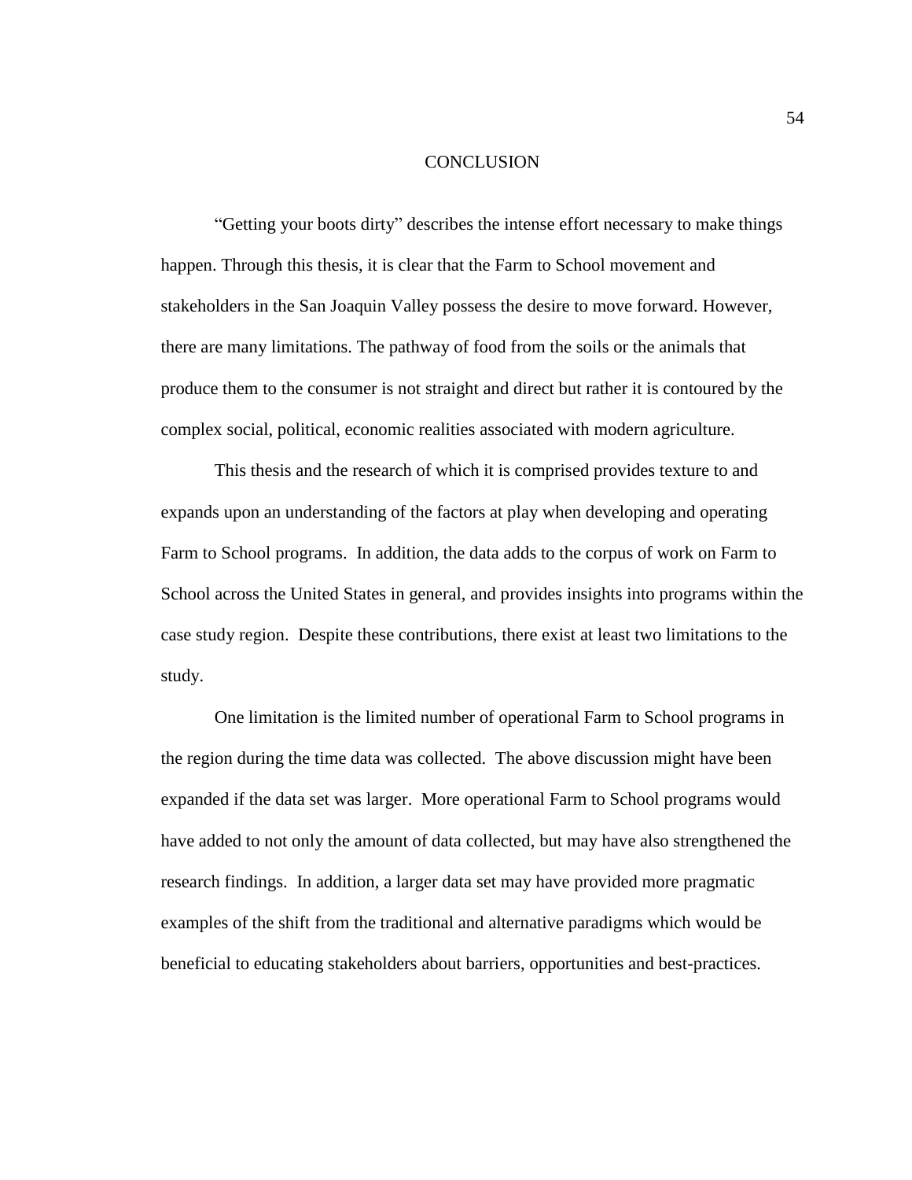# CONCLUSION

"Getting your boots dirty" describes the intense effort necessary to make things happen. Through this thesis, it is clear that the Farm to School movement and stakeholders in the San Joaquin Valley possess the desire to move forward. However, there are many limitations. The pathway of food from the soils or the animals that produce them to the consumer is not straight and direct but rather it is contoured by the complex social, political, economic realities associated with modern agriculture.

This thesis and the research of which it is comprised provides texture to and expands upon an understanding of the factors at play when developing and operating Farm to School programs. In addition, the data adds to the corpus of work on Farm to School across the United States in general, and provides insights into programs within the case study region. Despite these contributions, there exist at least two limitations to the study.

One limitation is the limited number of operational Farm to School programs in the region during the time data was collected. The above discussion might have been expanded if the data set was larger. More operational Farm to School programs would have added to not only the amount of data collected, but may have also strengthened the research findings. In addition, a larger data set may have provided more pragmatic examples of the shift from the traditional and alternative paradigms which would be beneficial to educating stakeholders about barriers, opportunities and best-practices.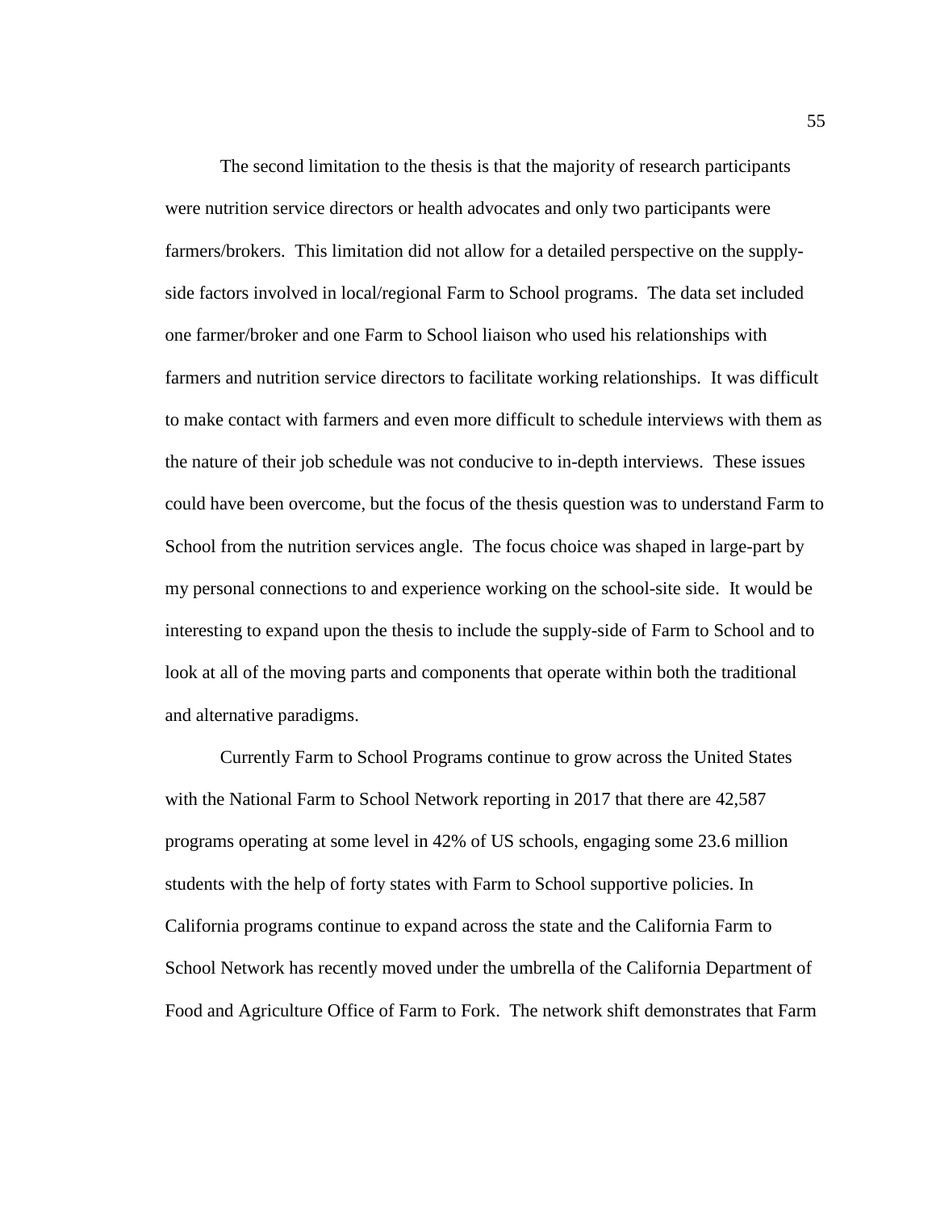The second limitation to the thesis is that the majority of research participants were nutrition service directors or health advocates and only two participants were farmers/brokers. This limitation did not allow for a detailed perspective on the supply-side factors involved in local/regional Farm to School programs. The data set included one farmer/broker and one Farm to School liaison who used his relationships with farmers and nutrition service directors to facilitate working relationships. It was difficult to make contact with farmers and even more difficult to schedule interviews with them as the nature of their job schedule was not conducive to in-depth interviews. These issues could have been overcome, but the focus of the thesis question was to understand Farm to School from the nutrition services angle. The focus choice was shaped in large-part by my personal connections to and experience working on the school-site side. It would be interesting to expand upon the thesis to include the supply-side of Farm to School and to look at all of the moving parts and components that operate within both the traditional and alternative paradigms.

Currently Farm to School Programs continue to grow across the United States with the National Farm to School Network reporting in 2017 that there are 42,587 programs operating at some level in 42% of US schools, engaging some 23.6 million students with the help of forty states with Farm to School supportive policies. In California programs continue to expand across the state and the California Farm to School Network has recently moved under the umbrella of the California Department of Food and Agriculture Office of Farm to Fork. The network shift demonstrates that Farm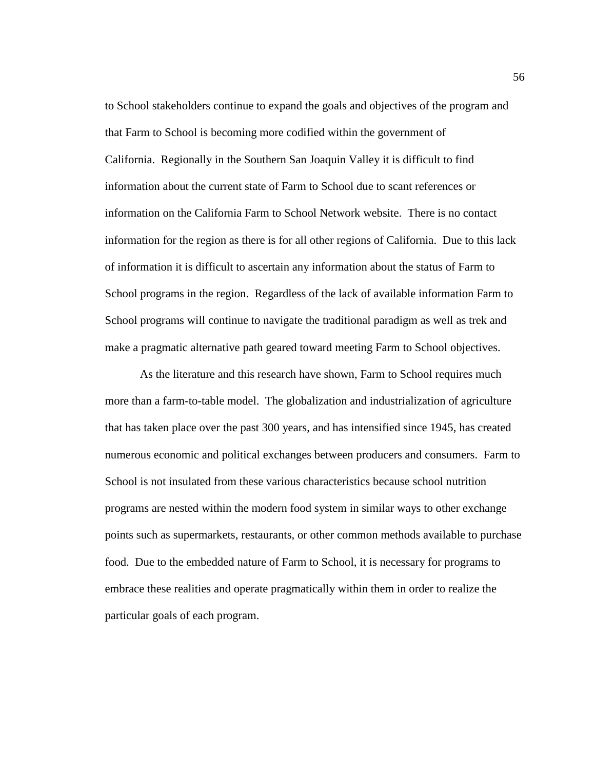to School stakeholders continue to expand the goals and objectives of the program and that Farm to School is becoming more codified within the government of California. Regionally in the Southern San Joaquin Valley it is difficult to find information about the current state of Farm to School due to scant references or information on the California Farm to School Network website. There is no contact information for the region as there is for all other regions of California. Due to this lack of information it is difficult to ascertain any information about the status of Farm to School programs in the region. Regardless of the lack of available information Farm to School programs will continue to navigate the traditional paradigm as well as trek and make a pragmatic alternative path geared toward meeting Farm to School objectives.

As the literature and this research have shown, Farm to School requires much more than a farm-to-table model. The globalization and industrialization of agriculture that has taken place over the past 300 years, and has intensified since 1945, has created numerous economic and political exchanges between producers and consumers. Farm to School is not insulated from these various characteristics because school nutrition programs are nested within the modern food system in similar ways to other exchange points such as supermarkets, restaurants, or other common methods available to purchase food. Due to the embedded nature of Farm to School, it is necessary for programs to embrace these realities and operate pragmatically within them in order to realize the particular goals of each program.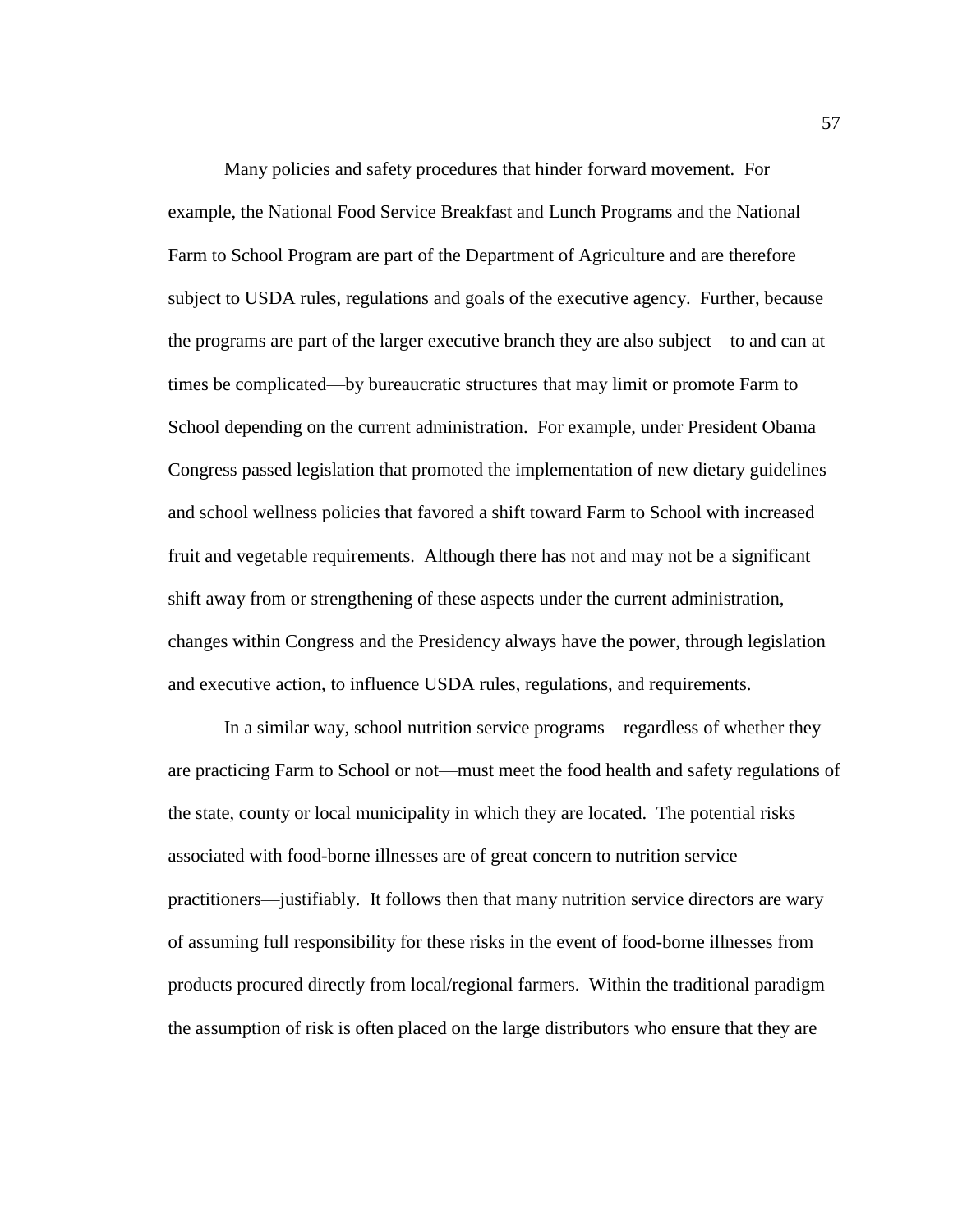Many policies and safety procedures that hinder forward movement. For example, the National Food Service Breakfast and Lunch Programs and the National Farm to School Program are part of the Department of Agriculture and are therefore subject to USDA rules, regulations and goals of the executive agency. Further, because the programs are part of the larger executive branch they are also subject—to and can at times be complicated—by bureaucratic structures that may limit or promote Farm to School depending on the current administration. For example, under President Obama Congress passed legislation that promoted the implementation of new dietary guidelines and school wellness policies that favored a shift toward Farm to School with increased fruit and vegetable requirements. Although there has not and may not be a significant shift away from or strengthening of these aspects under the current administration, changes within Congress and the Presidency always have the power, through legislation and executive action, to influence USDA rules, regulations, and requirements.

In a similar way, school nutrition service programs—regardless of whether they are practicing Farm to School or not—must meet the food health and safety regulations of the state, county or local municipality in which they are located. The potential risks associated with food-borne illnesses are of great concern to nutrition service practitioners—justifiably. It follows then that many nutrition service directors are wary of assuming full responsibility for these risks in the event of food-borne illnesses from products procured directly from local/regional farmers. Within the traditional paradigm the assumption of risk is often placed on the large distributors who ensure that they are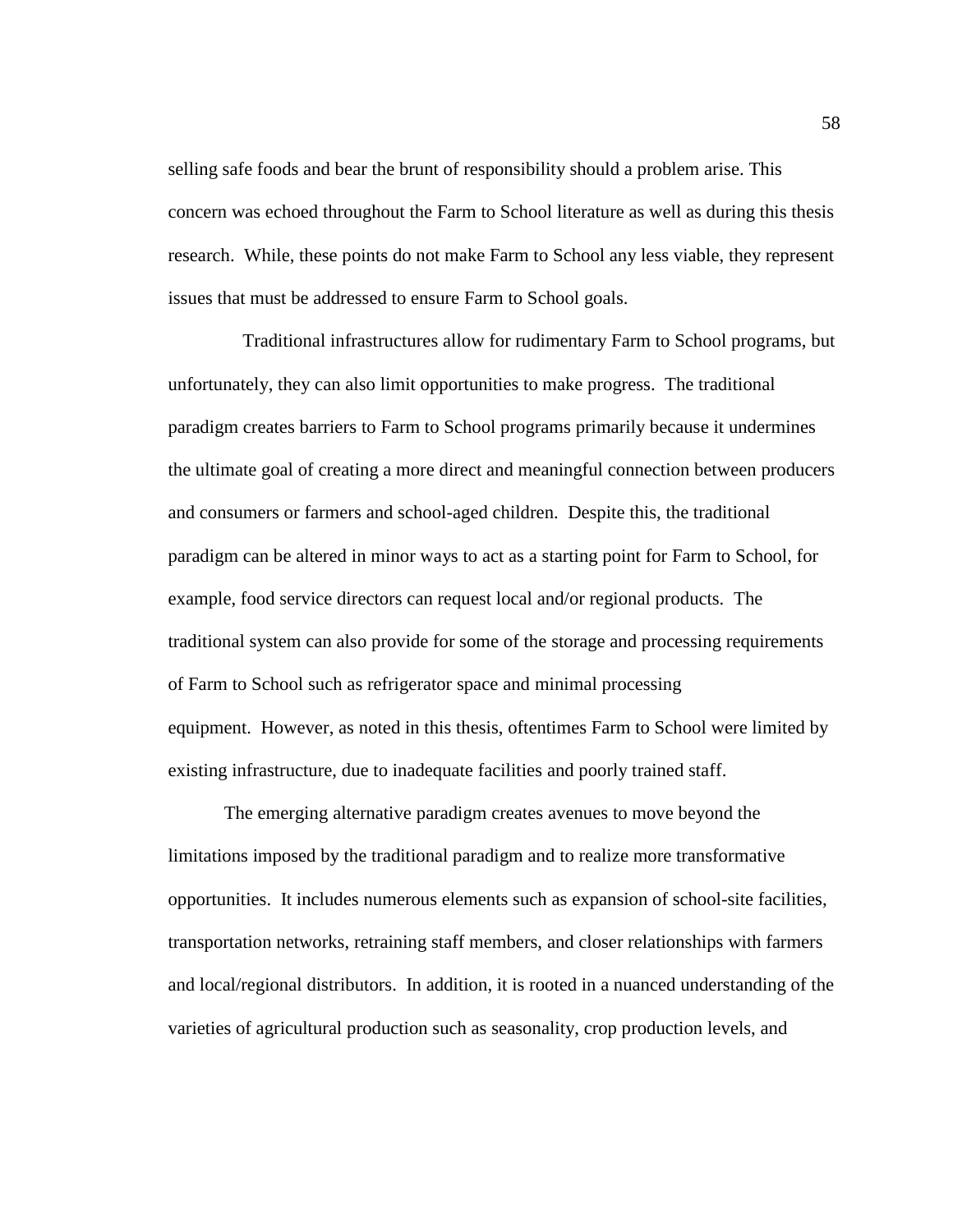selling safe foods and bear the brunt of responsibility should a problem arise. This concern was echoed throughout the Farm to School literature as well as during this thesis research. While, these points do not make Farm to School any less viable, they represent issues that must be addressed to ensure Farm to School goals.

Traditional infrastructures allow for rudimentary Farm to School programs, but unfortunately, they can also limit opportunities to make progress. The traditional paradigm creates barriers to Farm to School programs primarily because it undermines the ultimate goal of creating a more direct and meaningful connection between producers and consumers or farmers and school-aged children. Despite this, the traditional paradigm can be altered in minor ways to act as a starting point for Farm to School, for example, food service directors can request local and/or regional products. The traditional system can also provide for some of the storage and processing requirements of Farm to School such as refrigerator space and minimal processing equipment. However, as noted in this thesis, oftentimes Farm to School were limited by existing infrastructure, due to inadequate facilities and poorly trained staff.

The emerging alternative paradigm creates avenues to move beyond the limitations imposed by the traditional paradigm and to realize more transformative opportunities. It includes numerous elements such as expansion of school-site facilities, transportation networks, retraining staff members, and closer relationships with farmers and local/regional distributors. In addition, it is rooted in a nuanced understanding of the varieties of agricultural production such as seasonality, crop production levels, and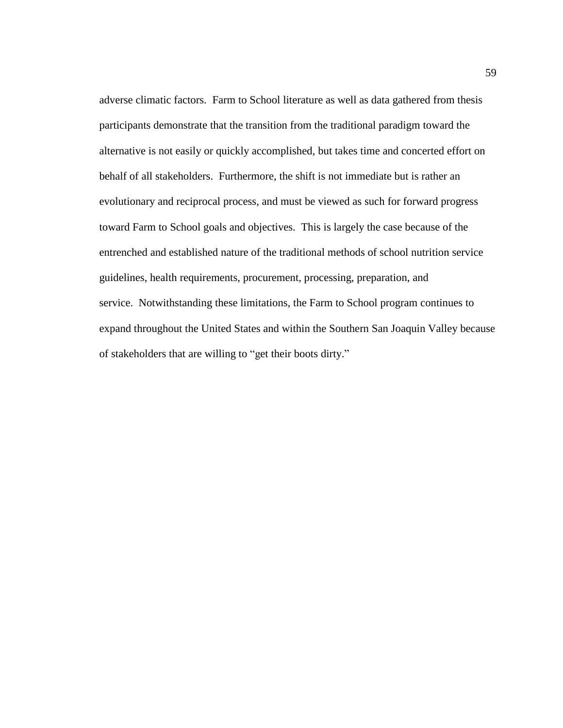adverse climatic factors. Farm to School literature as well as data gathered from thesis participants demonstrate that the transition from the traditional paradigm toward the alternative is not easily or quickly accomplished, but takes time and concerted effort on behalf of all stakeholders. Furthermore, the shift is not immediate but is rather an evolutionary and reciprocal process, and must be viewed as such for forward progress toward Farm to School goals and objectives. This is largely the case because of the entrenched and established nature of the traditional methods of school nutrition service guidelines, health requirements, procurement, processing, preparation, and service. Notwithstanding these limitations, the Farm to School program continues to expand throughout the United States and within the Southern San Joaquin Valley because of stakeholders that are willing to "get their boots dirty."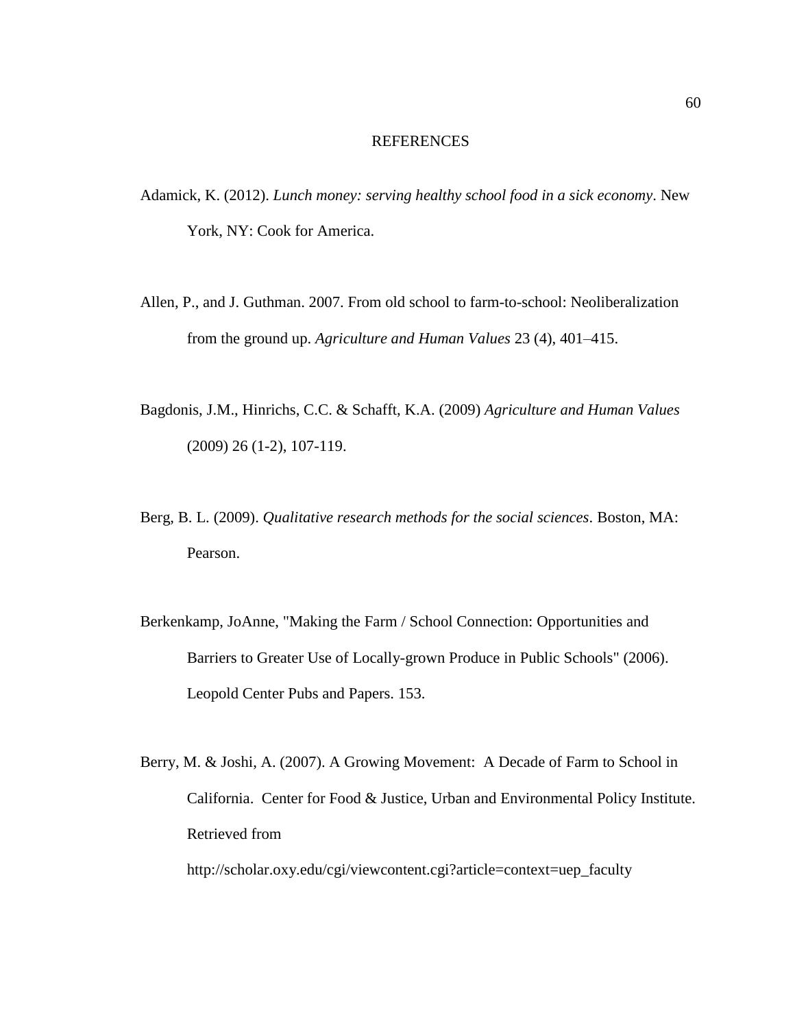# REFERENCES

Adamick, K. (2012). *Lunch money: serving healthy school food in a sick economy*. New York, NY: Cook for America.

Allen, P., and J. Guthman. 2007. From old school to farm-to-school: Neoliberalization from the ground up. *Agriculture and Human Values* 23 (4), 401–415.

Bagdonis, J.M., Hinrichs, C.C. & Schafft, K.A. (2009) *Agriculture and Human Values* (2009) 26 (1-2), 107-119.

Berg, B. L. (2009). *Qualitative research methods for the social sciences*. Boston, MA: Pearson.

Berkenkamp, JoAnne, "Making the Farm / School Connection: Opportunities and Barriers to Greater Use of Locally-grown Produce in Public Schools" (2006). Leopold Center Pubs and Papers. 153.

Berry, M. & Joshi, A. (2007). A Growing Movement: A Decade of Farm to School in California. Center for Food & Justice, Urban and Environmental Policy Institute. Retrieved from http://scholar.oxy.edu/cgi/viewcontent.cgi?article=context=uep_faculty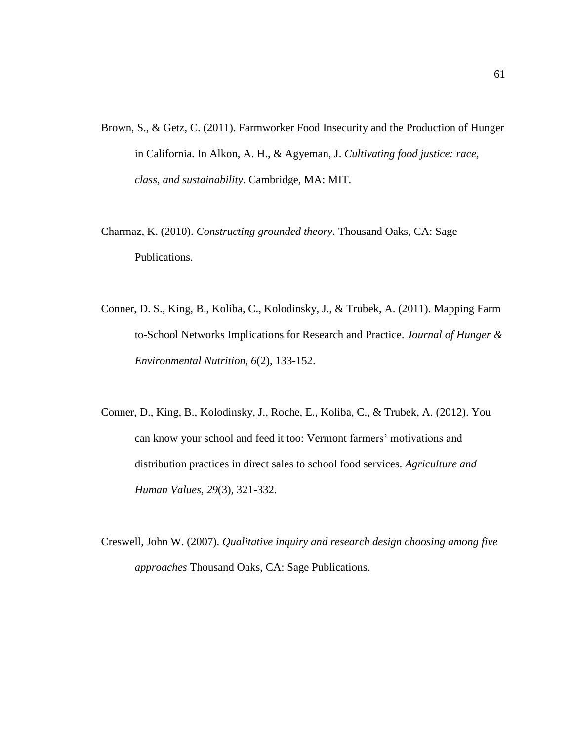Brown, S., & Getz, C. (2011). Farmworker Food Insecurity and the Production of Hunger in California. In Alkon, A. H., & Agyeman, J. *Cultivating food justice: race, class, and sustainability*. Cambridge, MA: MIT.

Charmaz, K. (2010). *Constructing grounded theory*. Thousand Oaks, CA: Sage Publications.

Conner, D. S., King, B., Koliba, C., Kolodinsky, J., & Trubek, A. (2011). Mapping Farm to-School Networks Implications for Research and Practice. *Journal of Hunger & Environmental Nutrition*, *6*(2), 133-152.

Conner, D., King, B., Kolodinsky, J., Roche, E., Koliba, C., & Trubek, A. (2012). You can know your school and feed it too: Vermont farmers' motivations and distribution practices in direct sales to school food services. *Agriculture and Human Values*, *29*(3), 321-332.

Creswell, John W. (2007). *Qualitative inquiry and research design choosing among five approaches* Thousand Oaks, CA: Sage Publications.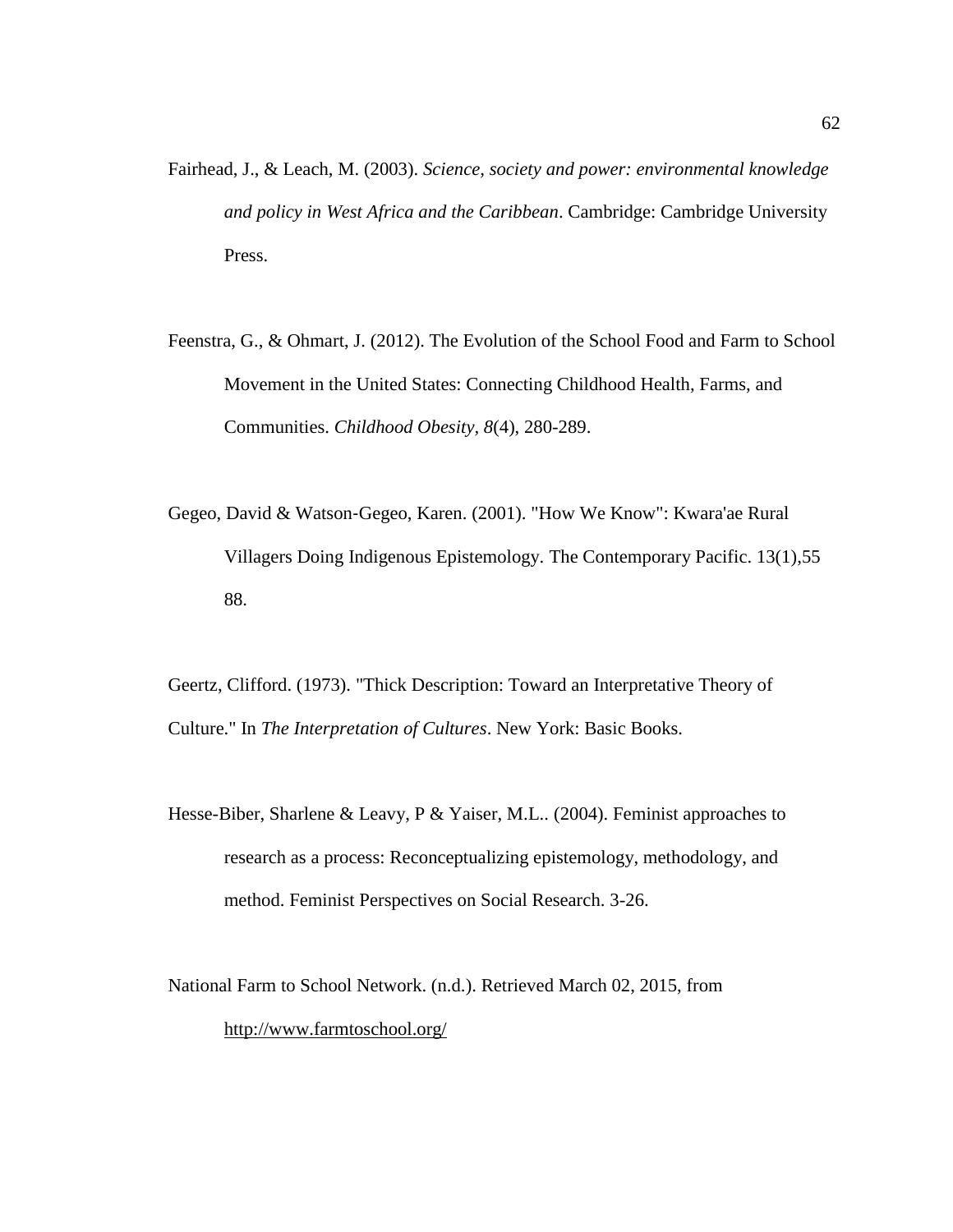Fairhead, J., & Leach, M. (2003). *Science, society and power: environmental knowledge and policy in West Africa and the Caribbean*. Cambridge: Cambridge University Press.

Feenstra, G., & Ohmart, J. (2012). The Evolution of the School Food and Farm to School Movement in the United States: Connecting Childhood Health, Farms, and Communities. *Childhood Obesity, 8*(4), 280-289.

Gegeo, David & Watson-Gegeo, Karen. (2001). "How We Know": Kwara'ae Rural Villagers Doing Indigenous Epistemology. The Contemporary Pacific. 13(1),55 88.

Geertz, Clifford. (1973). "Thick Description: Toward an Interpretative Theory of Culture." In *The Interpretation of Cultures*. New York: Basic Books.

Hesse-Biber, Sharlene & Leavy, P & Yaiser, M.L.. (2004). Feminist approaches to research as a process: Reconceptualizing epistemology, methodology, and method. Feminist Perspectives on Social Research. 3-26.

National Farm to School Network. (n.d.). Retrieved March 02, 2015, from http://www.farmtoschool.org/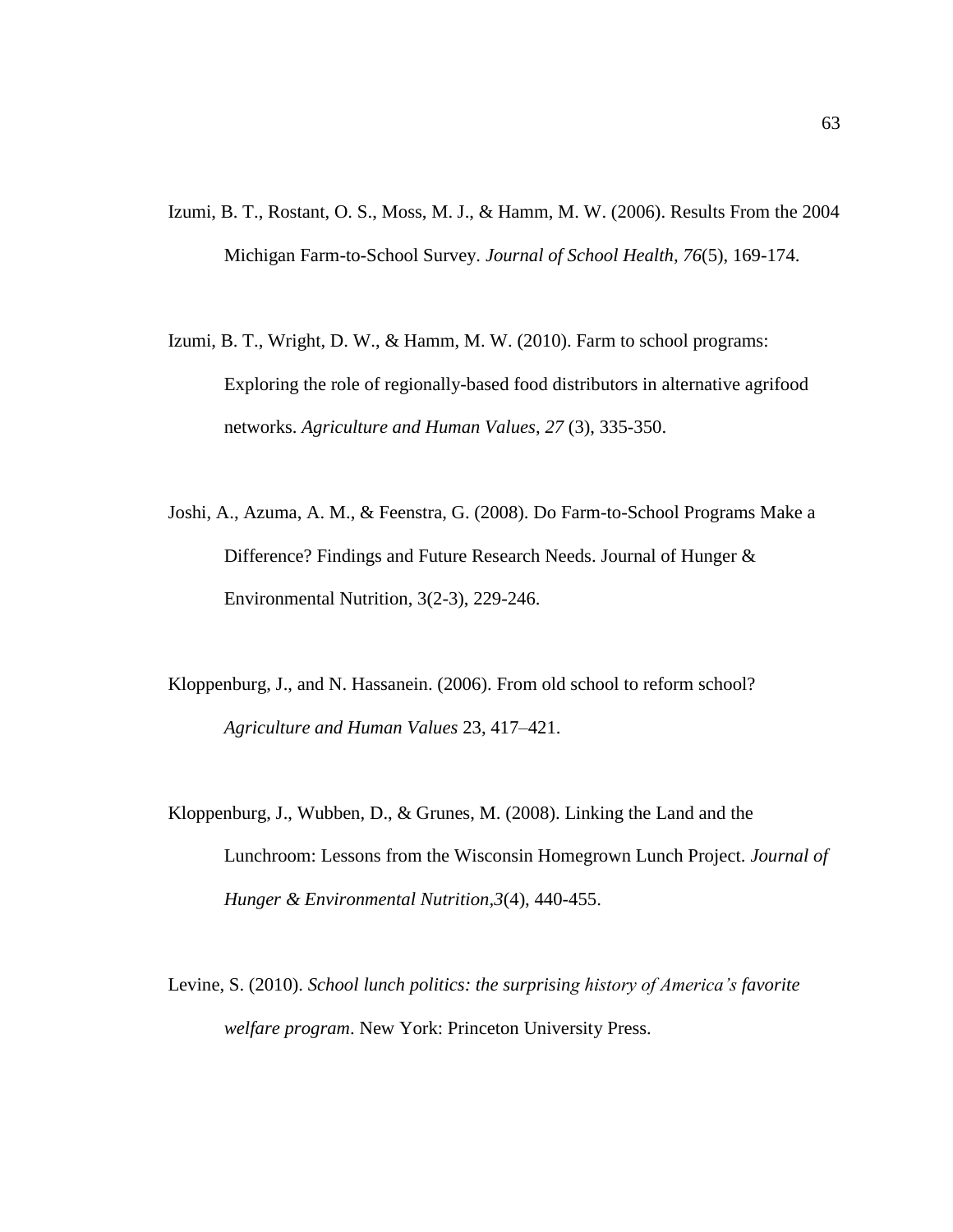Izumi, B. T., Rostant, O. S., Moss, M. J., & Hamm, M. W. (2006). Results From the 2004 Michigan Farm-to-School Survey. *Journal of School Health, 76*(5), 169-174.

Izumi, B. T., Wright, D. W., & Hamm, M. W. (2010). Farm to school programs: Exploring the role of regionally-based food distributors in alternative agrifood networks. *Agriculture and Human Values*, *27* (3), 335-350.

Joshi, A., Azuma, A. M., & Feenstra, G. (2008). Do Farm-to-School Programs Make a Difference? Findings and Future Research Needs. Journal of Hunger & Environmental Nutrition, 3(2-3), 229-246.

Kloppenburg, J., and N. Hassanein. (2006). From old school to reform school? *Agriculture and Human Values* 23, 417–421.

Kloppenburg, J., Wubben, D., & Grunes, M. (2008). Linking the Land and the Lunchroom: Lessons from the Wisconsin Homegrown Lunch Project. *Journal of Hunger & Environmental Nutrition*,*3*(4), 440-455.

Levine, S. (2010). *School lunch politics: the surprising history of America's favorite welfare program*. New York: Princeton University Press.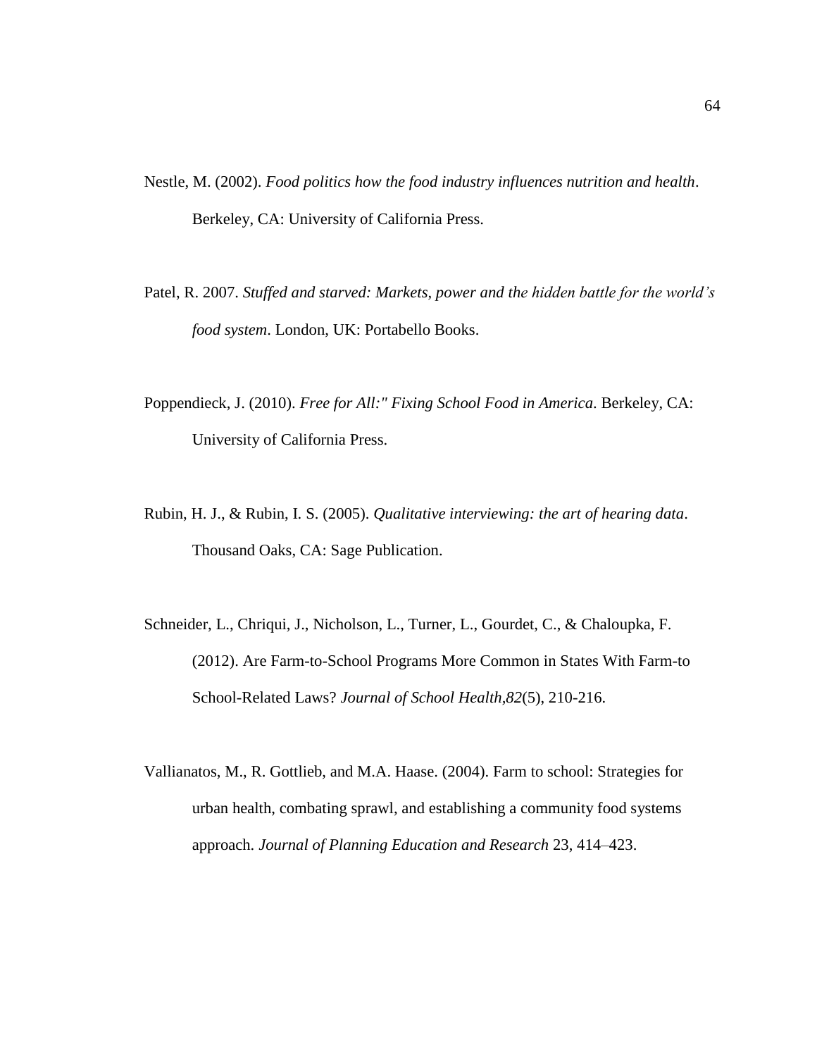Nestle, M. (2002). *Food politics how the food industry influences nutrition and health*. Berkeley, CA: University of California Press.

Patel, R. 2007. *Stuffed and starved: Markets, power and the hidden battle for the world's food system*. London, UK: Portabello Books.

Poppendieck, J. (2010). *Free for All:" Fixing School Food in America*. Berkeley, CA: University of California Press.

Rubin, H. J., & Rubin, I. S. (2005). *Qualitative interviewing: the art of hearing data*. Thousand Oaks, CA: Sage Publication.

Schneider, L., Chriqui, J., Nicholson, L., Turner, L., Gourdet, C., & Chaloupka, F. (2012). Are Farm-to-School Programs More Common in States With Farm-to School-Related Laws? *Journal of School Health,82*(5), 210-216.

Vallianatos, M., R. Gottlieb, and M.A. Haase. (2004). Farm to school: Strategies for urban health, combating sprawl, and establishing a community food systems approach. *Journal of Planning Education and Research* 23, 414–423.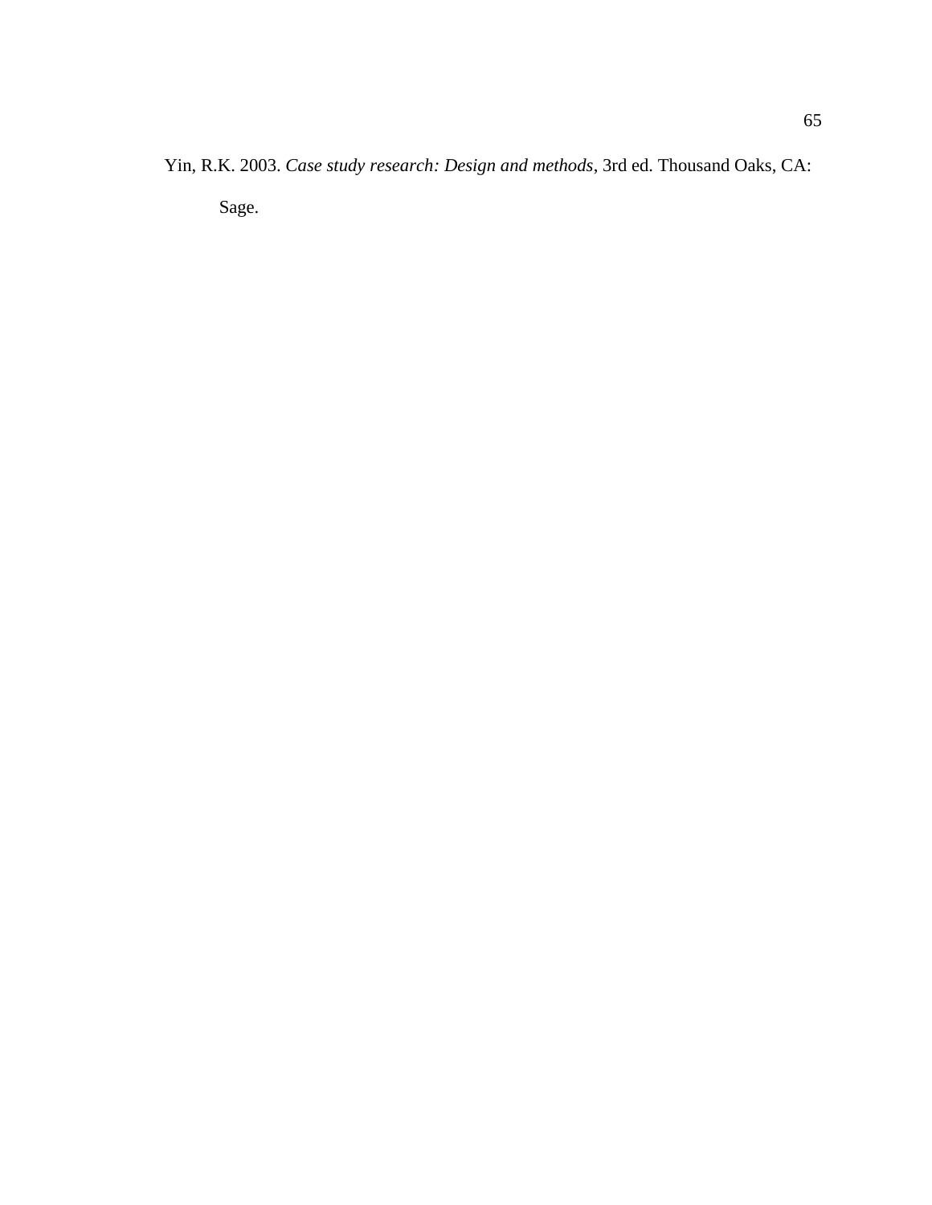Yin, R.K. 2003. *Case study research: Design and methods*, 3rd ed. Thousand Oaks, CA: Sage.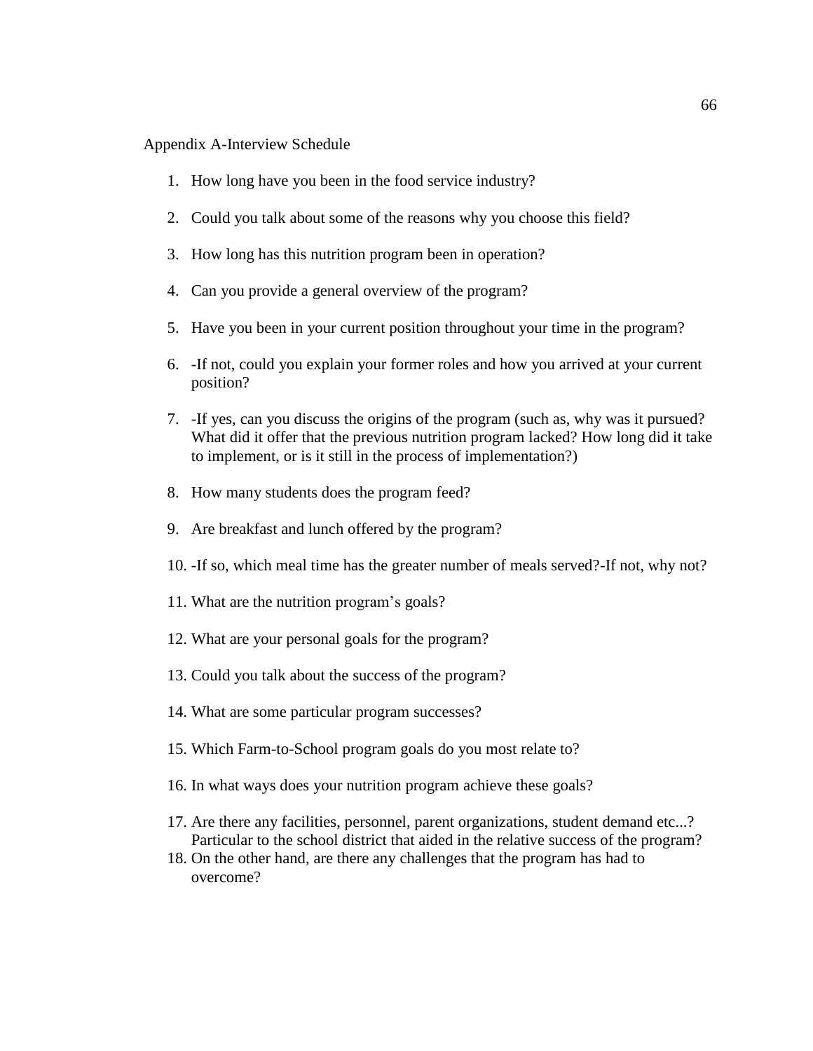Appendix A-Interview Schedule

1. How long have you been in the food service industry?

2. Could you talk about some of the reasons why you choose this field?

3. How long has this nutrition program been in operation?

4. Can you provide a general overview of the program?

5. Have you been in your current position throughout your time in the program?

6. -If not, could you explain your former roles and how you arrived at your current position?

7. -If yes, can you discuss the origins of the program (such as, why was it pursued? What did it offer that the previous nutrition program lacked? How long did it take to implement, or is it still in the process of implementation?)

8. How many students does the program feed?

9. Are breakfast and lunch offered by the program?

10. -If so, which meal time has the greater number of meals served?-If not, why not?

11. What are the nutrition program's goals?

12. What are your personal goals for the program?

13. Could you talk about the success of the program?

14. What are some particular program successes?

15. Which Farm-to-School program goals do you most relate to?

16. In what ways does your nutrition program achieve these goals?

17. Are there any facilities, personnel, parent organizations, student demand etc...? Particular to the school district that aided in the relative success of the program?
18. On the other hand, are there any challenges that the program has had to overcome?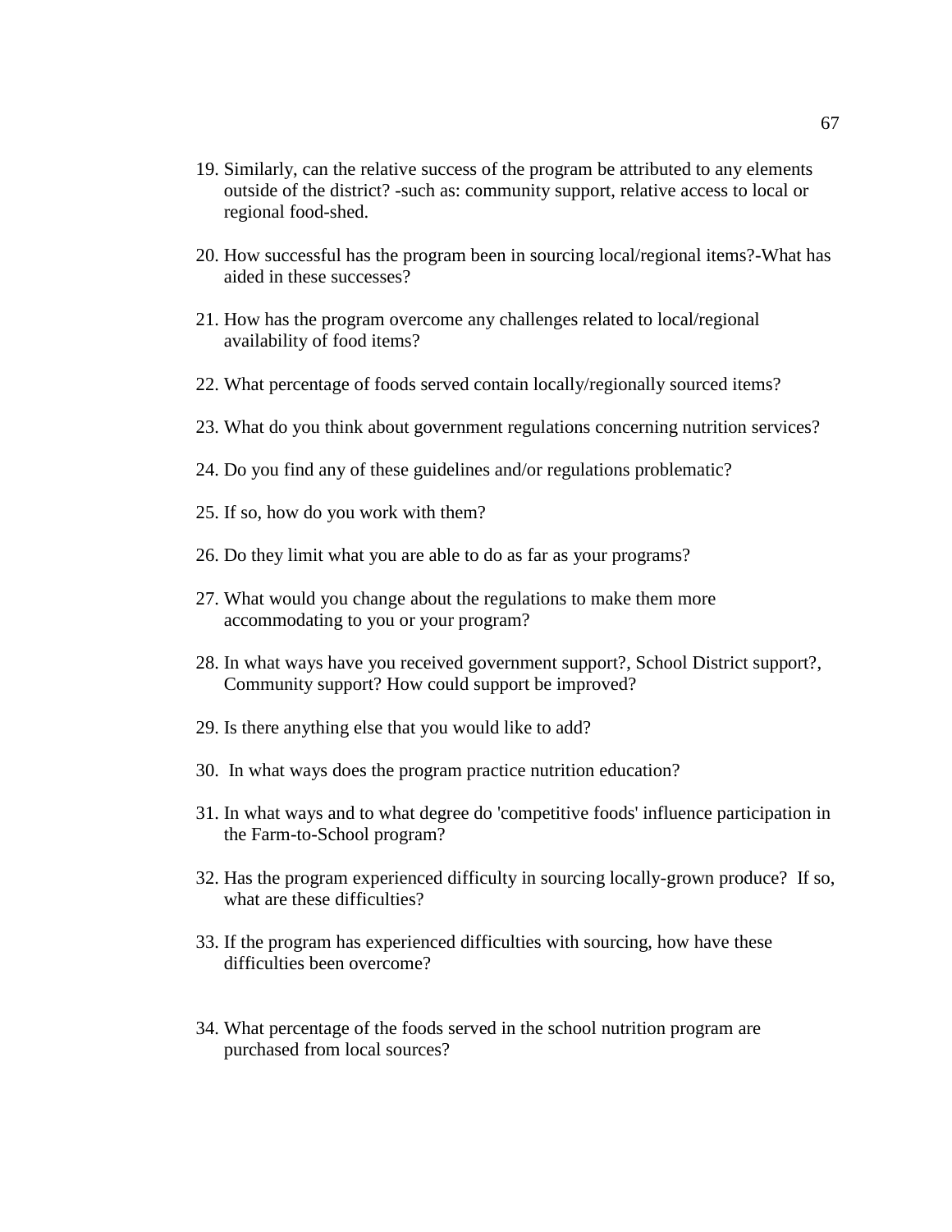19. Similarly, can the relative success of the program be attributed to any elements outside of the district? -such as: community support, relative access to local or regional food-shed.

20. How successful has the program been in sourcing local/regional items?-What has aided in these successes?

21. How has the program overcome any challenges related to local/regional availability of food items?

22. What percentage of foods served contain locally/regionally sourced items?

23. What do you think about government regulations concerning nutrition services?

24. Do you find any of these guidelines and/or regulations problematic?

25. If so, how do you work with them?

26. Do they limit what you are able to do as far as your programs?

27. What would you change about the regulations to make them more accommodating to you or your program?

28. In what ways have you received government support?, School District support?, Community support? How could support be improved?

29. Is there anything else that you would like to add?

30. In what ways does the program practice nutrition education?

31. In what ways and to what degree do 'competitive foods' influence participation in the Farm-to-School program?

32. Has the program experienced difficulty in sourcing locally-grown produce? If so, what are these difficulties?

33. If the program has experienced difficulties with sourcing, how have these difficulties been overcome?

34. What percentage of the foods served in the school nutrition program are purchased from local sources?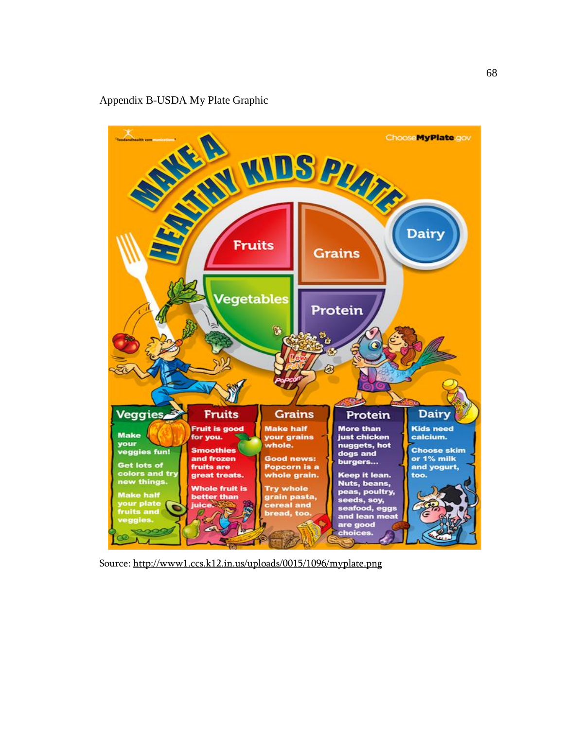Appendix B-USDA My Plate Graphic

foodandhealth communications

ChooseMyPlate.gov

**MAKE A HEALTHY KIDS PLATE**

Fruits

Grains

Vegetables

Protein

Dairy

Low Fat Popcorn

**Veggies**

Make your veggies fun!

Get lots of colors and try new things.

Make half your plate fruits and veggies.

**Fruits**

Fruit is good for you.

Smoothies and frozen fruits are great treats.

Whole fruit is better than juice.

**Grains**

Make half your grains whole.

Good news: Popcorn is a whole grain.

Try whole grain pasta, cereal and bread, too.

**Protein**

More than just chicken nuggets, hot dogs and burgers...

Keep it lean. Nuts, beans, peas, poultry, seeds, soy, seafood, eggs and lean meat are good choices.

**Dairy**

Kids need calcium.

Choose skim or 1% milk and yogurt, too.

Source: http://www1.ccs.k12.in.us/uploads/0015/1096/myplate.png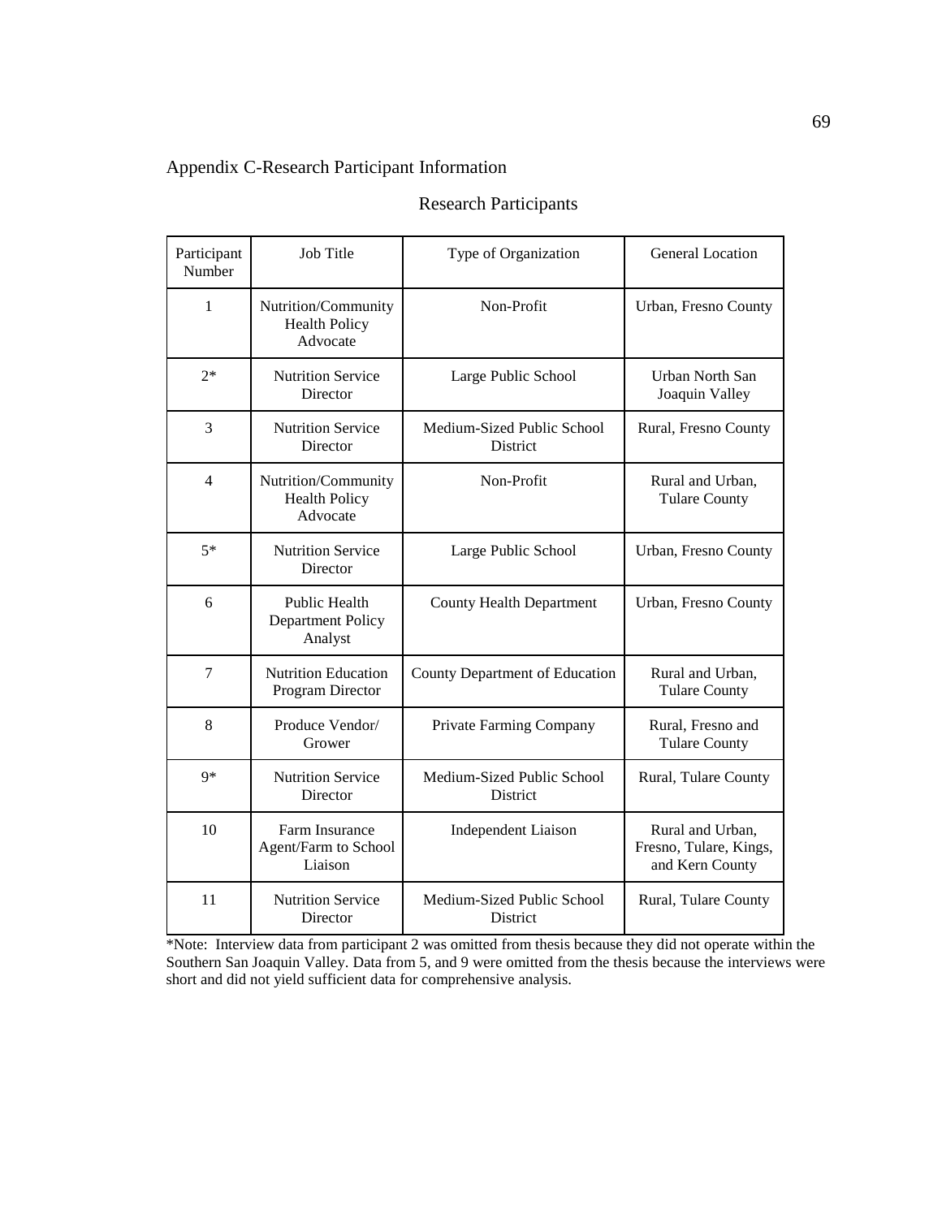## Appendix C-Research Participant Information

### Research Participants

| Participant Number | Job Title | Type of Organization | General Location |
|---|---|---|---|
| 1 | Nutrition/Community Health Policy Advocate | Non-Profit | Urban, Fresno County |
| 2* | Nutrition Service Director | Large Public School | Urban North San Joaquin Valley |
| 3 | Nutrition Service Director | Medium-Sized Public School District | Rural, Fresno County |
| 4 | Nutrition/Community Health Policy Advocate | Non-Profit | Rural and Urban, Tulare County |
| 5* | Nutrition Service Director | Large Public School | Urban, Fresno County |
| 6 | Public Health Department Policy Analyst | County Health Department | Urban, Fresno County |
| 7 | Nutrition Education Program Director | County Department of Education | Rural and Urban, Tulare County |
| 8 | Produce Vendor/ Grower | Private Farming Company | Rural, Fresno and Tulare County |
| 9* | Nutrition Service Director | Medium-Sized Public School District | Rural, Tulare County |
| 10 | Farm Insurance Agent/Farm to School Liaison | Independent Liaison | Rural and Urban, Fresno, Tulare, Kings, and Kern County |
| 11 | Nutrition Service Director | Medium-Sized Public School District | Rural, Tulare County |

*Note: Interview data from participant 2 was omitted from thesis because they did not operate within the Southern San Joaquin Valley. Data from 5, and 9 were omitted from the thesis because the interviews were short and did not yield sufficient data for comprehensive analysis.